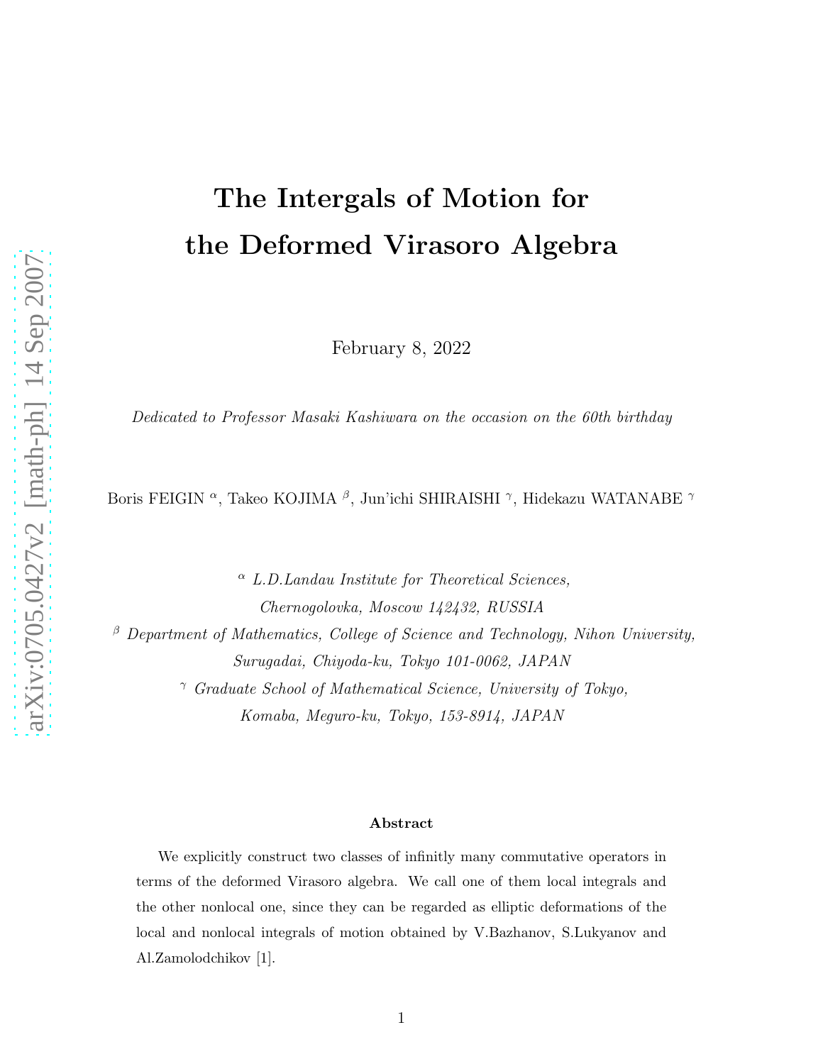# The Intergals of Motion for the Deformed Virasoro Algebra

February 8, 2022

*Dedicated to Professor Masaki Kashiwara on the occasion on the 60th birthday*

Boris FEIGIN [α], Takeo KOJIMA [β], Jun'ichi SHIRAISHI [γ], Hidekazu WATANABE [γ]

[α] *L.D.Landau Institute for Theoretical Sciences, Chernogolovka, Moscow 142432, RUSSIA*

[β] *Department of Mathematics, College of Science and Technology, Nihon University, Surugadai, Chiyoda-ku, Tokyo 101-0062, JAPAN*

[γ] *Graduate School of Mathematical Science, University of Tokyo, Komaba, Meguro-ku, Tokyo, 153-8914, JAPAN*

**Abstract**

We explicitly construct two classes of infinitly many commutative operators in terms of the deformed Virasoro algebra. We call one of them local integrals and the other nonlocal one, since they can be regarded as elliptic deformations of the local and nonlocal integrals of motion obtained by V.Bazhanov, S.Lukyanov and Al.Zamolodchikov [1].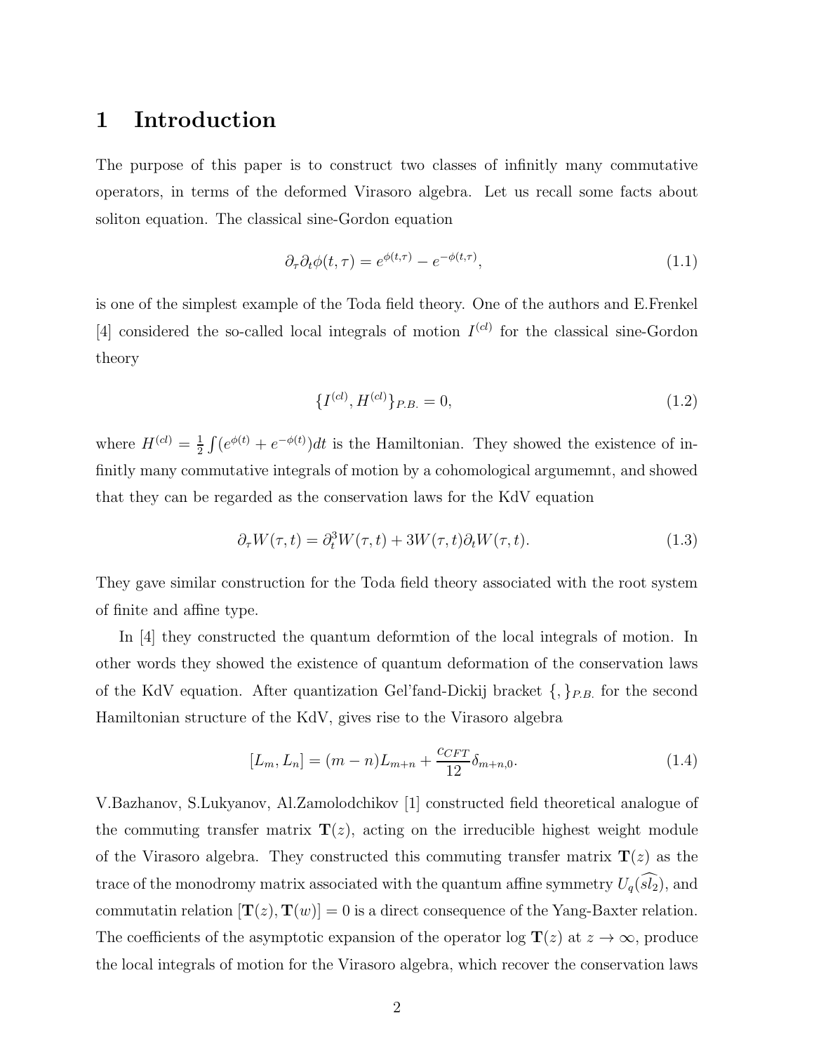# 1 Introduction

The purpose of this paper is to construct two classes of infinitly many commutative operators, in terms of the deformed Virasoro algebra. Let us recall some facts about soliton equation. The classical sine-Gordon equation

$$\partial_\tau \partial_t \phi(t,\tau) = e^{\phi(t,\tau)} - e^{-\phi(t,\tau)}, \tag{1.1}$$

is one of the simplest example of the Toda field theory. One of the authors and E.Frenkel [4] considered the so-called local integrals of motion $I^{(cl)}$ for the classical sine-Gordon theory

$$\{I^{(cl)}, H^{(cl)}\}_{P.B.} = 0, \tag{1.2}$$

where $H^{(cl)} = \frac{1}{2}\int (e^{\phi(t)} + e^{-\phi(t)})dt$ is the Hamiltonian. They showed the existence of infinitly many commutative integrals of motion by a cohomological argumemnt, and showed that they can be regarded as the conservation laws for the KdV equation

$$\partial_\tau W(\tau,t) = \partial_t^3 W(\tau,t) + 3W(\tau,t)\partial_t W(\tau,t). \tag{1.3}$$

They gave similar construction for the Toda field theory associated with the root system of finite and affine type.

In [4] they constructed the quantum deformtion of the local integrals of motion. In other words they showed the existence of quantum deformation of the conservation laws of the KdV equation. After quantization Gel'fand-Dickij bracket $\{,\}_{P.B.}$ for the second Hamiltonian structure of the KdV, gives rise to the Virasoro algebra

$$[L_m, L_n] = (m-n)L_{m+n} + \frac{c_{CFT}}{12}\delta_{m+n,0}. \tag{1.4}$$

V.Bazhanov, S.Lukyanov, Al.Zamolodchikov [1] constructed field theoretical analogue of the commuting transfer matrix $\mathbf{T}(z)$, acting on the irreducible highest weight module of the Virasoro algebra. They constructed this commuting transfer matrix $\mathbf{T}(z)$ as the trace of the monodromy matrix associated with the quantum affine symmetry $U_q(\widehat{sl_2})$, and commutatin relation $[\mathbf{T}(z), \mathbf{T}(w)] = 0$ is a direct consequence of the Yang-Baxter relation. The coefficients of the asymptotic expansion of the operator $\log \mathbf{T}(z)$ at $z \to \infty$, produce the local integrals of motion for the Virasoro algebra, which recover the conservation laws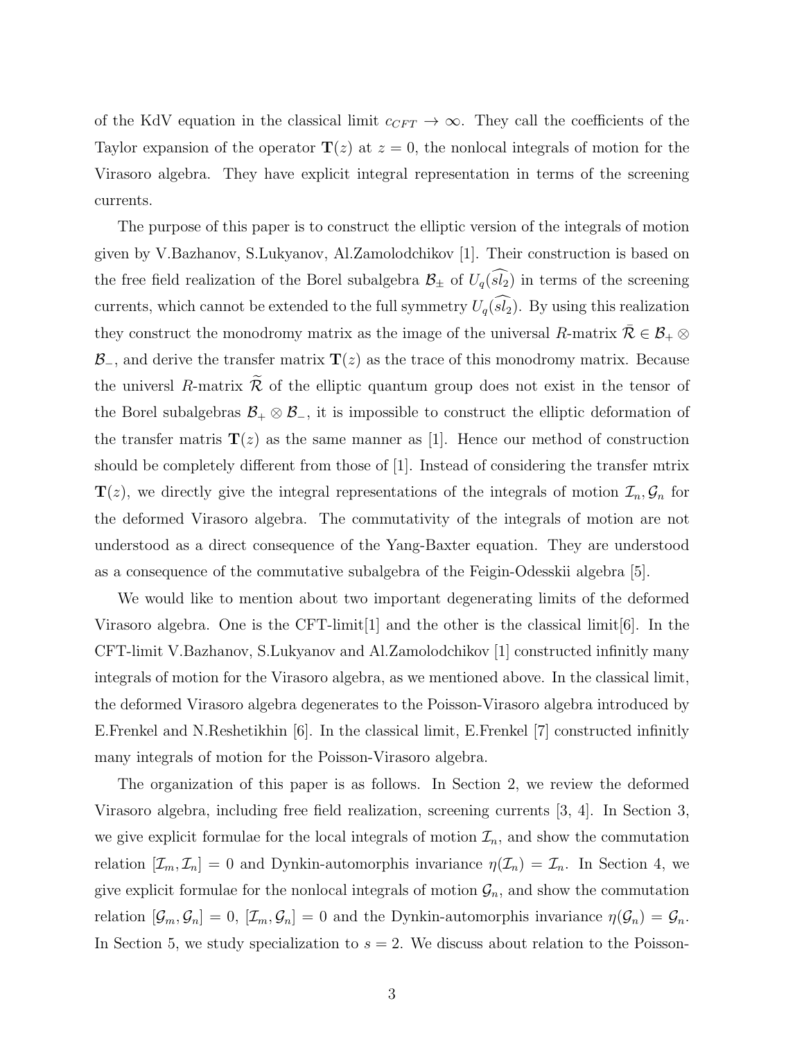of the KdV equation in the classical limit $c_{CFT} \to \infty$. They call the coefficients of the Taylor expansion of the operator $\mathbf{T}(z)$ at $z = 0$, the nonlocal integrals of motion for the Virasoro algebra. They have explicit integral representation in terms of the screening currents.

The purpose of this paper is to construct the elliptic version of the integrals of motion given by V.Bazhanov, S.Lukyanov, Al.Zamolodchikov [1]. Their construction is based on the free field realization of the Borel subalgebra $\mathcal{B}_\pm$ of $U_q(\widehat{sl_2})$ in terms of the screening currents, which cannot be extended to the full symmetry $U_q(\widehat{sl_2})$. By using this realization they construct the monodromy matrix as the image of the universal $R$-matrix $\bar{\mathcal{R}} \in \mathcal{B}_+ \otimes \mathcal{B}_-$, and derive the transfer matrix $\mathbf{T}(z)$ as the trace of this monodromy matrix. Because the universl $R$-matrix $\widetilde{\mathcal{R}}$ of the elliptic quantum group does not exist in the tensor of the Borel subalgebras $\mathcal{B}_+ \otimes \mathcal{B}_-$, it is impossible to construct the elliptic deformation of the transfer matris $\mathbf{T}(z)$ as the same manner as [1]. Hence our method of construction should be completely different from those of [1]. Instead of considering the transfer mtrix $\mathbf{T}(z)$, we directly give the integral representations of the integrals of motion $\mathcal{I}_n, \mathcal{G}_n$ for the deformed Virasoro algebra. The commutativity of the integrals of motion are not understood as a direct consequence of the Yang-Baxter equation. They are understood as a consequence of the commutative subalgebra of the Feigin-Odesskii algebra [5].

We would like to mention about two important degenerating limits of the deformed Virasoro algebra. One is the CFT-limit[1] and the other is the classical limit[6]. In the CFT-limit V.Bazhanov, S.Lukyanov and Al.Zamolodchikov [1] constructed infinitly many integrals of motion for the Virasoro algebra, as we mentioned above. In the classical limit, the deformed Virasoro algebra degenerates to the Poisson-Virasoro algebra introduced by E.Frenkel and N.Reshetikhin [6]. In the classical limit, E.Frenkel [7] constructed infinitly many integrals of motion for the Poisson-Virasoro algebra.

The organization of this paper is as follows. In Section 2, we review the deformed Virasoro algebra, including free field realization, screening currents [3, 4]. In Section 3, we give explicit formulae for the local integrals of motion $\mathcal{I}_n$, and show the commutation relation $[\mathcal{I}_m, \mathcal{I}_n] = 0$ and Dynkin-automorphis invariance $\eta(\mathcal{I}_n) = \mathcal{I}_n$. In Section 4, we give explicit formulae for the nonlocal integrals of motion $\mathcal{G}_n$, and show the commutation relation $[\mathcal{G}_m, \mathcal{G}_n] = 0$, $[\mathcal{I}_m, \mathcal{G}_n] = 0$ and the Dynkin-automorphis invariance $\eta(\mathcal{G}_n) = \mathcal{G}_n$. In Section 5, we study specialization to $s = 2$. We discuss about relation to the Poisson-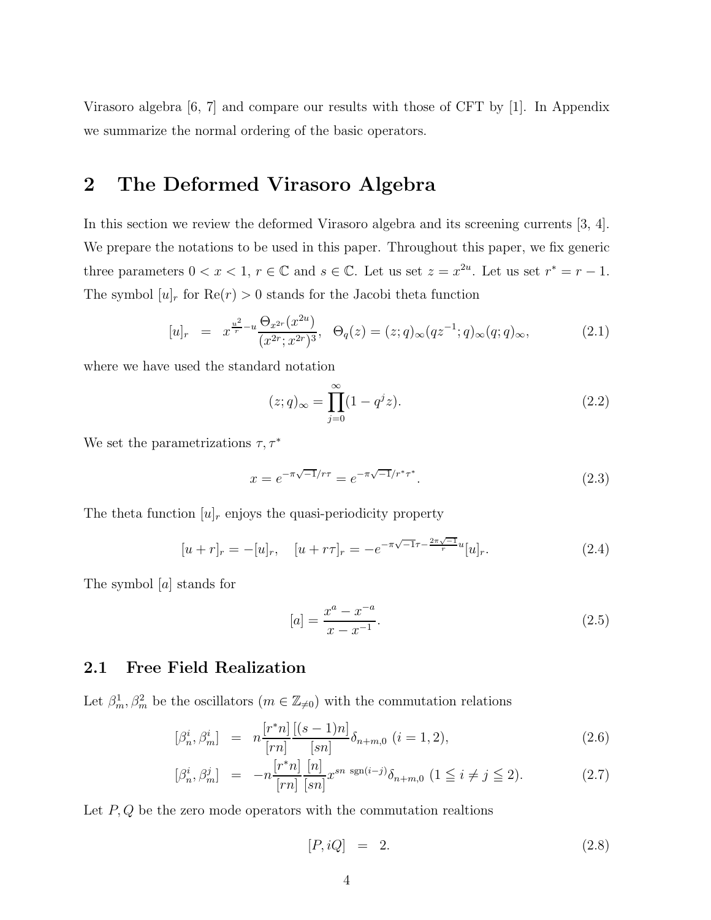Virasoro algebra [6, 7] and compare our results with those of CFT by [1]. In Appendix we summarize the normal ordering of the basic operators.

# 2 The Deformed Virasoro Algebra

In this section we review the deformed Virasoro algebra and its screening currents [3, 4]. We prepare the notations to be used in this paper. Throughout this paper, we fix generic three parameters $0 < x < 1$, $r \in \mathbb{C}$ and $s \in \mathbb{C}$. Let us set $z = x^{2u}$. Let us set $r^* = r - 1$. The symbol $[u]_r$ for $\mathrm{Re}(r) > 0$ stands for the Jacobi theta function

$$[u]_r \;=\; x^{\frac{u^2}{r}-u}\frac{\Theta_{x^{2r}}(x^{2u})}{(x^{2r};x^{2r})^3}, \quad \Theta_q(z) = (z;q)_\infty (qz^{-1};q)_\infty (q;q)_\infty, \tag{2.1}$$

where we have used the standard notation

$$(z;q)_\infty = \prod_{j=0}^{\infty}(1-q^j z). \tag{2.2}$$

We set the parametrizations $\tau, \tau^*$

$$x = e^{-\pi\sqrt{-1}/r\tau} = e^{-\pi\sqrt{-1}/r^*\tau^*}. \tag{2.3}$$

The theta function $[u]_r$ enjoys the quasi-periodicity property

$$[u+r]_r = -[u]_r, \quad [u+r\tau]_r = -e^{-\pi\sqrt{-1}\tau - \frac{2\pi\sqrt{-1}}{r}u}[u]_r. \tag{2.4}$$

The symbol $[a]$ stands for

$$[a] = \frac{x^a - x^{-a}}{x - x^{-1}}. \tag{2.5}$$

## 2.1 Free Field Realization

Let $\beta_m^1, \beta_m^2$ be the oscillators ($m \in \mathbb{Z}_{\neq 0}$) with the commutation relations

$$[\beta_n^i, \beta_m^i] \;=\; n\frac{[r^*n]}{[rn]}\frac{[(s-1)n]}{[sn]}\delta_{n+m,0} \; (i=1,2), \tag{2.6}$$

$$[\beta_n^i, \beta_m^j] \;=\; -n\frac{[r^*n]}{[rn]}\frac{[n]}{[sn]}x^{sn\ \mathrm{sgn}(i-j)}\delta_{n+m,0} \; (1 \leqq i \neq j \leqq 2). \tag{2.7}$$

Let $P, Q$ be the zero mode operators with the commutation realtions

$$[P, iQ] \;=\; 2. \tag{2.8}$$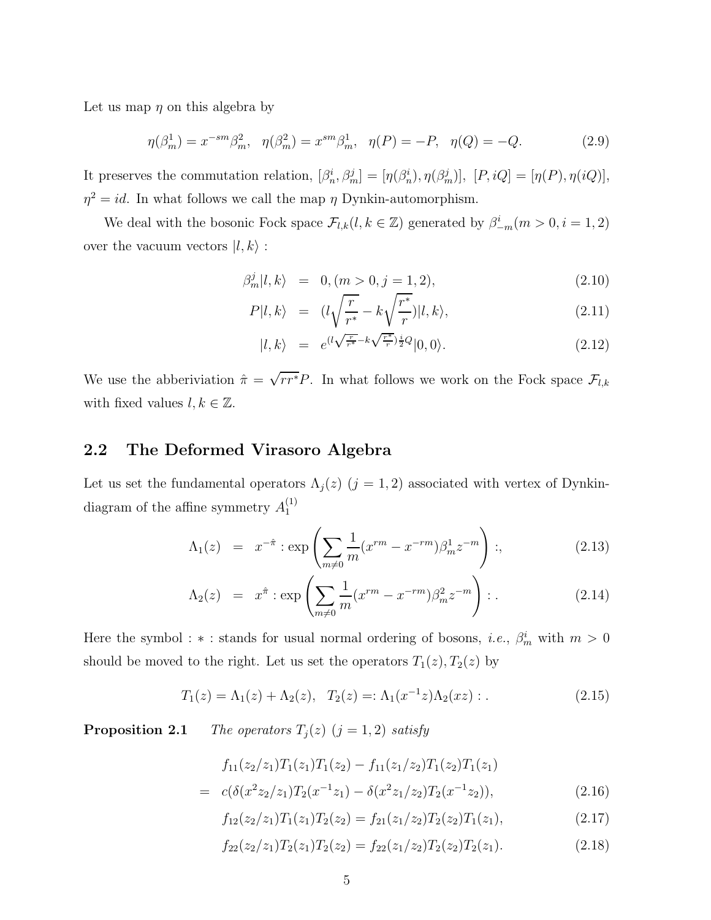Let us map $\eta$ on this algebra by

$$\eta(\beta^1_m) = x^{-sm}\beta^2_m, \quad \eta(\beta^2_m) = x^{sm}\beta^1_m, \quad \eta(P) = -P, \quad \eta(Q) = -Q. \tag{2.9}$$

It preserves the commutation relation, $[\beta^i_n, \beta^j_m] = [\eta(\beta^i_n), \eta(\beta^j_m)]$, $[P, iQ] = [\eta(P), \eta(iQ)]$, $\eta^2 = id$. In what follows we call the map $\eta$ Dynkin-automorphism.

We deal with the bosonic Fock space $\mathcal{F}_{l,k} (l, k \in \mathbb{Z})$ generated by $\beta^i_{-m} (m > 0, i = 1, 2)$ over the vacuum vectors $|l, k\rangle$ :

$$\beta^j_m |l, k\rangle = 0, (m > 0, j = 1, 2), \tag{2.10}$$

$$P|l, k\rangle = (l\sqrt{\frac{r}{r^*}} - k\sqrt{\frac{r^*}{r}})|l, k\rangle, \tag{2.11}$$

$$|l, k\rangle = e^{(l\sqrt{\frac{r}{r^*}} - k\sqrt{\frac{r^*}{r}})\frac{i}{2}Q}|0, 0\rangle. \tag{2.12}$$

We use the abberiviation $\hat{\pi} = \sqrt{rr^*}P$. In what follows we work on the Fock space $\mathcal{F}_{l,k}$ with fixed values $l, k \in \mathbb{Z}$.

## 2.2 The Deformed Virasoro Algebra

Let us set the fundamental operators $\Lambda_j(z)$ $(j = 1, 2)$ associated with vertex of Dynkin-diagram of the affine symmetry $A^{(1)}_1$

$$\Lambda_1(z) = x^{-\hat{\pi}} : \exp\left(\sum_{m \neq 0} \frac{1}{m}(x^{rm} - x^{-rm})\beta^1_m z^{-m}\right) :, \tag{2.13}$$

$$\Lambda_2(z) = x^{\hat{\pi}} : \exp\left(\sum_{m \neq 0} \frac{1}{m}(x^{rm} - x^{-rm})\beta^2_m z^{-m}\right) : . \tag{2.14}$$

Here the symbol $: * :$ stands for usual normal ordering of bosons, *i.e.*, $\beta^i_m$ with $m > 0$ should be moved to the right. Let us set the operators $T_1(z), T_2(z)$ by

$$T_1(z) = \Lambda_1(z) + \Lambda_2(z), \quad T_2(z) =: \Lambda_1(x^{-1}z)\Lambda_2(xz) : . \tag{2.15}$$

**Proposition 2.1** *The operators $T_j(z)$ $(j = 1, 2)$ satisfy*

$$\begin{aligned} & f_{11}(z_2/z_1)T_1(z_1)T_1(z_2) - f_{11}(z_1/z_2)T_1(z_2)T_1(z_1) \\ = \; & c(\delta(x^2z_2/z_1)T_2(x^{-1}z_1) - \delta(x^2z_1/z_2)T_2(x^{-1}z_2)), \end{aligned} \tag{2.16}$$

$$f_{12}(z_2/z_1)T_1(z_1)T_2(z_2) = f_{21}(z_1/z_2)T_2(z_2)T_1(z_1), \tag{2.17}$$

$$f_{22}(z_2/z_1)T_2(z_1)T_2(z_2) = f_{22}(z_1/z_2)T_2(z_2)T_2(z_1). \tag{2.18}$$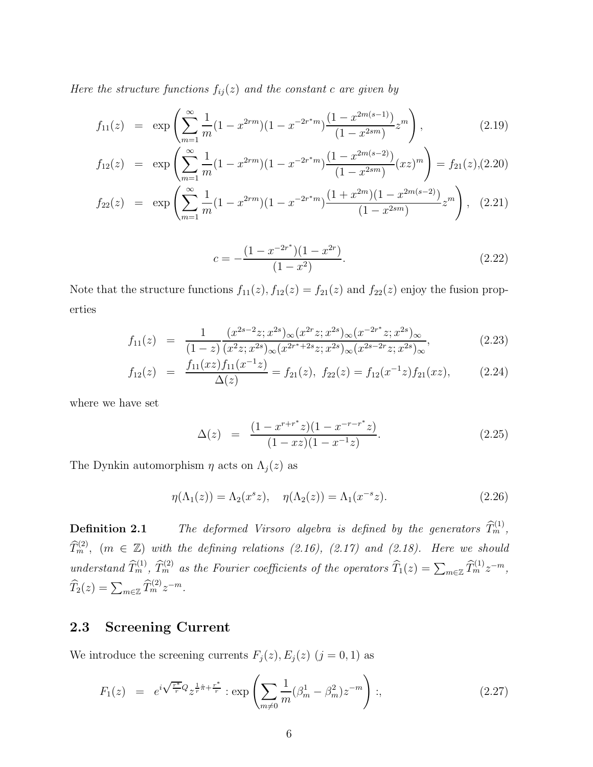*Here the structure functions $f_{ij}(z)$ and the constant $c$ are given by*

$$f_{11}(z) = \exp\left(\sum_{m=1}^{\infty}\frac{1}{m}(1-x^{2rm})(1-x^{-2r^*m})\frac{(1-x^{2m(s-1)})}{(1-x^{2sm})}z^m\right), \tag{2.19}$$

$$f_{12}(z) = \exp\left(\sum_{m=1}^{\infty}\frac{1}{m}(1-x^{2rm})(1-x^{-2r^*m})\frac{(1-x^{2m(s-2)})}{(1-x^{2sm})}(xz)^m\right) = f_{21}(z), \tag{2.20}$$

$$f_{22}(z) = \exp\left(\sum_{m=1}^{\infty}\frac{1}{m}(1-x^{2rm})(1-x^{-2r^*m})\frac{(1+x^{2m})(1-x^{2m(s-2)})}{(1-x^{2sm})}z^m\right), \tag{2.21}$$

$$c = -\frac{(1-x^{-2r^*})(1-x^{2r})}{(1-x^2)}. \tag{2.22}$$

Note that the structure functions $f_{11}(z), f_{12}(z) = f_{21}(z)$ and $f_{22}(z)$ enjoy the fusion properties

$$f_{11}(z) = \frac{1}{(1-z)}\frac{(x^{2s-2}z;x^{2s})_\infty(x^{2r}z;x^{2s})_\infty(x^{-2r^*}z;x^{2s})_\infty}{(x^2z;x^{2s})_\infty(x^{2r^*+2s}z;x^{2s})_\infty(x^{2s-2r}z;x^{2s})_\infty}, \tag{2.23}$$

$$f_{12}(z) = \frac{f_{11}(xz)f_{11}(x^{-1}z)}{\Delta(z)} = f_{21}(z), \quad f_{22}(z) = f_{12}(x^{-1}z)f_{21}(xz), \tag{2.24}$$

where we have set

$$\Delta(z) = \frac{(1-x^{r+r^*}z)(1-x^{-r-r^*}z)}{(1-xz)(1-x^{-1}z)}. \tag{2.25}$$

The Dynkin automorphism $\eta$ acts on $\Lambda_j(z)$ as

$$\eta(\Lambda_1(z)) = \Lambda_2(x^s z), \quad \eta(\Lambda_2(z)) = \Lambda_1(x^{-s}z). \tag{2.26}$$

**Definition 2.1** *The deformed Virsoro algebra is defined by the generators $\widehat{T}_m^{(1)}$, $\widehat{T}_m^{(2)}$, $(m \in \mathbb{Z})$ with the defining relations (2.16), (2.17) and (2.18). Here we should understand $\widehat{T}_m^{(1)}$, $\widehat{T}_m^{(2)}$ as the Fourier coefficients of the operators $\widehat{T}_1(z) = \sum_{m\in\mathbb{Z}}\widehat{T}_m^{(1)}z^{-m}$, $\widehat{T}_2(z) = \sum_{m\in\mathbb{Z}}\widehat{T}_m^{(2)}z^{-m}$.*

## 2.3 Screening Current

We introduce the screening currents $F_j(z), E_j(z)$ $(j = 0, 1)$ as

$$F_1(z) = e^{i\sqrt{\frac{r^*}{r}}Q}z^{\frac{1}{r}\hat{\pi}+\frac{r^*}{r}} : \exp\left(\sum_{m\neq 0}\frac{1}{m}(\beta_m^1 - \beta_m^2)z^{-m}\right) :, \tag{2.27}$$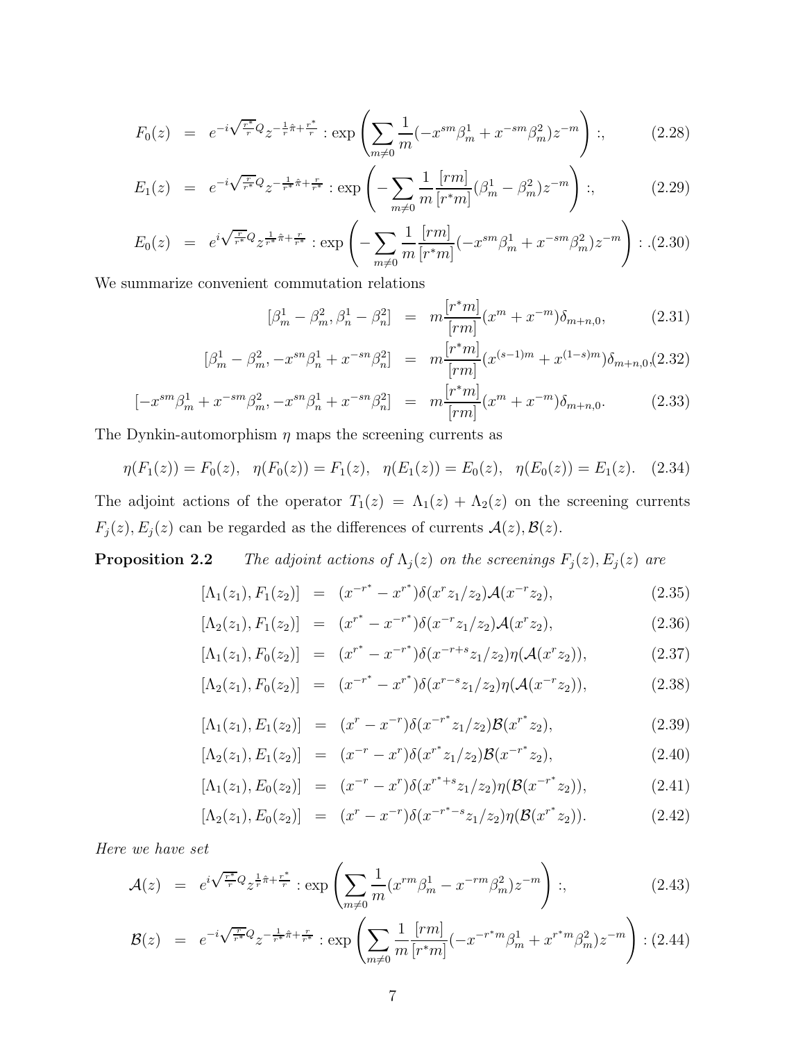$$F_0(z) = e^{-i\sqrt{\frac{r^*}{r}}Q} z^{-\frac{1}{r}\hat{\pi}+\frac{r^*}{r}} : \exp\left(\sum_{m\neq 0}\frac{1}{m}(-x^{sm}\beta_m^1 + x^{-sm}\beta_m^2)z^{-m}\right) :, \tag{2.28}$$

$$E_1(z) = e^{-i\sqrt{\frac{r}{r^*}}Q} z^{-\frac{1}{r^*}\hat{\pi}+\frac{r}{r^*}} : \exp\left(-\sum_{m\neq 0}\frac{1}{m}\frac{[rm]}{[r^*m]}(\beta_m^1 - \beta_m^2)z^{-m}\right) :, \tag{2.29}$$

$$E_0(z) = e^{i\sqrt{\frac{r}{r^*}}Q} z^{\frac{1}{r^*}\hat{\pi}+\frac{r}{r^*}} : \exp\left(-\sum_{m\neq 0}\frac{1}{m}\frac{[rm]}{[r^*m]}(-x^{sm}\beta_m^1 + x^{-sm}\beta_m^2)z^{-m}\right) :. \tag{2.30}$$

We summarize convenient commutation relations

$$[\beta_m^1 - \beta_m^2, \beta_n^1 - \beta_n^2] = m\frac{[r^*m]}{[rm]}(x^m + x^{-m})\delta_{m+n,0}, \tag{2.31}$$

$$[\beta_m^1 - \beta_m^2, -x^{sn}\beta_n^1 + x^{-sn}\beta_n^2] = m\frac{[r^*m]}{[rm]}(x^{(s-1)m} + x^{(1-s)m})\delta_{m+n,0}, \tag{2.32}$$

$$[-x^{sm}\beta_m^1 + x^{-sm}\beta_m^2, -x^{sn}\beta_n^1 + x^{-sn}\beta_n^2] = m\frac{[r^*m]}{[rm]}(x^m + x^{-m})\delta_{m+n,0}. \tag{2.33}$$

The Dynkin-automorphism $\eta$ maps the screening currents as

$$\eta(F_1(z)) = F_0(z), \quad \eta(F_0(z)) = F_1(z), \quad \eta(E_1(z)) = E_0(z), \quad \eta(E_0(z)) = E_1(z). \tag{2.34}$$

The adjoint actions of the operator $T_1(z) = \Lambda_1(z) + \Lambda_2(z)$ on the screening currents $F_j(z), E_j(z)$ can be regarded as the differences of currents $\mathcal{A}(z), \mathcal{B}(z)$.

**Proposition 2.2** *The adjoint actions of $\Lambda_j(z)$ on the screenings $F_j(z), E_j(z)$ are*

$$[\Lambda_1(z_1), F_1(z_2)] = (x^{-r^*} - x^{r^*})\delta(x^r z_1/z_2)\mathcal{A}(x^{-r}z_2), \tag{2.35}$$

$$[\Lambda_2(z_1), F_1(z_2)] = (x^{r^*} - x^{-r^*})\delta(x^{-r} z_1/z_2)\mathcal{A}(x^{r}z_2), \tag{2.36}$$

$$[\Lambda_1(z_1), F_0(z_2)] = (x^{r^*} - x^{-r^*})\delta(x^{-r+s} z_1/z_2)\eta(\mathcal{A}(x^{r}z_2)), \tag{2.37}$$

$$[\Lambda_2(z_1), F_0(z_2)] = (x^{-r^*} - x^{r^*})\delta(x^{r-s} z_1/z_2)\eta(\mathcal{A}(x^{-r}z_2)), \tag{2.38}$$

$$[\Lambda_1(z_1), E_1(z_2)] = (x^{r} - x^{-r})\delta(x^{-r^*} z_1/z_2)\mathcal{B}(x^{r^*}z_2), \tag{2.39}$$

$$[\Lambda_2(z_1), E_1(z_2)] = (x^{-r} - x^{r})\delta(x^{r^*} z_1/z_2)\mathcal{B}(x^{-r^*}z_2), \tag{2.40}$$

$$[\Lambda_1(z_1), E_0(z_2)] = (x^{-r} - x^{r})\delta(x^{r^*+s} z_1/z_2)\eta(\mathcal{B}(x^{-r^*}z_2)), \tag{2.41}$$

$$[\Lambda_2(z_1), E_0(z_2)] = (x^{r} - x^{-r})\delta(x^{-r^*-s} z_1/z_2)\eta(\mathcal{B}(x^{r^*}z_2)). \tag{2.42}$$

*Here we have set*

$$\mathcal{A}(z) = e^{i\sqrt{\frac{r^*}{r}}Q} z^{\frac{1}{r}\hat{\pi}+\frac{r^*}{r}} : \exp\left(\sum_{m\neq 0}\frac{1}{m}(x^{rm}\beta_m^1 - x^{-rm}\beta_m^2)z^{-m}\right) :, \tag{2.43}$$

$$\mathcal{B}(z) = e^{-i\sqrt{\frac{r}{r^*}}Q} z^{-\frac{1}{r^*}\hat{\pi}+\frac{r}{r^*}} : \exp\left(\sum_{m\neq 0}\frac{1}{m}\frac{[rm]}{[r^*m]}(-x^{-r^*m}\beta_m^1 + x^{r^*m}\beta_m^2)z^{-m}\right) : \tag{2.44}$$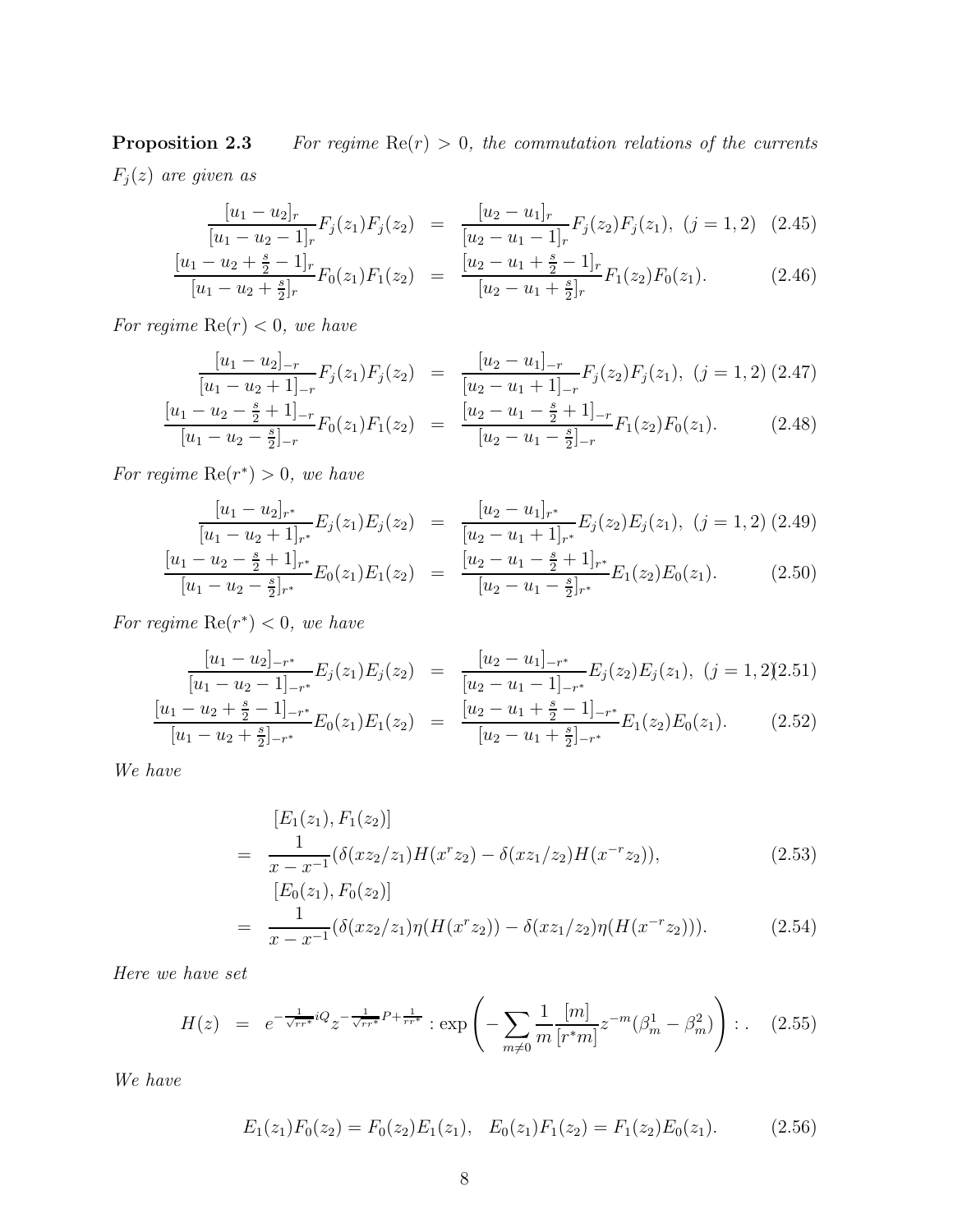**Proposition 2.3** *For regime* $\mathrm{Re}(r) > 0$*, the commutation relations of the currents* $F_j(z)$ *are given as*

$$\frac{[u_1-u_2]_r}{[u_1-u_2-1]_r}F_j(z_1)F_j(z_2) = \frac{[u_2-u_1]_r}{[u_2-u_1-1]_r}F_j(z_2)F_j(z_1),\ (j=1,2) \quad (2.45)$$

$$\frac{[u_1-u_2+\frac{s}{2}-1]_r}{[u_1-u_2+\frac{s}{2}]_r}F_0(z_1)F_1(z_2) = \frac{[u_2-u_1+\frac{s}{2}-1]_r}{[u_2-u_1+\frac{s}{2}]_r}F_1(z_2)F_0(z_1). \quad (2.46)$$

*For regime* $\mathrm{Re}(r) < 0$*, we have*

$$\frac{[u_1-u_2]_{-r}}{[u_1-u_2+1]_{-r}}F_j(z_1)F_j(z_2) = \frac{[u_2-u_1]_{-r}}{[u_2-u_1+1]_{-r}}F_j(z_2)F_j(z_1),\ (j=1,2) \quad (2.47)$$

$$\frac{[u_1-u_2-\frac{s}{2}+1]_{-r}}{[u_1-u_2-\frac{s}{2}]_{-r}}F_0(z_1)F_1(z_2) = \frac{[u_2-u_1-\frac{s}{2}+1]_{-r}}{[u_2-u_1-\frac{s}{2}]_{-r}}F_1(z_2)F_0(z_1). \quad (2.48)$$

*For regime* $\mathrm{Re}(r^*) > 0$*, we have*

$$\frac{[u_1-u_2]_{r^*}}{[u_1-u_2+1]_{r^*}}E_j(z_1)E_j(z_2) = \frac{[u_2-u_1]_{r^*}}{[u_2-u_1+1]_{r^*}}E_j(z_2)E_j(z_1),\ (j=1,2) \quad (2.49)$$

$$\frac{[u_1-u_2-\frac{s}{2}+1]_{r^*}}{[u_1-u_2-\frac{s}{2}]_{r^*}}E_0(z_1)E_1(z_2) = \frac{[u_2-u_1-\frac{s}{2}+1]_{r^*}}{[u_2-u_1-\frac{s}{2}]_{r^*}}E_1(z_2)E_0(z_1). \quad (2.50)$$

*For regime* $\mathrm{Re}(r^*) < 0$*, we have*

$$\frac{[u_1-u_2]_{-r^*}}{[u_1-u_2-1]_{-r^*}}E_j(z_1)E_j(z_2) = \frac{[u_2-u_1]_{-r^*}}{[u_2-u_1-1]_{-r^*}}E_j(z_2)E_j(z_1),\ (j=1,2) \quad (2.51)$$

$$\frac{[u_1-u_2+\frac{s}{2}-1]_{-r^*}}{[u_1-u_2+\frac{s}{2}]_{-r^*}}E_0(z_1)E_1(z_2) = \frac{[u_2-u_1+\frac{s}{2}-1]_{-r^*}}{[u_2-u_1+\frac{s}{2}]_{-r^*}}E_1(z_2)E_0(z_1). \quad (2.52)$$

*We have*

$$[E_1(z_1),F_1(z_2)] = \frac{1}{x-x^{-1}}(\delta(xz_2/z_1)H(x^r z_2)-\delta(xz_1/z_2)H(x^{-r}z_2)), \quad (2.53)$$

$$[E_0(z_1),F_0(z_2)] = \frac{1}{x-x^{-1}}(\delta(xz_2/z_1)\eta(H(x^r z_2))-\delta(xz_1/z_2)\eta(H(x^{-r}z_2))). \quad (2.54)$$

*Here we have set*

$$H(z) = e^{-\frac{1}{\sqrt{rr^*}}iQ}z^{-\frac{1}{\sqrt{rr^*}}P+\frac{1}{rr^*}} : \exp\left(-\sum_{m\neq 0}\frac{1}{m}\frac{[m]}{[r^*m]}z^{-m}(\beta_m^1-\beta_m^2)\right) : . \quad (2.55)$$

*We have*

$$E_1(z_1)F_0(z_2) = F_0(z_2)E_1(z_1), \quad E_0(z_1)F_1(z_2) = F_1(z_2)E_0(z_1). \quad (2.56)$$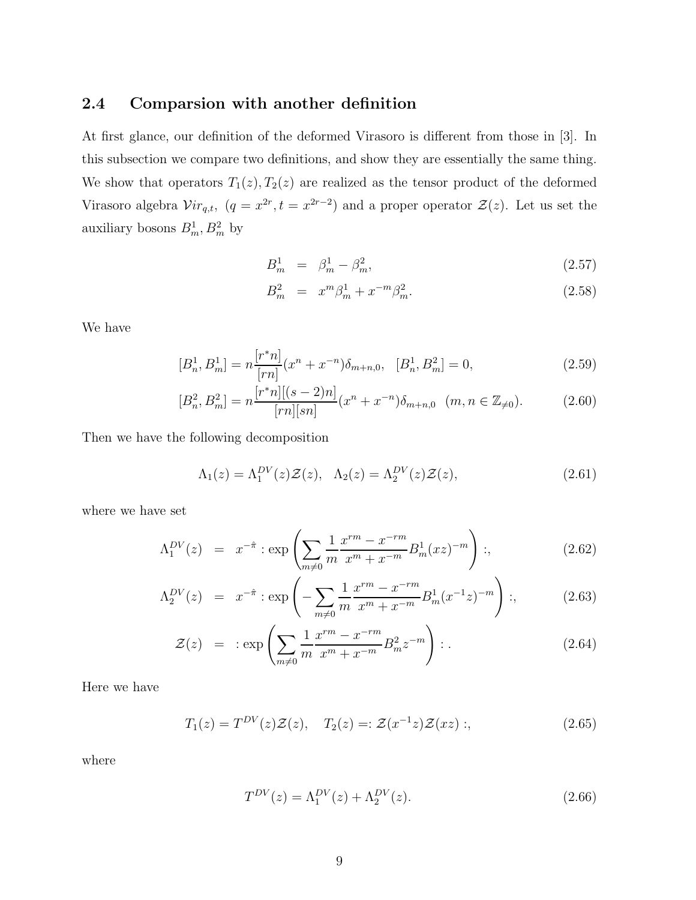### 2.4 Comparsion with another definition

At first glance, our definition of the deformed Virasoro is different from those in [3]. In this subsection we compare two definitions, and show they are essentially the same thing. We show that operators $T_1(z), T_2(z)$ are realized as the tensor product of the deformed Virasoro algebra $\mathcal{V}ir_{q,t}$, $(q = x^{2r}, t = x^{2r-2})$ and a proper operator $\mathcal{Z}(z)$. Let us set the auxiliary bosons $B_m^1, B_m^2$ by

$$B_m^1 = \beta_m^1 - \beta_m^2, \tag{2.57}$$

$$B_m^2 = x^m \beta_m^1 + x^{-m} \beta_m^2. \tag{2.58}$$

We have

$$[B_n^1, B_m^1] = n \frac{[r^* n]}{[rn]} (x^n + x^{-n}) \delta_{m+n,0}, \quad [B_n^1, B_m^2] = 0, \tag{2.59}$$

$$[B_n^2, B_m^2] = n \frac{[r^* n][(s-2)n]}{[rn][sn]} (x^n + x^{-n}) \delta_{m+n,0} \quad (m, n \in \mathbb{Z}_{\neq 0}). \tag{2.60}$$

Then we have the following decomposition

$$\Lambda_1(z) = \Lambda_1^{DV}(z) \mathcal{Z}(z), \quad \Lambda_2(z) = \Lambda_2^{DV}(z) \mathcal{Z}(z), \tag{2.61}$$

where we have set

$$\Lambda_1^{DV}(z) = x^{-\hat{\pi}} : \exp\left( \sum_{m \neq 0} \frac{1}{m} \frac{x^{rm} - x^{-rm}}{x^m + x^{-m}} B_m^1 (xz)^{-m} \right) :, \tag{2.62}$$

$$\Lambda_2^{DV}(z) = x^{-\hat{\pi}} : \exp\left( -\sum_{m \neq 0} \frac{1}{m} \frac{x^{rm} - x^{-rm}}{x^m + x^{-m}} B_m^1 (x^{-1} z)^{-m} \right) :, \tag{2.63}$$

$$\mathcal{Z}(z) = : \exp\left( \sum_{m \neq 0} \frac{1}{m} \frac{x^{rm} - x^{-rm}}{x^m + x^{-m}} B_m^2 z^{-m} \right) : . \tag{2.64}$$

Here we have

$$T_1(z) = T^{DV}(z) \mathcal{Z}(z), \quad T_2(z) =: \mathcal{Z}(x^{-1} z) \mathcal{Z}(xz) :, \tag{2.65}$$

where

$$T^{DV}(z) = \Lambda_1^{DV}(z) + \Lambda_2^{DV}(z). \tag{2.66}$$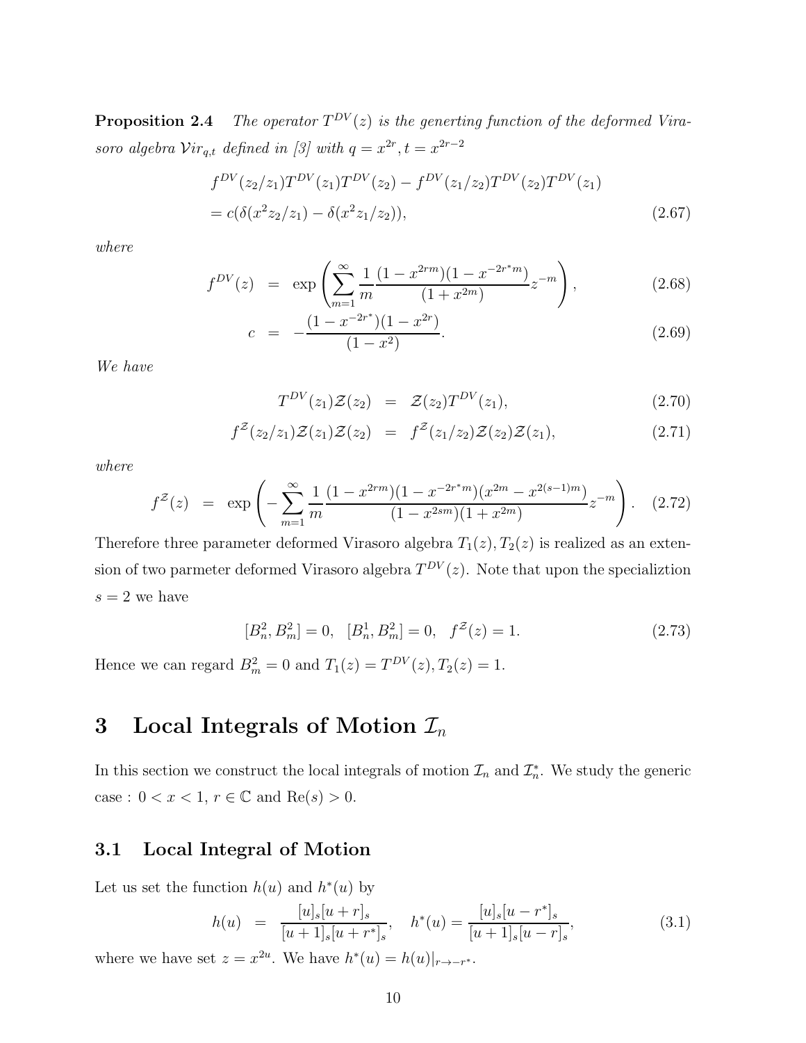**Proposition 2.4** *The operator $T^{DV}(z)$ is the generting function of the deformed Virasoro algebra $\mathcal{V}ir_{q,t}$ defined in [3] with $q = x^{2r}, t = x^{2r-2}$*

$$
\begin{aligned}
&f^{DV}(z_2/z_1)T^{DV}(z_1)T^{DV}(z_2) - f^{DV}(z_1/z_2)T^{DV}(z_2)T^{DV}(z_1) \\
&= c(\delta(x^2 z_2/z_1) - \delta(x^2 z_1/z_2)),
\end{aligned}
\tag{2.67}
$$

*where*

$$
f^{DV}(z) = \exp\left(\sum_{m=1}^{\infty} \frac{1}{m} \frac{(1-x^{2rm})(1-x^{-2r^*m})}{(1+x^{2m})} z^{-m}\right), \tag{2.68}
$$

$$
c = -\frac{(1-x^{-2r^*})(1-x^{2r})}{(1-x^2)}. \tag{2.69}
$$

*We have*

$$
T^{DV}(z_1)\mathcal{Z}(z_2) = \mathcal{Z}(z_2)T^{DV}(z_1), \tag{2.70}
$$

$$
f^{\mathcal{Z}}(z_2/z_1)\mathcal{Z}(z_1)\mathcal{Z}(z_2) = f^{\mathcal{Z}}(z_1/z_2)\mathcal{Z}(z_2)\mathcal{Z}(z_1), \tag{2.71}
$$

*where*

$$
f^{\mathcal{Z}}(z) = \exp\left(-\sum_{m=1}^{\infty} \frac{1}{m} \frac{(1-x^{2rm})(1-x^{-2r^*m})(x^{2m}-x^{2(s-1)m})}{(1-x^{2sm})(1+x^{2m})} z^{-m}\right). \tag{2.72}
$$

Therefore three parameter deformed Virasoro algebra $T_1(z), T_2(z)$ is realized as an extension of two parmeter deformed Virasoro algebra $T^{DV}(z)$. Note that upon the specializtion $s = 2$ we have

$$
[B_n^2, B_m^2] = 0, \quad [B_n^1, B_m^2] = 0, \quad f^{\mathcal{Z}}(z) = 1. \tag{2.73}
$$

Hence we can regard $B_m^2 = 0$ and $T_1(z) = T^{DV}(z), T_2(z) = 1$.

# 3 Local Integrals of Motion $\mathcal{I}_n$

In this section we construct the local integrals of motion $\mathcal{I}_n$ and $\mathcal{I}_n^*$. We study the generic case : $0 < x < 1$, $r \in \mathbb{C}$ and $\mathrm{Re}(s) > 0$.

## 3.1 Local Integral of Motion

Let us set the function $h(u)$ and $h^*(u)$ by

$$
h(u) = \frac{[u]_s[u+r]_s}{[u+1]_s[u+r^*]_s}, \quad h^*(u) = \frac{[u]_s[u-r^*]_s}{[u+1]_s[u-r]_s}, \tag{3.1}
$$

where we have set $z = x^{2u}$. We have $h^*(u) = h(u)|_{r \to -r^*}$.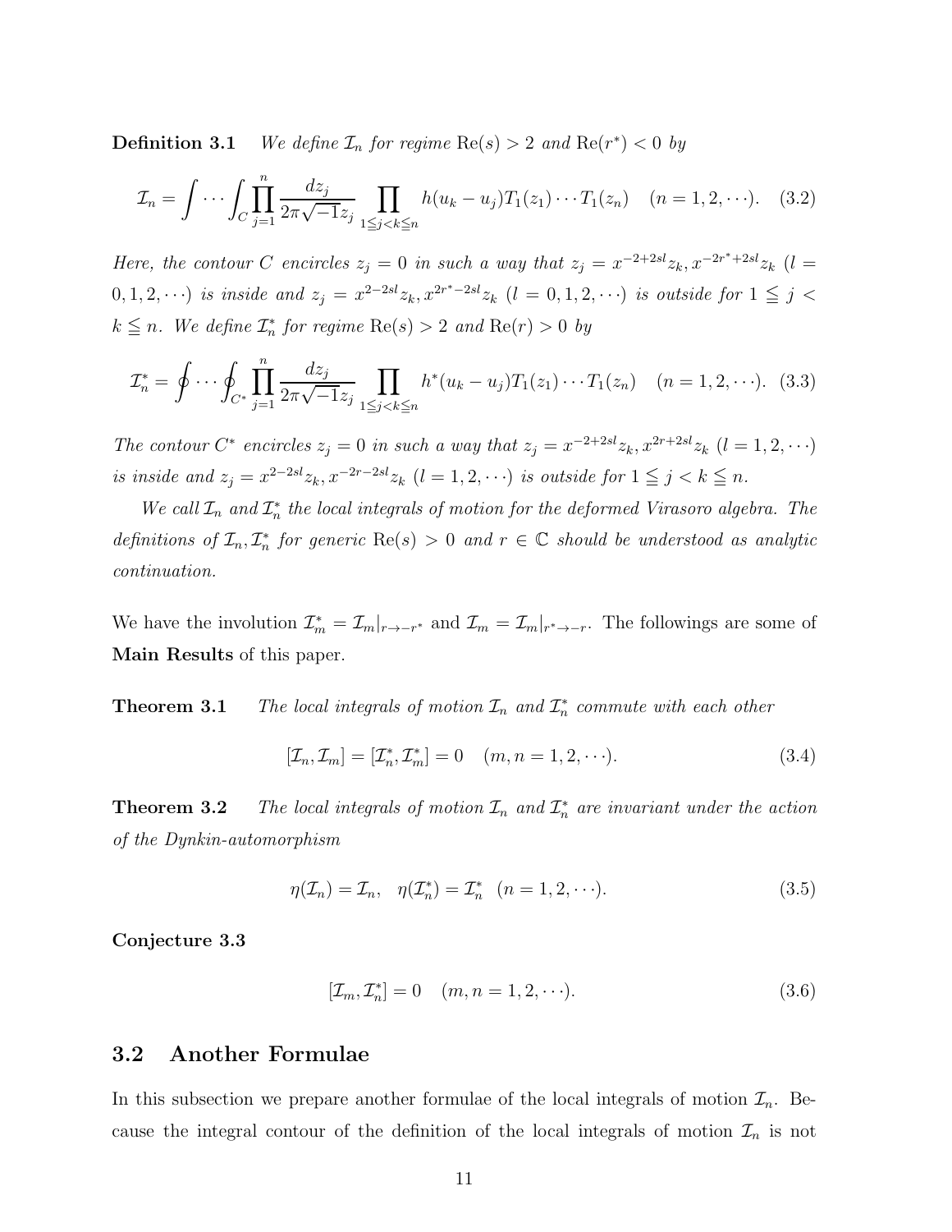**Definition 3.1** *We define $\mathcal{I}_n$ for regime $\mathrm{Re}(s) > 2$ and $\mathrm{Re}(r^*) < 0$ by*

$$\mathcal{I}_n = \int \cdots \int_C \prod_{j=1}^{n} \frac{dz_j}{2\pi\sqrt{-1}z_j} \prod_{1 \leqq j < k \leqq n} h(u_k - u_j) T_1(z_1) \cdots T_1(z_n) \quad (n = 1, 2, \cdots). \quad (3.2)$$

*Here, the contour $C$ encircles $z_j = 0$ in such a way that $z_j = x^{-2+2sl}z_k, x^{-2r^*+2sl}z_k$ ($l = 0, 1, 2, \cdots$) is inside and $z_j = x^{2-2sl}z_k, x^{2r^*-2sl}z_k$ ($l = 0, 1, 2, \cdots$) is outside for $1 \leqq j < k \leqq n$. We define $\mathcal{I}_n^*$ for regime $\mathrm{Re}(s) > 2$ and $\mathrm{Re}(r) > 0$ by*

$$\mathcal{I}_n^* = \oint \cdots \oint_{C^*} \prod_{j=1}^{n} \frac{dz_j}{2\pi\sqrt{-1}z_j} \prod_{1 \leqq j < k \leqq n} h^*(u_k - u_j) T_1(z_1) \cdots T_1(z_n) \quad (n = 1, 2, \cdots). \quad (3.3)$$

*The contour $C^*$ encircles $z_j = 0$ in such a way that $z_j = x^{-2+2sl}z_k, x^{2r+2sl}z_k$ ($l = 1, 2, \cdots$) is inside and $z_j = x^{2-2sl}z_k, x^{-2r-2sl}z_k$ ($l = 1, 2, \cdots$) is outside for $1 \leqq j < k \leqq n$.*

*We call $\mathcal{I}_n$ and $\mathcal{I}_n^*$ the local integrals of motion for the deformed Virasoro algebra. The definitions of $\mathcal{I}_n, \mathcal{I}_n^*$ for generic $\mathrm{Re}(s) > 0$ and $r \in \mathbb{C}$ should be understood as analytic continuation.*

We have the involution $\mathcal{I}_m^* = \mathcal{I}_m|_{r \to -r^*}$ and $\mathcal{I}_m = \mathcal{I}_m|_{r^* \to -r}$. The followings are some of **Main Results** of this paper.

**Theorem 3.1** *The local integrals of motion $\mathcal{I}_n$ and $\mathcal{I}_n^*$ commute with each other*

$$[\mathcal{I}_n, \mathcal{I}_m] = [\mathcal{I}_n^*, \mathcal{I}_m^*] = 0 \quad (m, n = 1, 2, \cdots). \quad (3.4)$$

**Theorem 3.2** *The local integrals of motion $\mathcal{I}_n$ and $\mathcal{I}_n^*$ are invariant under the action of the Dynkin-automorphism*

$$\eta(\mathcal{I}_n) = \mathcal{I}_n, \quad \eta(\mathcal{I}_n^*) = \mathcal{I}_n^* \quad (n = 1, 2, \cdots). \quad (3.5)$$

**Conjecture 3.3**

$$[\mathcal{I}_m, \mathcal{I}_n^*] = 0 \quad (m, n = 1, 2, \cdots). \quad (3.6)$$

## 3.2 Another Formulae

In this subsection we prepare another formulae of the local integrals of motion $\mathcal{I}_n$. Because the integral contour of the definition of the local integrals of motion $\mathcal{I}_n$ is not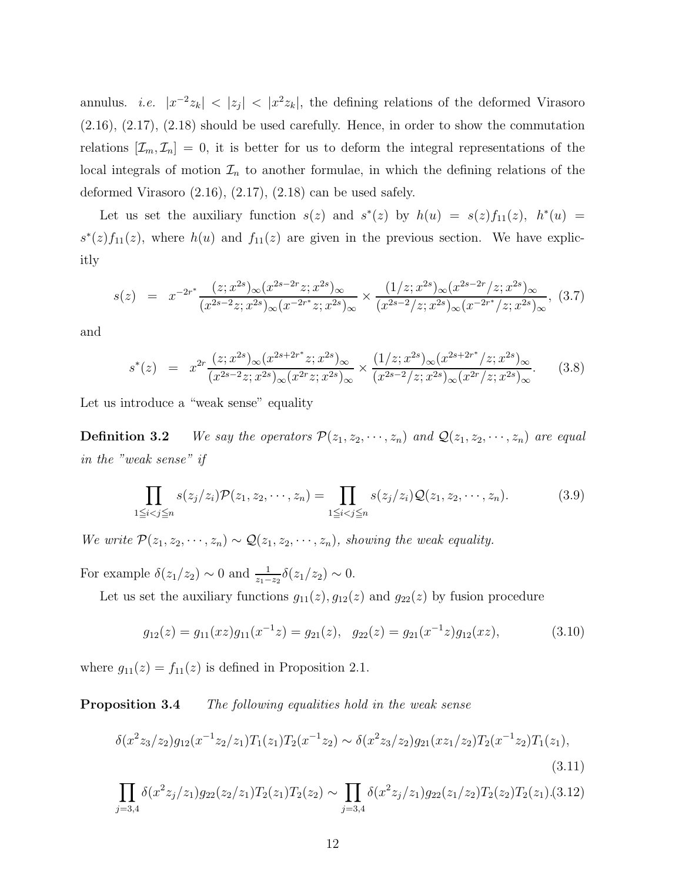annulus. *i.e.* $|x^{-2}z_k| < |z_j| < |x^2 z_k|$, the defining relations of the deformed Virasoro (2.16), (2.17), (2.18) should be used carefully. Hence, in order to show the commutation relations $[\mathcal{I}_m, \mathcal{I}_n] = 0$, it is better for us to deform the integral representations of the local integrals of motion $\mathcal{I}_n$ to another formulae, in which the defining relations of the deformed Virasoro (2.16), (2.17), (2.18) can be used safely.

Let us set the auxiliary function $s(z)$ and $s^*(z)$ by $h(u) = s(z)f_{11}(z)$, $h^*(u) = s^*(z)f_{11}(z)$, where $h(u)$ and $f_{11}(z)$ are given in the previous section. We have explicitly

$$s(z) = x^{-2r^*}\frac{(z;x^{2s})_\infty (x^{2s-2r}z;x^{2s})_\infty}{(x^{2s-2}z;x^{2s})_\infty (x^{-2r^*}z;x^{2s})_\infty} \times \frac{(1/z;x^{2s})_\infty (x^{2s-2r}/z;x^{2s})_\infty}{(x^{2s-2}/z;x^{2s})_\infty (x^{-2r^*}/z;x^{2s})_\infty}, \quad (3.7)$$

and

$$s^*(z) = x^{2r}\frac{(z;x^{2s})_\infty (x^{2s+2r^*}z;x^{2s})_\infty}{(x^{2s-2}z;x^{2s})_\infty (x^{2r}z;x^{2s})_\infty} \times \frac{(1/z;x^{2s})_\infty (x^{2s+2r^*}/z;x^{2s})_\infty}{(x^{2s-2}/z;x^{2s})_\infty (x^{2r}/z;x^{2s})_\infty}. \quad (3.8)$$

Let us introduce a "weak sense" equality

**Definition 3.2** *We say the operators $\mathcal{P}(z_1, z_2, \cdots, z_n)$ and $\mathcal{Q}(z_1, z_2, \cdots, z_n)$ are equal in the "weak sense" if*

$$\prod_{1 \leqq i<j \leqq n} s(z_j/z_i)\mathcal{P}(z_1, z_2, \cdots, z_n) = \prod_{1 \leqq i<j \leqq n} s(z_j/z_i)\mathcal{Q}(z_1, z_2, \cdots, z_n). \quad (3.9)$$

*We write $\mathcal{P}(z_1, z_2, \cdots, z_n) \sim \mathcal{Q}(z_1, z_2, \cdots, z_n)$, showing the weak equality.*

For example $\delta(z_1/z_2) \sim 0$ and $\frac{1}{z_1 - z_2}\delta(z_1/z_2) \sim 0$.

Let us set the auxiliary functions $g_{11}(z), g_{12}(z)$ and $g_{22}(z)$ by fusion procedure

$$g_{12}(z) = g_{11}(xz)g_{11}(x^{-1}z) = g_{21}(z), \quad g_{22}(z) = g_{21}(x^{-1}z)g_{12}(xz), \quad (3.10)$$

where $g_{11}(z) = f_{11}(z)$ is defined in Proposition 2.1.

**Proposition 3.4** *The following equalities hold in the weak sense*

$$\delta(x^2 z_3/z_2)g_{12}(x^{-1}z_2/z_1)T_1(z_1)T_2(x^{-1}z_2) \sim \delta(x^2 z_3/z_2)g_{21}(xz_1/z_2)T_2(x^{-1}z_2)T_1(z_1), \quad (3.11)$$

$$\prod_{j=3,4}\delta(x^2 z_j/z_1)g_{22}(z_2/z_1)T_2(z_1)T_2(z_2) \sim \prod_{j=3,4}\delta(x^2 z_j/z_1)g_{22}(z_1/z_2)T_2(z_2)T_2(z_1). \quad (3.12)$$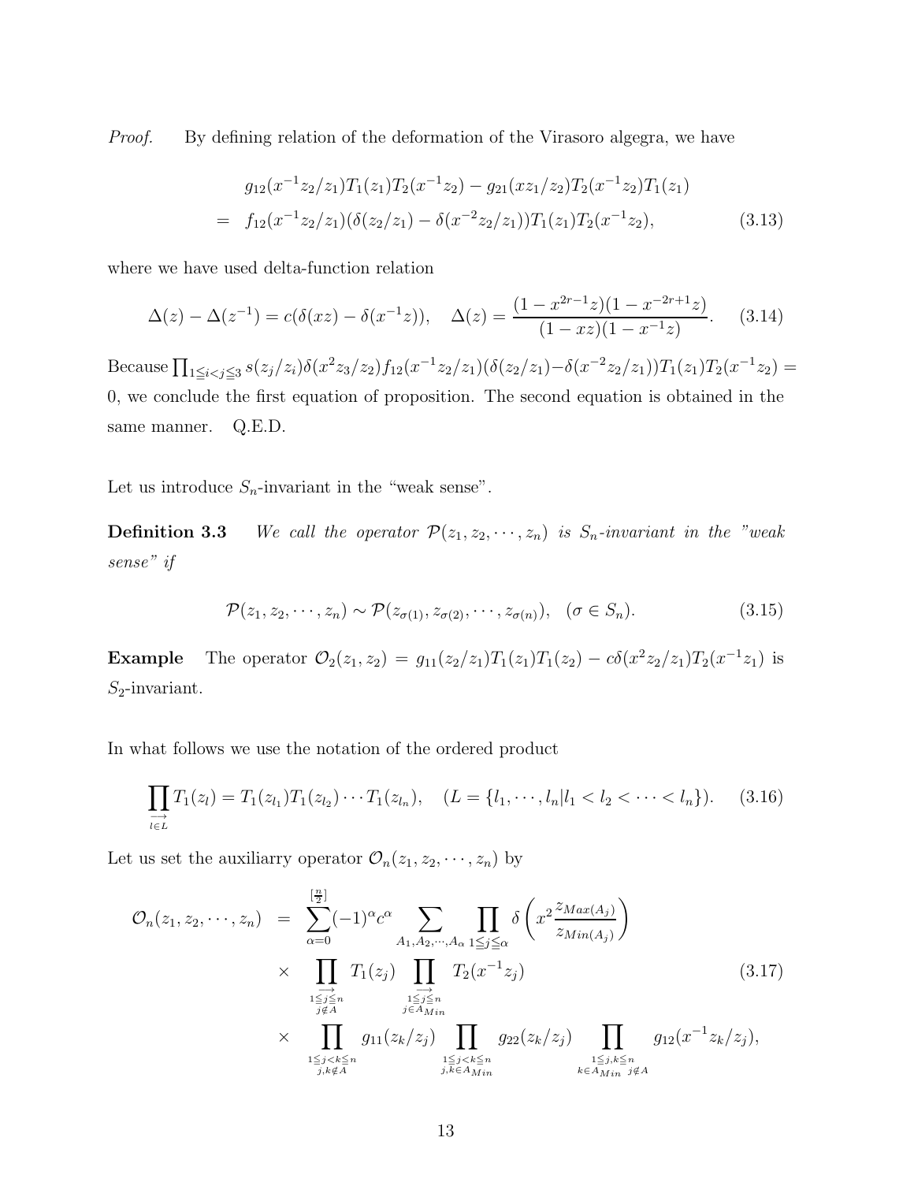*Proof.* By defining relation of the deformation of the Virasoro algegra, we have

$$
\begin{aligned}
& g_{12}(x^{-1}z_2/z_1)T_1(z_1)T_2(x^{-1}z_2) - g_{21}(xz_1/z_2)T_2(x^{-1}z_2)T_1(z_1) \\
= \;& f_{12}(x^{-1}z_2/z_1)(\delta(z_2/z_1) - \delta(x^{-2}z_2/z_1))T_1(z_1)T_2(x^{-1}z_2),
\end{aligned}
\tag{3.13}
$$

where we have used delta-function relation

$$
\Delta(z) - \Delta(z^{-1}) = c(\delta(xz) - \delta(x^{-1}z)), \quad \Delta(z) = \frac{(1-x^{2r-1}z)(1-x^{-2r+1}z)}{(1-xz)(1-x^{-1}z)}. \tag{3.14}
$$

Because $\prod_{1 \leqq i < j \leqq 3} s(z_j/z_i)\delta(x^2 z_3/z_2) f_{12}(x^{-1}z_2/z_1)(\delta(z_2/z_1) - \delta(x^{-2}z_2/z_1))T_1(z_1)T_2(x^{-1}z_2) = 0$, we conclude the first equation of proposition. The second equation is obtained in the same manner. Q.E.D.

Let us introduce $S_n$-invariant in the "weak sense".

**Definition 3.3** *We call the operator $\mathcal{P}(z_1, z_2, \cdots, z_n)$ is $S_n$-invariant in the "weak sense" if*

$$
\mathcal{P}(z_1, z_2, \cdots, z_n) \sim \mathcal{P}(z_{\sigma(1)}, z_{\sigma(2)}, \cdots, z_{\sigma(n)}), \quad (\sigma \in S_n). \tag{3.15}
$$

**Example** The operator $\mathcal{O}_2(z_1, z_2) = g_{11}(z_2/z_1)T_1(z_1)T_1(z_2) - c\delta(x^2 z_2/z_1)T_2(x^{-1}z_1)$ is $S_2$-invariant.

In what follows we use the notation of the ordered product

$$
\prod_{\overrightarrow{l \in L}} T_1(z_l) = T_1(z_{l_1})T_1(z_{l_2}) \cdots T_1(z_{l_n}), \quad (L = \{l_1, \cdots, l_n | l_1 < l_2 < \cdots < l_n\}). \tag{3.16}
$$

Let us set the auxiliarry operator $\mathcal{O}_n(z_1, z_2, \cdots, z_n)$ by

$$
\begin{aligned}
\mathcal{O}_n(z_1, z_2, \cdots, z_n) &= \sum_{\alpha=0}^{[\frac{n}{2}]} (-1)^\alpha c^\alpha \sum_{A_1, A_2, \cdots, A_\alpha} \prod_{1 \leqq j \leqq \alpha} \delta\left(x^2 \frac{z_{Max(A_j)}}{z_{Min(A_j)}}\right) \\
&\times \prod_{\overrightarrow{\substack{1 \leqq j \leqq n \\ j \notin A}}} T_1(z_j) \prod_{\overrightarrow{\substack{1 \leqq j \leqq n \\ j \in A_{Min}}}} T_2(x^{-1}z_j) \\
&\times \prod_{\substack{1 \leqq j < k \leqq n \\ j,k \notin A}} g_{11}(z_k/z_j) \prod_{\substack{1 \leqq j < k \leqq n \\ j,k \in A_{Min}}} g_{22}(z_k/z_j) \prod_{\substack{1 \leqq j,k \leqq n \\ k \in A_{Min} \; j \notin A}} g_{12}(x^{-1}z_k/z_j),
\end{aligned}
\tag{3.17}
$$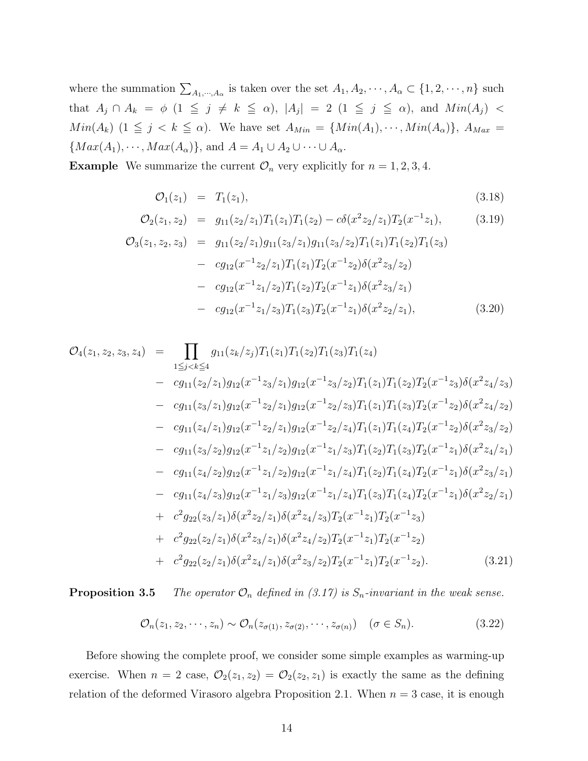where the summation $\sum_{A_1,\cdots,A_\alpha}$ is taken over the set $A_1, A_2, \cdots, A_\alpha \subset \{1, 2, \cdots, n\}$ such that $A_j \cap A_k = \phi$ $(1 \leqq j \neq k \leqq \alpha)$, $|A_j| = 2$ $(1 \leqq j \leqq \alpha)$, and $Min(A_j) < Min(A_k)$ $(1 \leqq j < k \leqq \alpha)$. We have set $A_{Min} = \{Min(A_1), \cdots, Min(A_\alpha)\}$, $A_{Max} = \{Max(A_1), \cdots, Max(A_\alpha)\}$, and $A = A_1 \cup A_2 \cup \cdots \cup A_\alpha$.

**Example** We summarize the current $\mathcal{O}_n$ very explicitly for $n = 1, 2, 3, 4$.

$$
\begin{aligned}
\mathcal{O}_1(z_1) &= T_1(z_1), &(3.18)\\
\mathcal{O}_2(z_1, z_2) &= g_{11}(z_2/z_1)T_1(z_1)T_1(z_2) - c\delta(x^2 z_2/z_1)T_2(x^{-1}z_1), &(3.19)\\
\mathcal{O}_3(z_1, z_2, z_3) &= g_{11}(z_2/z_1)g_{11}(z_3/z_1)g_{11}(z_3/z_2)T_1(z_1)T_1(z_2)T_1(z_3)\\
&- cg_{12}(x^{-1}z_2/z_1)T_1(z_1)T_2(x^{-1}z_2)\delta(x^2 z_3/z_2)\\
&- cg_{12}(x^{-1}z_1/z_2)T_1(z_2)T_2(x^{-1}z_1)\delta(x^2 z_3/z_1)\\
&- cg_{12}(x^{-1}z_1/z_3)T_1(z_3)T_2(x^{-1}z_1)\delta(x^2 z_2/z_1), &(3.20)
\end{aligned}
$$

$$
\begin{aligned}
\mathcal{O}_4(z_1, z_2, z_3, z_4) &= \prod_{1 \leqq j < k \leqq 4} g_{11}(z_k/z_j)T_1(z_1)T_1(z_2)T_1(z_3)T_1(z_4)\\
&- cg_{11}(z_2/z_1)g_{12}(x^{-1}z_3/z_1)g_{12}(x^{-1}z_3/z_2)T_1(z_1)T_1(z_2)T_2(x^{-1}z_3)\delta(x^2 z_4/z_3)\\
&- cg_{11}(z_3/z_1)g_{12}(x^{-1}z_2/z_1)g_{12}(x^{-1}z_2/z_3)T_1(z_1)T_1(z_3)T_2(x^{-1}z_2)\delta(x^2 z_4/z_2)\\
&- cg_{11}(z_4/z_1)g_{12}(x^{-1}z_2/z_1)g_{12}(x^{-1}z_2/z_4)T_1(z_1)T_1(z_4)T_2(x^{-1}z_2)\delta(x^2 z_3/z_2)\\
&- cg_{11}(z_3/z_2)g_{12}(x^{-1}z_1/z_2)g_{12}(x^{-1}z_1/z_3)T_1(z_2)T_1(z_3)T_2(x^{-1}z_1)\delta(x^2 z_4/z_1)\\
&- cg_{11}(z_4/z_2)g_{12}(x^{-1}z_1/z_2)g_{12}(x^{-1}z_1/z_4)T_1(z_2)T_1(z_4)T_2(x^{-1}z_1)\delta(x^2 z_3/z_1)\\
&- cg_{11}(z_4/z_3)g_{12}(x^{-1}z_1/z_3)g_{12}(x^{-1}z_1/z_4)T_1(z_3)T_1(z_4)T_2(x^{-1}z_1)\delta(x^2 z_2/z_1)\\
&+ c^2 g_{22}(z_3/z_1)\delta(x^2 z_2/z_1)\delta(x^2 z_4/z_3)T_2(x^{-1}z_1)T_2(x^{-1}z_3)\\
&+ c^2 g_{22}(z_2/z_1)\delta(x^2 z_3/z_1)\delta(x^2 z_4/z_2)T_2(x^{-1}z_1)T_2(x^{-1}z_2)\\
&+ c^2 g_{22}(z_2/z_1)\delta(x^2 z_4/z_1)\delta(x^2 z_3/z_2)T_2(x^{-1}z_1)T_2(x^{-1}z_2). &(3.21)
\end{aligned}
$$

**Proposition 3.5** *The operator $\mathcal{O}_n$ defined in (3.17) is $S_n$-invariant in the weak sense.*

$$
\mathcal{O}_n(z_1, z_2, \cdots, z_n) \sim \mathcal{O}_n(z_{\sigma(1)}, z_{\sigma(2)}, \cdots, z_{\sigma(n)}) \quad (\sigma \in S_n). \tag{3.22}
$$

Before showing the complete proof, we consider some simple examples as warming-up exercise. When $n = 2$ case, $\mathcal{O}_2(z_1, z_2) = \mathcal{O}_2(z_2, z_1)$ is exactly the same as the defining relation of the deformed Virasoro algebra Proposition 2.1. When $n = 3$ case, it is enough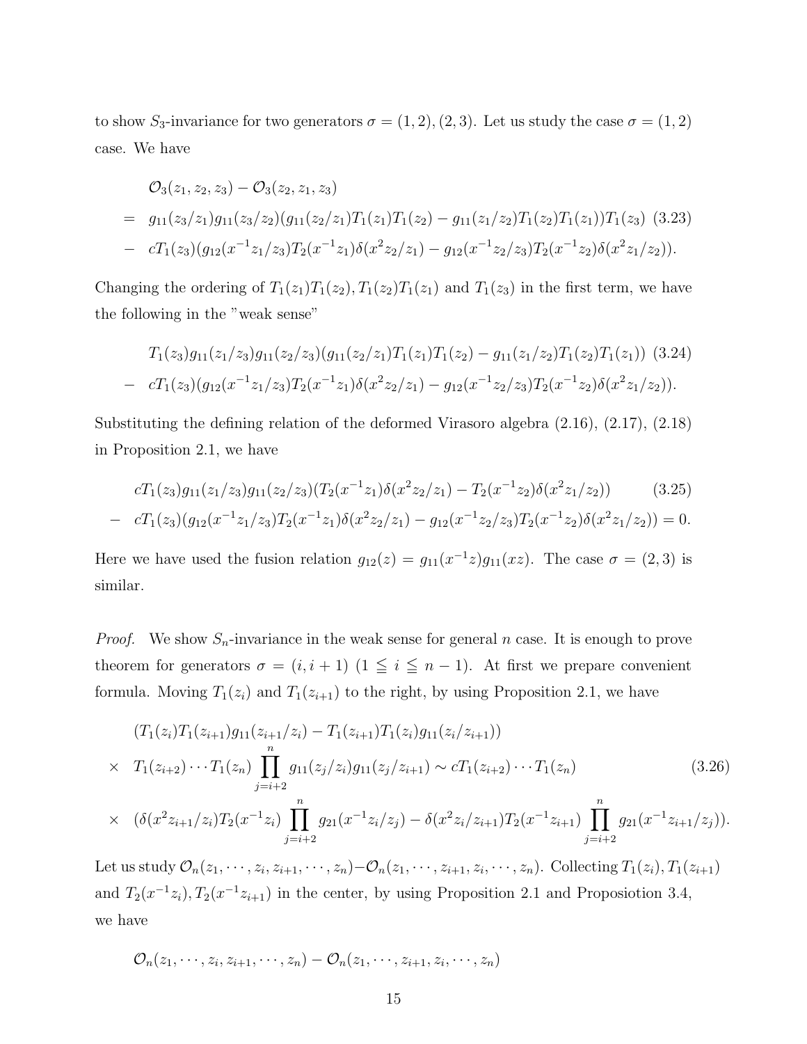to show $S_3$-invariance for two generators $\sigma=(1,2),(2,3)$. Let us study the case $\sigma=(1,2)$ case. We have

$$
\begin{aligned}
&\mathcal{O}_3(z_1,z_2,z_3)-\mathcal{O}_3(z_2,z_1,z_3)\\
=\ & g_{11}(z_3/z_1)g_{11}(z_3/z_2)(g_{11}(z_2/z_1)T_1(z_1)T_1(z_2)-g_{11}(z_1/z_2)T_1(z_2)T_1(z_1))T_1(z_3) \quad (3.23)\\
-\ & cT_1(z_3)(g_{12}(x^{-1}z_1/z_3)T_2(x^{-1}z_1)\delta(x^2z_2/z_1)-g_{12}(x^{-1}z_2/z_3)T_2(x^{-1}z_2)\delta(x^2z_1/z_2)).
\end{aligned}
$$

Changing the ordering of $T_1(z_1)T_1(z_2), T_1(z_2)T_1(z_1)$ and $T_1(z_3)$ in the first term, we have the following in the "weak sense"

$$
\begin{aligned}
&T_1(z_3)g_{11}(z_1/z_3)g_{11}(z_2/z_3)(g_{11}(z_2/z_1)T_1(z_1)T_1(z_2)-g_{11}(z_1/z_2)T_1(z_2)T_1(z_1)) \quad (3.24)\\
-\ & cT_1(z_3)(g_{12}(x^{-1}z_1/z_3)T_2(x^{-1}z_1)\delta(x^2z_2/z_1)-g_{12}(x^{-1}z_2/z_3)T_2(x^{-1}z_2)\delta(x^2z_1/z_2)).
\end{aligned}
$$

Substituting the defining relation of the deformed Virasoro algebra (2.16), (2.17), (2.18) in Proposition 2.1, we have

$$
\begin{aligned}
&cT_1(z_3)g_{11}(z_1/z_3)g_{11}(z_2/z_3)(T_2(x^{-1}z_1)\delta(x^2z_2/z_1)-T_2(x^{-1}z_2)\delta(x^2z_1/z_2)) \quad (3.25)\\
-\ & cT_1(z_3)(g_{12}(x^{-1}z_1/z_3)T_2(x^{-1}z_1)\delta(x^2z_2/z_1)-g_{12}(x^{-1}z_2/z_3)T_2(x^{-1}z_2)\delta(x^2z_1/z_2))=0.
\end{aligned}
$$

Here we have used the fusion relation $g_{12}(z)=g_{11}(x^{-1}z)g_{11}(xz)$. The case $\sigma=(2,3)$ is similar.

*Proof.* We show $S_n$-invariance in the weak sense for general $n$ case. It is enough to prove theorem for generators $\sigma=(i,i+1)$ $(1\leqq i\leqq n-1)$. At first we prepare convenient formula. Moving $T_1(z_i)$ and $T_1(z_{i+1})$ to the right, by using Proposition 2.1, we have

$$
\begin{aligned}
&(T_1(z_i)T_1(z_{i+1})g_{11}(z_{i+1}/z_i)-T_1(z_{i+1})T_1(z_i)g_{11}(z_i/z_{i+1}))\\
\times\ & T_1(z_{i+2})\cdots T_1(z_n)\prod_{j=i+2}^{n}g_{11}(z_j/z_i)g_{11}(z_j/z_{i+1})\sim cT_1(z_{i+2})\cdots T_1(z_n) \quad (3.26)\\
\times\ & (\delta(x^2z_{i+1}/z_i)T_2(x^{-1}z_i)\prod_{j=i+2}^{n}g_{21}(x^{-1}z_i/z_j)-\delta(x^2z_i/z_{i+1})T_2(x^{-1}z_{i+1})\prod_{j=i+2}^{n}g_{21}(x^{-1}z_{i+1}/z_j)).
\end{aligned}
$$

Let us study $\mathcal{O}_n(z_1,\cdots,z_i,z_{i+1},\cdots,z_n)-\mathcal{O}_n(z_1,\cdots,z_{i+1},z_i,\cdots,z_n)$. Collecting $T_1(z_i), T_1(z_{i+1})$ and $T_2(x^{-1}z_i), T_2(x^{-1}z_{i+1})$ in the center, by using Proposition 2.1 and Proposiotion 3.4, we have

$$
\mathcal{O}_n(z_1,\cdots,z_i,z_{i+1},\cdots,z_n)-\mathcal{O}_n(z_1,\cdots,z_{i+1},z_i,\cdots,z_n)
$$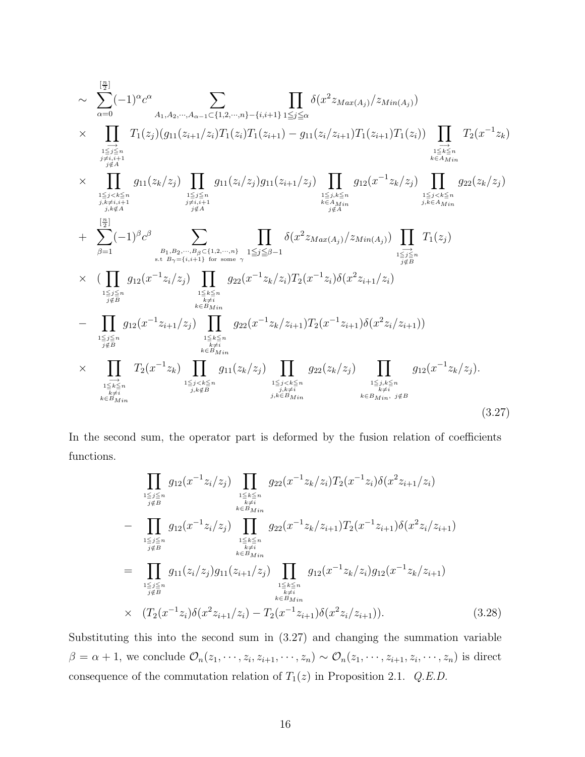$$
\begin{aligned}
&\sim \sum_{\alpha=0}^{[\frac{n}{2}]}(-1)^\alpha c^\alpha \sum_{A_1,A_2,\cdots,A_{\alpha-1}\subset\{1,2,\cdots,n\}-\{i,i+1\}} \prod_{1\leqq j\leqq \alpha}\delta(x^2 z_{Max(A_j)}/z_{Min(A_j)})\\
&\times \prod_{\substack{\longrightarrow \\ 1\leqq j\leqq n \\ j\neq i,i+1 \\ j\notin A}} T_1(z_j)(g_{11}(z_{i+1}/z_i)T_1(z_i)T_1(z_{i+1})-g_{11}(z_i/z_{i+1})T_1(z_{i+1})T_1(z_i)) \prod_{\substack{\longrightarrow \\ 1\leqq k\leqq n \\ k\in A_{Min}}} T_2(x^{-1}z_k)\\
&\times \prod_{\substack{1\leqq j<k\leqq n \\ j,k\neq i,i+1 \\ j,k\notin A}} g_{11}(z_k/z_j) \prod_{\substack{1\leqq j\leqq n \\ j\neq i,i+1 \\ j\notin A}} g_{11}(z_i/z_j)g_{11}(z_{i+1}/z_j) \prod_{\substack{1\leqq j,k\leqq n \\ k\in A_{Min} \\ j\notin A}} g_{12}(x^{-1}z_k/z_j) \prod_{\substack{1\leqq j<k\leqq n \\ j,k\in A_{Min}}} g_{22}(z_k/z_j)\\
&+ \sum_{\beta=1}^{[\frac{n}{2}]}(-1)^\beta c^\beta \sum_{\substack{B_1,B_2,\cdots,B_\beta\subset\{1,2,\cdots,n\} \\ \text{s.t } B_\gamma=\{i,i+1\} \text{ for some } \gamma}} \prod_{1\leqq j\leqq \beta-1}\delta(x^2 z_{Max(A_j)}/z_{Min(A_j)}) \prod_{\substack{\longrightarrow \\ 1\leqq j\leqq n \\ j\notin B}} T_1(z_j)\\
&\times \Big( \prod_{\substack{1\leqq j\leqq n \\ j\notin B}} g_{12}(x^{-1}z_i/z_j) \prod_{\substack{1\leqq k\leqq n \\ k\neq i \\ k\in B_{Min}}} g_{22}(x^{-1}z_k/z_i)T_2(x^{-1}z_i)\delta(x^2 z_{i+1}/z_i)\\
&- \prod_{\substack{1\leqq j\leqq n \\ j\notin B}} g_{12}(x^{-1}z_{i+1}/z_j) \prod_{\substack{1\leqq k\leqq n \\ k\neq i \\ k\in B_{Min}}} g_{22}(x^{-1}z_k/z_{i+1})T_2(x^{-1}z_{i+1})\delta(x^2 z_i/z_{i+1})\Big)\\
&\times \prod_{\substack{\longrightarrow \\ 1\leqq k\leqq n \\ k\neq i \\ k\in B_{Min}}} T_2(x^{-1}z_k) \prod_{\substack{1\leqq j<k\leqq n \\ j,k\notin B}} g_{11}(z_k/z_j) \prod_{\substack{1\leqq j<k\leqq n \\ j,k\neq i \\ j,k\in B_{Min}}} g_{22}(z_k/z_j) \prod_{\substack{1\leqq j,k\leqq n \\ k\neq i \\ k\in B_{Min},\ j\notin B}} g_{12}(x^{-1}z_k/z_j).
\end{aligned}
\tag{3.27}
$$

In the second sum, the operator part is deformed by the fusion relation of coefficients functions.

$$
\begin{aligned}
&\prod_{\substack{1\leqq j\leqq n \\ j\notin B}} g_{12}(x^{-1}z_i/z_j) \prod_{\substack{1\leqq k\leqq n \\ k\neq i \\ k\in B_{Min}}} g_{22}(x^{-1}z_k/z_i)T_2(x^{-1}z_i)\delta(x^2 z_{i+1}/z_i)\\
-&\prod_{\substack{1\leqq j\leqq n \\ j\notin B}} g_{12}(x^{-1}z_i/z_j) \prod_{\substack{1\leqq k\leqq n \\ k\neq i \\ k\in B_{Min}}} g_{22}(x^{-1}z_k/z_{i+1})T_2(x^{-1}z_{i+1})\delta(x^2 z_i/z_{i+1})\\
=&\prod_{\substack{1\leqq j\leqq n \\ j\notin B}} g_{11}(z_i/z_j)g_{11}(z_{i+1}/z_j) \prod_{\substack{1\leqq k\leqq n \\ k\neq i \\ k\in B_{Min}}} g_{12}(x^{-1}z_k/z_i)g_{12}(x^{-1}z_k/z_{i+1})\\
\times&\ (T_2(x^{-1}z_i)\delta(x^2 z_{i+1}/z_i)-T_2(x^{-1}z_{i+1})\delta(x^2 z_i/z_{i+1})).
\end{aligned}
\tag{3.28}
$$

Substituting this into the second sum in (3.27) and changing the summation variable $\beta=\alpha+1$, we conclude $\mathcal{O}_n(z_1,\cdots,z_i,z_{i+1},\cdots,z_n)\sim\mathcal{O}_n(z_1,\cdots,z_{i+1},z_i,\cdots,z_n)$ is direct consequence of the commutation relation of $T_1(z)$ in Proposition 2.1. *Q.E.D.*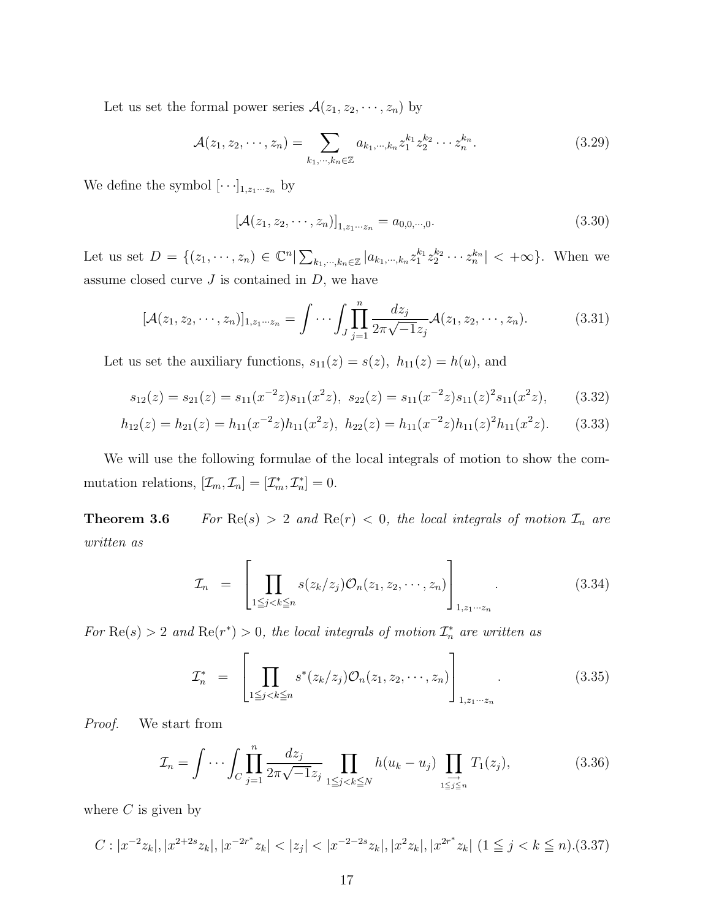Let us set the formal power series $\mathcal{A}(z_1, z_2, \cdots, z_n)$ by

$$\mathcal{A}(z_1, z_2, \cdots, z_n) = \sum_{k_1, \cdots, k_n \in \mathbb{Z}} a_{k_1, \cdots, k_n} z_1^{k_1} z_2^{k_2} \cdots z_n^{k_n}. \tag{3.29}$$

We define the symbol $[\cdots]_{1, z_1 \cdots z_n}$ by

$$[\mathcal{A}(z_1, z_2, \cdots, z_n)]_{1, z_1 \cdots z_n} = a_{0,0,\cdots,0}. \tag{3.30}$$

Let us set $D = \{(z_1, \cdots, z_n) \in \mathbb{C}^n | \sum_{k_1, \cdots, k_n \in \mathbb{Z}} |a_{k_1, \cdots, k_n} z_1^{k_1} z_2^{k_2} \cdots z_n^{k_n}| < +\infty\}$. When we assume closed curve $J$ is contained in $D$, we have

$$[\mathcal{A}(z_1, z_2, \cdots, z_n)]_{1, z_1 \cdots z_n} = \int \cdots \int_J \prod_{j=1}^n \frac{dz_j}{2\pi\sqrt{-1} z_j} \mathcal{A}(z_1, z_2, \cdots, z_n). \tag{3.31}$$

Let us set the auxiliary functions, $s_{11}(z) = s(z),\ h_{11}(z) = h(u)$, and

$$s_{12}(z) = s_{21}(z) = s_{11}(x^{-2}z) s_{11}(x^2 z),\ s_{22}(z) = s_{11}(x^{-2}z) s_{11}(z)^2 s_{11}(x^2 z), \tag{3.32}$$

$$h_{12}(z) = h_{21}(z) = h_{11}(x^{-2}z) h_{11}(x^2 z),\ h_{22}(z) = h_{11}(x^{-2}z) h_{11}(z)^2 h_{11}(x^2 z). \tag{3.33}$$

We will use the following formulae of the local integrals of motion to show the commutation relations, $[\mathcal{I}_m, \mathcal{I}_n] = [\mathcal{I}_m^*, \mathcal{I}_n^*] = 0$.

**Theorem 3.6** *For* $\mathrm{Re}(s) > 2$ *and* $\mathrm{Re}(r) < 0$*, the local integrals of motion* $\mathcal{I}_n$ *are written as*

$$\mathcal{I}_n = \left[ \prod_{1 \leqq j < k \leqq n} s(z_k/z_j) \mathcal{O}_n(z_1, z_2, \cdots, z_n) \right]_{1, z_1 \cdots z_n}. \tag{3.34}$$

*For* $\mathrm{Re}(s) > 2$ *and* $\mathrm{Re}(r^*) > 0$*, the local integrals of motion* $\mathcal{I}_n^*$ *are written as*

$$\mathcal{I}_n^* = \left[ \prod_{1 \leqq j < k \leqq n} s^*(z_k/z_j) \mathcal{O}_n(z_1, z_2, \cdots, z_n) \right]_{1, z_1 \cdots z_n}. \tag{3.35}$$

*Proof.* We start from

$$\mathcal{I}_n = \int \cdots \int_C \prod_{j=1}^n \frac{dz_j}{2\pi\sqrt{-1} z_j} \prod_{1 \leqq j < k \leqq N} h(u_k - u_j) \prod_{\substack{\longrightarrow \\ 1 \leqq j \leqq n}} T_1(z_j), \tag{3.36}$$

where $C$ is given by

$$C : |x^{-2} z_k|, |x^{2+2s} z_k|, |x^{-2r^*} z_k| < |z_j| < |x^{-2-2s} z_k|, |x^2 z_k|, |x^{2r^*} z_k| \ (1 \leqq j < k \leqq n). \tag{3.37}$$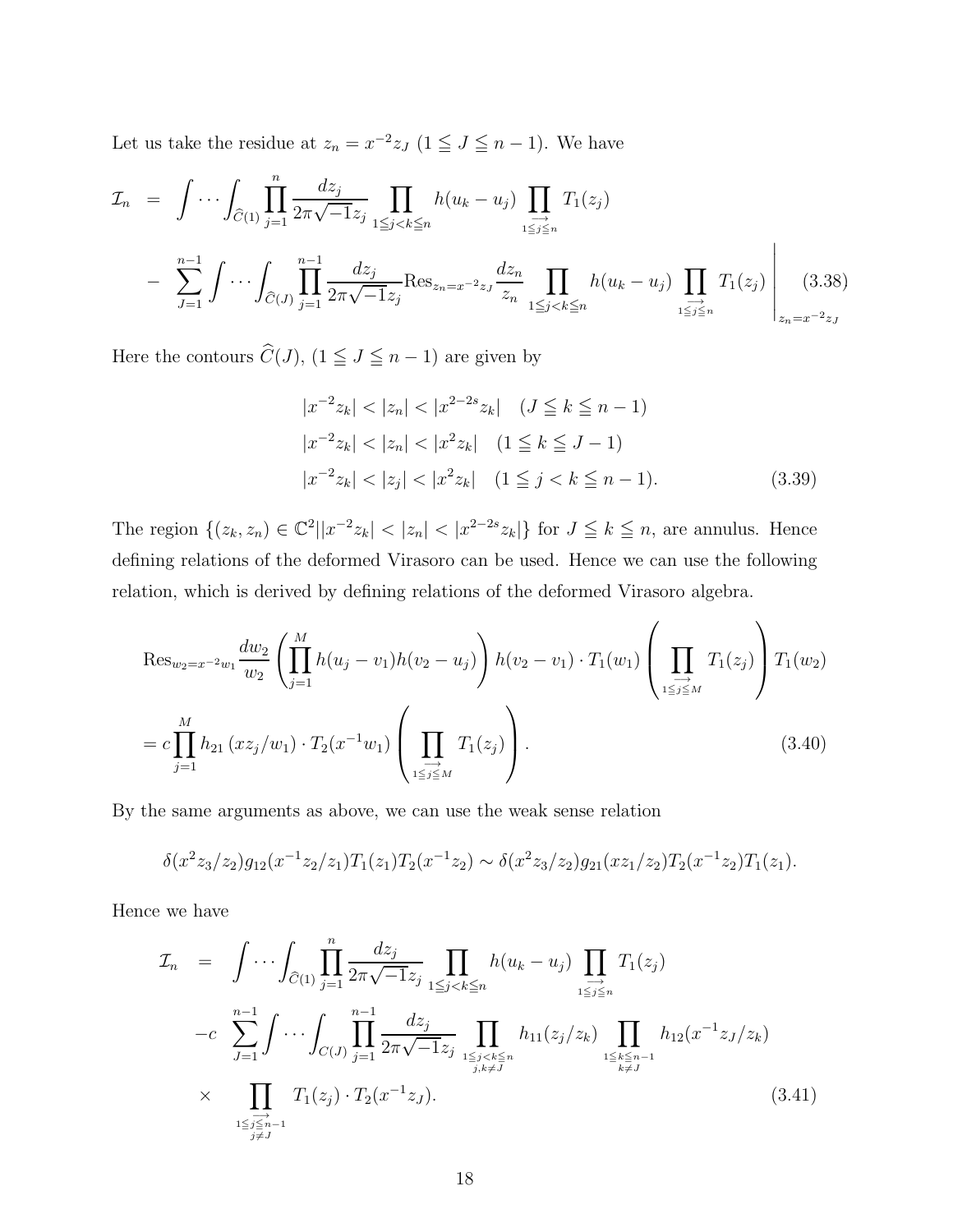Let us take the residue at $z_n = x^{-2}z_J$ $(1 \leqq J \leqq n-1)$. We have

$$
\begin{aligned}
\mathcal{I}_n &= \int \cdots \int_{\widehat{C}(1)} \prod_{j=1}^{n} \frac{dz_j}{2\pi\sqrt{-1}z_j} \prod_{1 \leqq j<k \leqq n} h(u_k - u_j) \prod_{\overrightarrow{1 \leqq j \leqq n}} T_1(z_j) \\
&- \sum_{J=1}^{n-1} \int \cdots \int_{\widehat{C}(J)} \prod_{j=1}^{n-1} \frac{dz_j}{2\pi\sqrt{-1}z_j} \mathrm{Res}_{z_n = x^{-2}z_J} \frac{dz_n}{z_n} \prod_{1 \leqq j<k \leqq n} h(u_k - u_j) \prod_{\overrightarrow{1 \leqq j \leqq n}} T_1(z_j) \Bigg|_{z_n = x^{-2}z_J} \quad (3.38)
\end{aligned}
$$

Here the contours $\widehat{C}(J)$, $(1 \leqq J \leqq n-1)$ are given by

$$
\begin{aligned}
&|x^{-2}z_k| < |z_n| < |x^{2-2s}z_k| \quad (J \leqq k \leqq n-1) \\
&|x^{-2}z_k| < |z_n| < |x^{2}z_k| \quad (1 \leqq k \leqq J-1) \\
&|x^{-2}z_k| < |z_j| < |x^{2}z_k| \quad (1 \leqq j < k \leqq n-1). \qquad (3.39)
\end{aligned}
$$

The region $\{(z_k, z_n) \in \mathbb{C}^2 | |x^{-2}z_k| < |z_n| < |x^{2-2s}z_k|\}$ for $J \leqq k \leqq n$, are annulus. Hence defining relations of the deformed Virasoro can be used. Hence we can use the following relation, which is derived by defining relations of the deformed Virasoro algebra.

$$
\begin{aligned}
&\mathrm{Res}_{w_2 = x^{-2}w_1} \frac{dw_2}{w_2} \left( \prod_{j=1}^{M} h(u_j - v_1) h(v_2 - u_j) \right) h(v_2 - v_1) \cdot T_1(w_1) \left( \prod_{\overrightarrow{1 \leqq j \leqq M}} T_1(z_j) \right) T_1(w_2) \\
&= c \prod_{j=1}^{M} h_{21}(xz_j/w_1) \cdot T_2(x^{-1}w_1) \left( \prod_{\overrightarrow{1 \leqq j \leqq M}} T_1(z_j) \right). \qquad (3.40)
\end{aligned}
$$

By the same arguments as above, we can use the weak sense relation

$$
\delta(x^2z_3/z_2) g_{12}(x^{-1}z_2/z_1) T_1(z_1) T_2(x^{-1}z_2) \sim \delta(x^2z_3/z_2) g_{21}(xz_1/z_2) T_2(x^{-1}z_2) T_1(z_1).
$$

Hence we have

$$
\begin{aligned}
\mathcal{I}_n &= \int \cdots \int_{\widehat{C}(1)} \prod_{j=1}^{n} \frac{dz_j}{2\pi\sqrt{-1}z_j} \prod_{1 \leqq j<k \leqq n} h(u_k - u_j) \prod_{\overrightarrow{1 \leqq j \leqq n}} T_1(z_j) \\
&-c \sum_{J=1}^{n-1} \int \cdots \int_{C(J)} \prod_{j=1}^{n-1} \frac{dz_j}{2\pi\sqrt{-1}z_j} \prod_{\substack{1 \leqq j<k \leqq n \\ j,k \neq J}} h_{11}(z_j/z_k) \prod_{\substack{1 \leqq k \leqq n-1 \\ k \neq J}} h_{12}(x^{-1}z_J/z_k) \\
&\times \prod_{\substack{\overrightarrow{1 \leqq j \leqq n-1} \\ j \neq J}} T_1(z_j) \cdot T_2(x^{-1}z_J). \qquad (3.41)
\end{aligned}
$$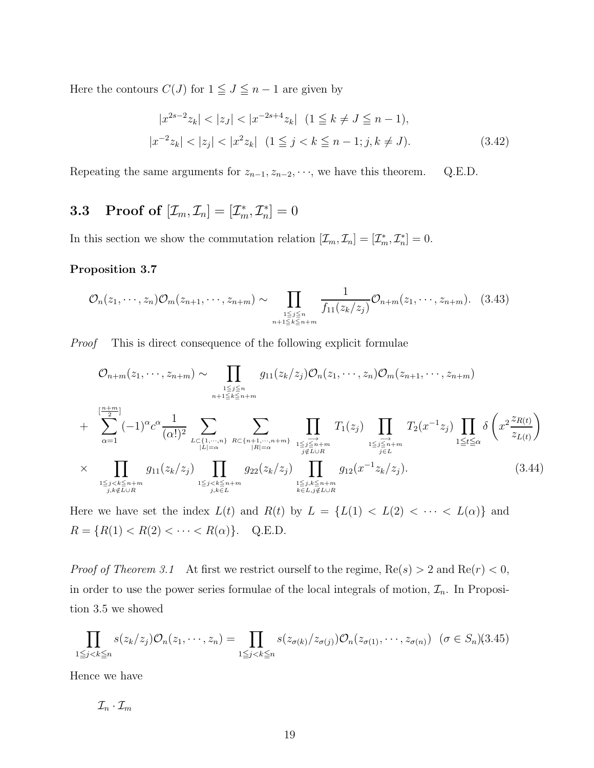Here the contours $C(J)$ for $1 \leqq J \leqq n-1$ are given by

$$
\begin{aligned}
&|x^{2s-2}z_k| < |z_J| < |x^{-2s+4}z_k| \quad (1 \leqq k \neq J \leqq n-1), \\
&|x^{-2}z_k| < |z_j| < |x^2 z_k| \quad (1 \leqq j < k \leqq n-1; j,k \neq J).
\end{aligned} \tag{3.42}
$$

Repeating the same arguments for $z_{n-1}, z_{n-2}, \cdots$, we have this theorem. Q.E.D.

### 3.3 Proof of $[\mathcal{I}_m, \mathcal{I}_n] = [\mathcal{I}_m^*, \mathcal{I}_n^*] = 0$

In this section we show the commutation relation $[\mathcal{I}_m, \mathcal{I}_n] = [\mathcal{I}_m^*, \mathcal{I}_n^*] = 0$.

**Proposition 3.7**

$$
\mathcal{O}_n(z_1, \cdots, z_n)\mathcal{O}_m(z_{n+1}, \cdots, z_{n+m}) \sim \prod_{\substack{1 \leqq j \leqq n \\ n+1 \leqq k \leqq n+m}} \frac{1}{f_{11}(z_k/z_j)} \mathcal{O}_{n+m}(z_1, \cdots, z_{n+m}). \tag{3.43}
$$

*Proof* This is direct consequence of the following explicit formulae

$$
\begin{aligned}
&\mathcal{O}_{n+m}(z_1, \cdots, z_{n+m}) \sim \prod_{\substack{1 \leqq j \leqq n \\ n+1 \leqq k \leqq n+m}} g_{11}(z_k/z_j) \mathcal{O}_n(z_1, \cdots, z_n)\mathcal{O}_m(z_{n+1}, \cdots, z_{n+m}) \\
&+ \sum_{\alpha=1}^{[\frac{n+m}{2}]} (-1)^\alpha c^\alpha \frac{1}{(\alpha!)^2} \sum_{\substack{L \subset \{1, \cdots, n\} \\ |L| = \alpha}} \sum_{\substack{R \subset \{n+1, \cdots, n+m\} \\ |R| = \alpha}} \prod_{\substack{\longrightarrow \\ 1 \leqq j \leqq n+m \\ j \notin L \cup R}} T_1(z_j) \prod_{\substack{\longrightarrow \\ 1 \leqq j \leqq n+m \\ j \in L}} T_2(x^{-1}z_j) \prod_{1 \leqq t \leqq \alpha} \delta\left(x^2 \frac{z_{R(t)}}{z_{L(t)}}\right) \\
&\times \prod_{\substack{1 \leqq j < k \leqq n+m \\ j,k \notin L \cup R}} g_{11}(z_k/z_j) \prod_{\substack{1 \leqq j < k \leqq n+m \\ j,k \in L}} g_{22}(z_k/z_j) \prod_{\substack{1 \leqq j,k \leqq n+m \\ k \in L, j \notin L \cup R}} g_{12}(x^{-1}z_k/z_j).
\end{aligned} \tag{3.44}
$$

Here we have set the index $L(t)$ and $R(t)$ by $L = \{L(1) < L(2) < \cdots < L(\alpha)\}$ and $R = \{R(1) < R(2) < \cdots < R(\alpha)\}$. Q.E.D.

*Proof of Theorem 3.1* At first we restrict ourself to the regime, $\mathrm{Re}(s) > 2$ and $\mathrm{Re}(r) < 0$, in order to use the power series formulae of the local integrals of motion, $\mathcal{I}_n$. In Proposition 3.5 we showed

$$
\prod_{1 \leqq j < k \leqq n} s(z_k/z_j) \mathcal{O}_n(z_1, \cdots, z_n) = \prod_{1 \leqq j < k \leqq n} s(z_{\sigma(k)}/z_{\sigma(j)}) \mathcal{O}_n(z_{\sigma(1)}, \cdots, z_{\sigma(n)}) \quad (\sigma \in S_n) \tag{3.45}
$$

Hence we have

$$
\mathcal{I}_n \cdot \mathcal{I}_m
$$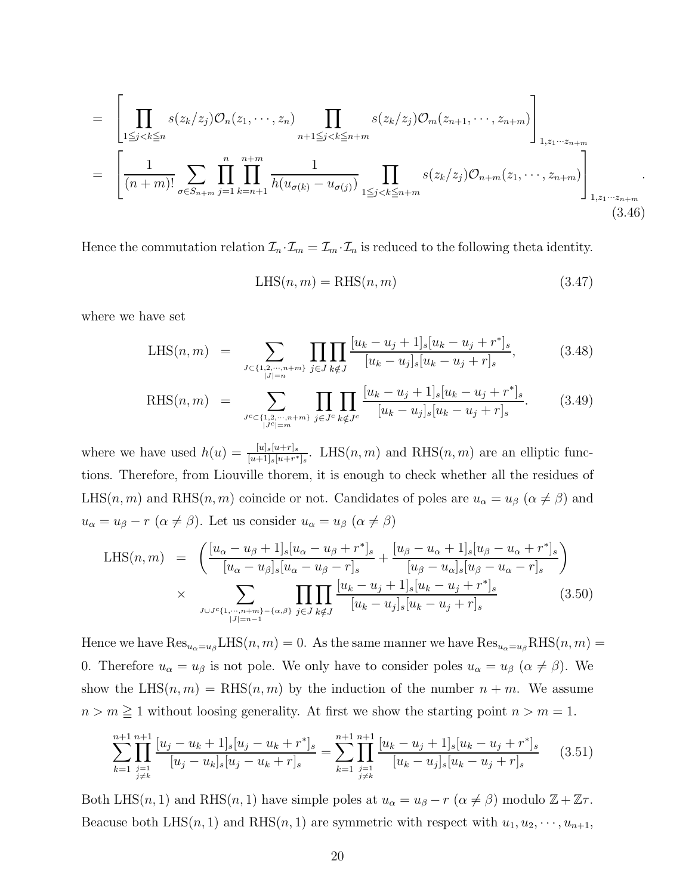$$
\begin{aligned}
&= \left[\prod_{1\leqq j<k\leqq n} s(z_k/z_j)\mathcal{O}_n(z_1,\cdots,z_n)\prod_{n+1\leqq j<k\leqq n+m} s(z_k/z_j)\mathcal{O}_m(z_{n+1},\cdots,z_{n+m})\right]_{1,z_1\cdots z_{n+m}} \\
&= \left[\frac{1}{(n+m)!}\sum_{\sigma\in S_{n+m}}\prod_{j=1}^{n}\prod_{k=n+1}^{n+m}\frac{1}{h(u_{\sigma(k)}-u_{\sigma(j)})}\prod_{1\leqq j<k\leqq n+m} s(z_k/z_j)\mathcal{O}_{n+m}(z_1,\cdots,z_{n+m})\right]_{1,z_1\cdots z_{n+m}}.
\end{aligned}
\tag{3.46}
$$

Hence the commutation relation $\mathcal{I}_n\cdot\mathcal{I}_m=\mathcal{I}_m\cdot\mathcal{I}_n$ is reduced to the following theta identity.

$$
\mathrm{LHS}(n,m)=\mathrm{RHS}(n,m) \tag{3.47}
$$

where we have set

$$
\mathrm{LHS}(n,m) = \sum_{\substack{J\subset\{1,2,\cdots,n+m\}\\ |J|=n}}\prod_{j\in J}\prod_{k\notin J}\frac{[u_k-u_j+1]_s[u_k-u_j+r^*]_s}{[u_k-u_j]_s[u_k-u_j+r]_s}, \tag{3.48}
$$

$$
\mathrm{RHS}(n,m) = \sum_{\substack{J^c\subset\{1,2,\cdots,n+m\}\\ |J^c|=m}}\prod_{j\in J^c}\prod_{k\notin J^c}\frac{[u_k-u_j+1]_s[u_k-u_j+r^*]_s}{[u_k-u_j]_s[u_k-u_j+r]_s}. \tag{3.49}
$$

where we have used $h(u)=\frac{[u]_s[u+r]_s}{[u+1]_s[u+r^*]_s}$. $\mathrm{LHS}(n,m)$ and $\mathrm{RHS}(n,m)$ are an elliptic functions. Therefore, from Liouville thorem, it is enough to check whether all the residues of $\mathrm{LHS}(n,m)$ and $\mathrm{RHS}(n,m)$ coincide or not. Candidates of poles are $u_\alpha=u_\beta$ $(\alpha\neq\beta)$ and $u_\alpha=u_\beta-r$ $(\alpha\neq\beta)$. Let us consider $u_\alpha=u_\beta$ $(\alpha\neq\beta)$

$$
\begin{aligned}
\mathrm{LHS}(n,m) &= \left(\frac{[u_\alpha-u_\beta+1]_s[u_\alpha-u_\beta+r^*]_s}{[u_\alpha-u_\beta]_s[u_\alpha-u_\beta-r]_s}+\frac{[u_\beta-u_\alpha+1]_s[u_\beta-u_\alpha+r^*]_s}{[u_\beta-u_\alpha]_s[u_\beta-u_\alpha-r]_s}\right)\\
&\times \sum_{\substack{J\cup J^c\{1,\cdots,n+m\}-\{\alpha,\beta\}\\ |J|=n-1}}\prod_{j\in J}\prod_{k\notin J}\frac{[u_k-u_j+1]_s[u_k-u_j+r^*]_s}{[u_k-u_j]_s[u_k-u_j+r]_s}
\end{aligned}
\tag{3.50}
$$

Hence we have $\mathrm{Res}_{u_\alpha=u_\beta}\mathrm{LHS}(n,m)=0$. As the same manner we have $\mathrm{Res}_{u_\alpha=u_\beta}\mathrm{RHS}(n,m)=0$. Therefore $u_\alpha=u_\beta$ is not pole. We only have to consider poles $u_\alpha=u_\beta$ $(\alpha\neq\beta)$. We show the $\mathrm{LHS}(n,m)=\mathrm{RHS}(n,m)$ by the induction of the number $n+m$. We assume $n>m\geqq 1$ without loosing generality. At first we show the starting point $n>m=1$.

$$
\sum_{k=1}^{n+1}\prod_{\substack{j=1\\ j\neq k}}^{n+1}\frac{[u_j-u_k+1]_s[u_j-u_k+r^*]_s}{[u_j-u_k]_s[u_j-u_k+r]_s}=\sum_{k=1}^{n+1}\prod_{\substack{j=1\\ j\neq k}}^{n+1}\frac{[u_k-u_j+1]_s[u_k-u_j+r^*]_s}{[u_k-u_j]_s[u_k-u_j+r]_s} \tag{3.51}
$$

Both $\mathrm{LHS}(n,1)$ and $\mathrm{RHS}(n,1)$ have simple poles at $u_\alpha=u_\beta-r$ $(\alpha\neq\beta)$ modulo $\mathbb{Z}+\mathbb{Z}\tau$. Beacuse both $\mathrm{LHS}(n,1)$ and $\mathrm{RHS}(n,1)$ are symmetric with respect with $u_1,u_2,\cdots,u_{n+1}$,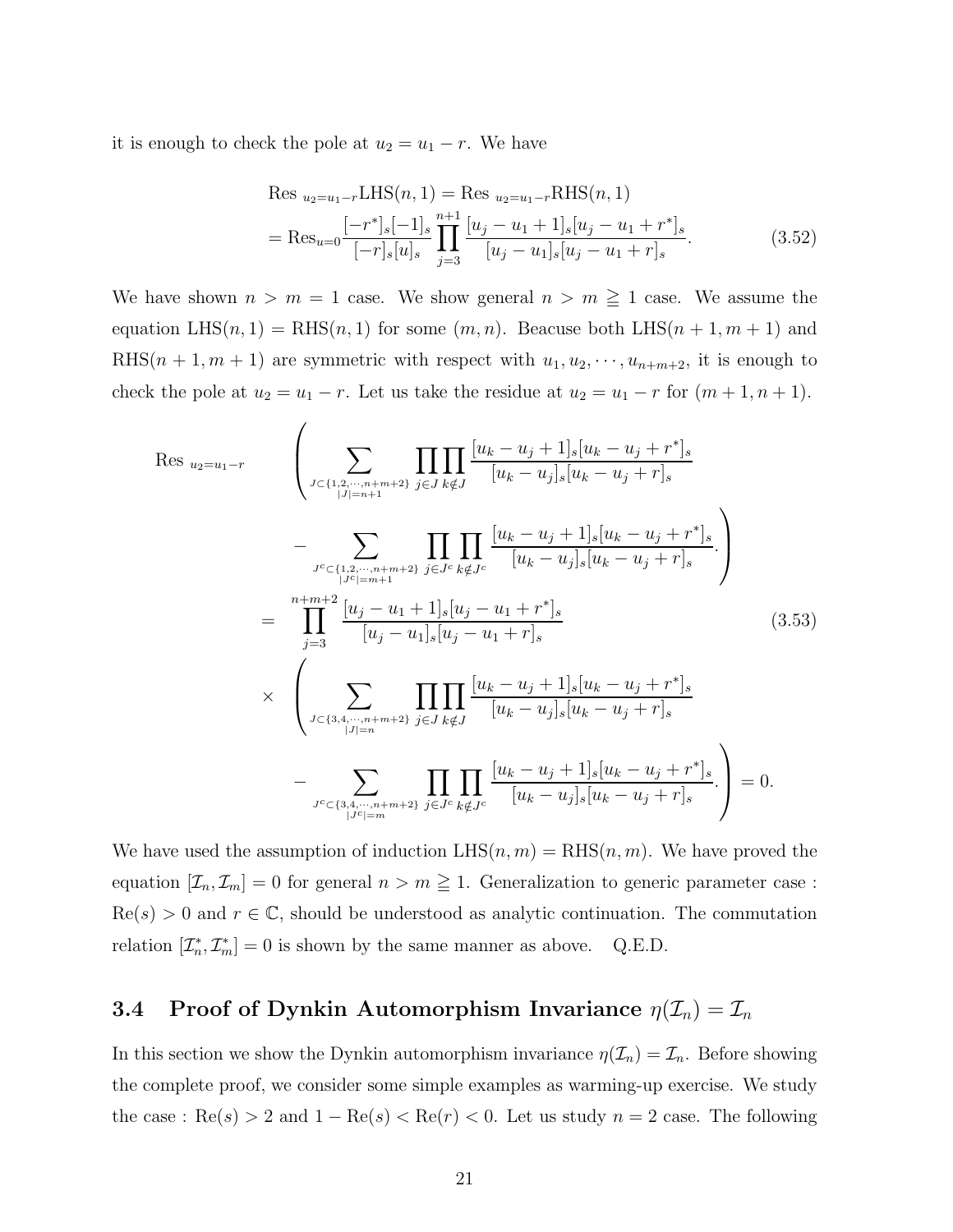it is enough to check the pole at $u_2 = u_1 - r$. We have

$$
\begin{aligned}
& \text{Res}_{\ u_2=u_1-r}\text{LHS}(n,1) = \text{Res}_{\ u_2=u_1-r}\text{RHS}(n,1) \\
&= \text{Res}_{u=0}\frac{[-r^*]_s[-1]_s}{[-r]_s[u]_s}\prod_{j=3}^{n+1}\frac{[u_j-u_1+1]_s[u_j-u_1+r^*]_s}{[u_j-u_1]_s[u_j-u_1+r]_s}.
\end{aligned}
\tag{3.52}
$$

We have shown $n > m = 1$ case. We show general $n > m \geqq 1$ case. We assume the equation $\text{LHS}(n,1) = \text{RHS}(n,1)$ for some $(m,n)$. Beacuse both $\text{LHS}(n+1,m+1)$ and $\text{RHS}(n+1,m+1)$ are symmetric with respect with $u_1, u_2, \cdots, u_{n+m+2}$, it is enough to check the pole at $u_2 = u_1 - r$. Let us take the residue at $u_2 = u_1 - r$ for $(m+1, n+1)$.

$$
\begin{aligned}
\text{Res}_{\ u_2=u_1-r} \quad & \left( \sum_{\substack{J\subset\{1,2,\cdots,n+m+2\}\\|J|=n+1}} \prod_{j\in J}\prod_{k\notin J}\frac{[u_k-u_j+1]_s[u_k-u_j+r^*]_s}{[u_k-u_j]_s[u_k-u_j+r]_s} \right. \\
& \left. - \sum_{\substack{J^c\subset\{1,2,\cdots,n+m+2\}\\|J^c|=m+1}} \prod_{j\in J^c}\prod_{k\notin J^c}\frac{[u_k-u_j+1]_s[u_k-u_j+r^*]_s}{[u_k-u_j]_s[u_k-u_j+r]_s}. \right) \\
= \quad & \prod_{j=3}^{n+m+2}\frac{[u_j-u_1+1]_s[u_j-u_1+r^*]_s}{[u_j-u_1]_s[u_j-u_1+r]_s} \\
\times \quad & \left( \sum_{\substack{J\subset\{3,4,\cdots,n+m+2\}\\|J|=n}} \prod_{j\in J}\prod_{k\notin J}\frac{[u_k-u_j+1]_s[u_k-u_j+r^*]_s}{[u_k-u_j]_s[u_k-u_j+r]_s} \right. \\
& \left. - \sum_{\substack{J^c\subset\{3,4,\cdots,n+m+2\}\\|J^c|=m}} \prod_{j\in J^c}\prod_{k\notin J^c}\frac{[u_k-u_j+1]_s[u_k-u_j+r^*]_s}{[u_k-u_j]_s[u_k-u_j+r]_s}. \right) = 0.
\end{aligned}
\tag{3.53}
$$

We have used the assumption of induction $\text{LHS}(n,m) = \text{RHS}(n,m)$. We have proved the equation $[\mathcal{I}_n, \mathcal{I}_m] = 0$ for general $n > m \geqq 1$. Generalization to generic parameter case : $\text{Re}(s) > 0$ and $r \in \mathbb{C}$, should be understood as analytic continuation. The commutation relation $[\mathcal{I}_n^*, \mathcal{I}_m^*] = 0$ is shown by the same manner as above. Q.E.D.

### 3.4 Proof of Dynkin Automorphism Invariance $\eta(\mathcal{I}_n) = \mathcal{I}_n$

In this section we show the Dynkin automorphism invariance $\eta(\mathcal{I}_n) = \mathcal{I}_n$. Before showing the complete proof, we consider some simple examples as warming-up exercise. We study the case : $\text{Re}(s) > 2$ and $1 - \text{Re}(s) < \text{Re}(r) < 0$. Let us study $n = 2$ case. The following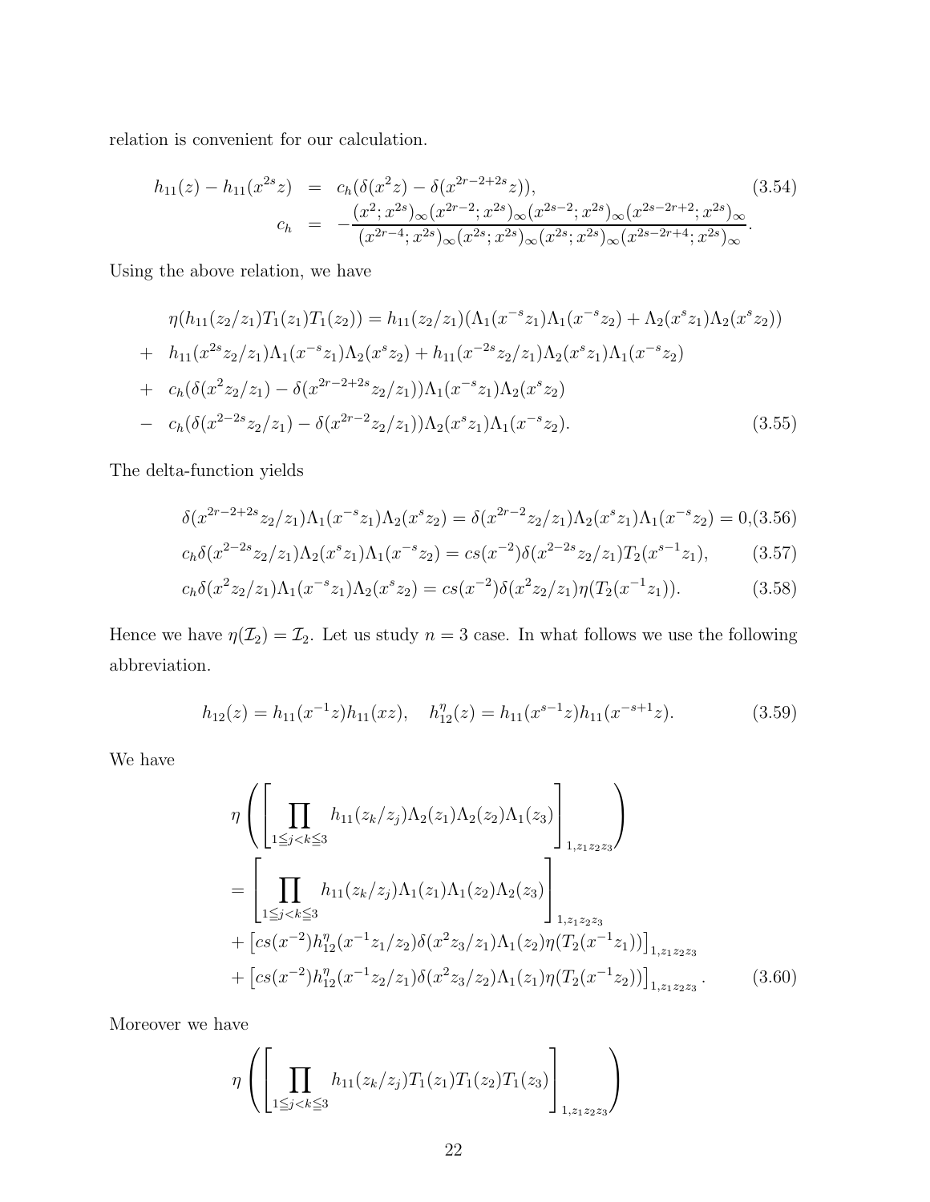relation is convenient for our calculation.

$$
\begin{aligned}
h_{11}(z) - h_{11}(x^{2s}z) &= c_h(\delta(x^2 z) - \delta(x^{2r-2+2s}z)), \\
c_h &= -\frac{(x^2;x^{2s})_\infty (x^{2r-2};x^{2s})_\infty (x^{2s-2};x^{2s})_\infty (x^{2s-2r+2};x^{2s})_\infty}{(x^{2r-4};x^{2s})_\infty (x^{2s};x^{2s})_\infty (x^{2s};x^{2s})_\infty (x^{2s-2r+4};x^{2s})_\infty}.
\end{aligned}
\tag{3.54}
$$

Using the above relation, we have

$$
\begin{aligned}
&\eta(h_{11}(z_2/z_1)T_1(z_1)T_1(z_2)) = h_{11}(z_2/z_1)(\Lambda_1(x^{-s}z_1)\Lambda_1(x^{-s}z_2) + \Lambda_2(x^s z_1)\Lambda_2(x^s z_2)) \\
+&\ h_{11}(x^{2s}z_2/z_1)\Lambda_1(x^{-s}z_1)\Lambda_2(x^s z_2) + h_{11}(x^{-2s}z_2/z_1)\Lambda_2(x^s z_1)\Lambda_1(x^{-s}z_2) \\
+&\ c_h(\delta(x^2 z_2/z_1) - \delta(x^{2r-2+2s}z_2/z_1))\Lambda_1(x^{-s}z_1)\Lambda_2(x^s z_2) \\
-&\ c_h(\delta(x^{2-2s}z_2/z_1) - \delta(x^{2r-2}z_2/z_1))\Lambda_2(x^s z_1)\Lambda_1(x^{-s}z_2).
\end{aligned}
\tag{3.55}
$$

The delta-function yields

$$
\delta(x^{2r-2+2s}z_2/z_1)\Lambda_1(x^{-s}z_1)\Lambda_2(x^s z_2) = \delta(x^{2r-2}z_2/z_1)\Lambda_2(x^s z_1)\Lambda_1(x^{-s}z_2) = 0, \tag{3.56}
$$

$$
c_h\delta(x^{2-2s}z_2/z_1)\Lambda_2(x^s z_1)\Lambda_1(x^{-s}z_2) = cs(x^{-2})\delta(x^{2-2s}z_2/z_1)T_2(x^{s-1}z_1), \tag{3.57}
$$

$$
c_h\delta(x^2 z_2/z_1)\Lambda_1(x^{-s}z_1)\Lambda_2(x^s z_2) = cs(x^{-2})\delta(x^2 z_2/z_1)\eta(T_2(x^{-1}z_1)). \tag{3.58}
$$

Hence we have $\eta(\mathcal{I}_2) = \mathcal{I}_2$. Let us study $n=3$ case. In what follows we use the following abbreviation.

$$
h_{12}(z) = h_{11}(x^{-1}z)h_{11}(xz), \quad h_{12}^\eta(z) = h_{11}(x^{s-1}z)h_{11}(x^{-s+1}z). \tag{3.59}
$$

We have

$$
\begin{aligned}
&\eta\left(\left[\prod_{1\leqq j<k\leqq 3} h_{11}(z_k/z_j)\Lambda_2(z_1)\Lambda_2(z_2)\Lambda_1(z_3)\right]_{1,z_1z_2z_3}\right) \\
&= \left[\prod_{1\leqq j<k\leqq 3} h_{11}(z_k/z_j)\Lambda_1(z_1)\Lambda_1(z_2)\Lambda_2(z_3)\right]_{1,z_1z_2z_3} \\
&+ \left[cs(x^{-2})h_{12}^\eta(x^{-1}z_1/z_2)\delta(x^2 z_3/z_1)\Lambda_1(z_2)\eta(T_2(x^{-1}z_1))\right]_{1,z_1z_2z_3} \\
&+ \left[cs(x^{-2})h_{12}^\eta(x^{-1}z_2/z_1)\delta(x^2 z_3/z_2)\Lambda_1(z_1)\eta(T_2(x^{-1}z_2))\right]_{1,z_1z_2z_3}.
\end{aligned}
\tag{3.60}
$$

Moreover we have

$$
\eta\left(\left[\prod_{1\leqq j<k\leqq 3} h_{11}(z_k/z_j)T_1(z_1)T_1(z_2)T_1(z_3)\right]_{1,z_1z_2z_3}\right)
$$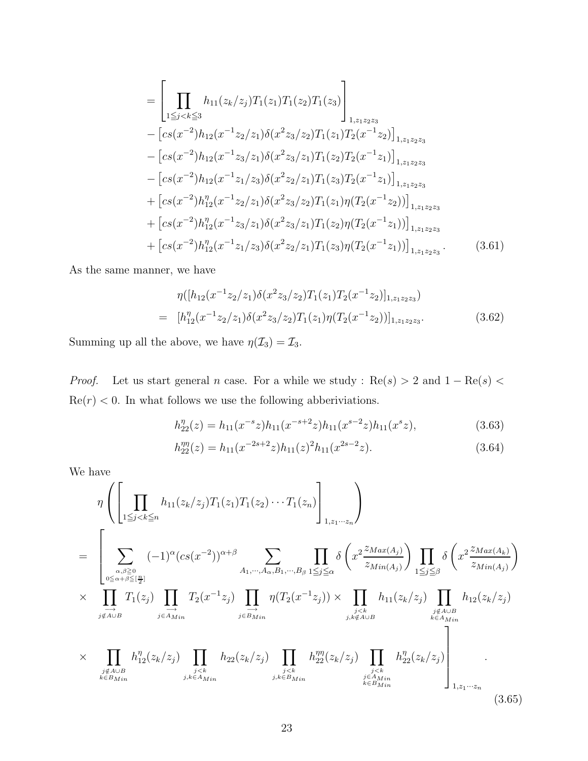$$
\begin{aligned}
&= \left[\prod_{1 \leqq j<k \leqq 3} h_{11}(z_k/z_j) T_1(z_1)T_1(z_2)T_1(z_3)\right]_{1,z_1z_2z_3} \\
&- \left[cs(x^{-2})h_{12}(x^{-1}z_2/z_1)\delta(x^2z_3/z_2)T_1(z_1)T_2(x^{-1}z_2)\right]_{1,z_1z_2z_3} \\
&- \left[cs(x^{-2})h_{12}(x^{-1}z_3/z_1)\delta(x^2z_3/z_1)T_1(z_2)T_2(x^{-1}z_1)\right]_{1,z_1z_2z_3} \\
&- \left[cs(x^{-2})h_{12}(x^{-1}z_1/z_3)\delta(x^2z_2/z_1)T_1(z_3)T_2(x^{-1}z_1)\right]_{1,z_1z_2z_3} \\
&+ \left[cs(x^{-2})h_{12}^\eta(x^{-1}z_2/z_1)\delta(x^2z_3/z_2)T_1(z_1)\eta(T_2(x^{-1}z_2))\right]_{1,z_1z_2z_3} \\
&+ \left[cs(x^{-2})h_{12}^\eta(x^{-1}z_3/z_1)\delta(x^2z_3/z_1)T_1(z_2)\eta(T_2(x^{-1}z_1))\right]_{1,z_1z_2z_3} \\
&+ \left[cs(x^{-2})h_{12}^\eta(x^{-1}z_1/z_3)\delta(x^2z_2/z_1)T_1(z_3)\eta(T_2(x^{-1}z_1))\right]_{1,z_1z_2z_3}. \qquad (3.61)
\end{aligned}
$$

As the same manner, we have

$$
\begin{aligned}
&\eta([h_{12}(x^{-1}z_2/z_1)\delta(x^2z_3/z_2)T_1(z_1)T_2(x^{-1}z_2)]_{1,z_1z_2z_3}) \\
=\ &[h_{12}^\eta(x^{-1}z_2/z_1)\delta(x^2z_3/z_2)T_1(z_1)\eta(T_2(x^{-1}z_2))]_{1,z_1z_2z_3}. \qquad (3.62)
\end{aligned}
$$

Summing up all the above, we have $\eta(\mathcal{I}_3) = \mathcal{I}_3$.

*Proof.* Let us start general $n$ case. For a while we study : $\mathrm{Re}(s) > 2$ and $1 - \mathrm{Re}(s) < \mathrm{Re}(r) < 0$. In what follows we use the following abberiviations.

$$
h_{22}^\eta(z) = h_{11}(x^{-s}z)h_{11}(x^{-s+2}z)h_{11}(x^{s-2}z)h_{11}(x^sz), \qquad (3.63)
$$

$$
h_{22}^{\eta\eta}(z) = h_{11}(x^{-2s+2}z)h_{11}(z)^2h_{11}(x^{2s-2}z). \qquad (3.64)
$$

We have

$$
\begin{aligned}
&\eta\left(\left[\prod_{1 \leqq j<k \leqq n} h_{11}(z_k/z_j)T_1(z_1)T_1(z_2)\cdots T_1(z_n)\right]_{1,z_1\cdots z_n}\right) \\
=\ &\Bigg[\sum_{\substack{\alpha,\beta \geqq 0 \\ 0 \leqq \alpha+\beta \leqq [\frac{n}{2}]}} (-1)^\alpha (cs(x^{-2}))^{\alpha+\beta} \sum_{A_1,\cdots,A_\alpha,B_1,\cdots,B_\beta} \prod_{1 \leqq j \leqq \alpha} \delta\left(x^2 \frac{z_{Max(A_j)}}{z_{Min(A_j)}}\right) \prod_{1 \leqq j \leqq \beta} \delta\left(x^2 \frac{z_{Max(A_k)}}{z_{Min(A_j)}}\right) \\
&\times \prod_{\overrightarrow{j \notin A \cup B}} T_1(z_j) \prod_{\overrightarrow{j \in A_{Min}}} T_2(x^{-1}z_j) \prod_{\overrightarrow{j \in B_{Min}}} \eta(T_2(x^{-1}z_j)) \times \prod_{\substack{j<k \\ j,k \notin A \cup B}} h_{11}(z_k/z_j) \prod_{\substack{j \notin A \cup B \\ k \in A_{Min}}} h_{12}(z_k/z_j) \\
&\times \prod_{\substack{j \notin A \cup B \\ k \in B_{Min}}} h_{12}^\eta(z_k/z_j) \prod_{\substack{j<k \\ j,k \in A_{Min}}} h_{22}(z_k/z_j) \prod_{\substack{j<k \\ j,k \in B_{Min}}} h_{22}^{\eta\eta}(z_k/z_j) \prod_{\substack{j<k \\ j \in A_{Min} \\ k \in B_{Min}}} h_{22}^\eta(z_k/z_j)\Bigg]_{1,z_1\cdots z_n}. \qquad (3.65)
\end{aligned}
$$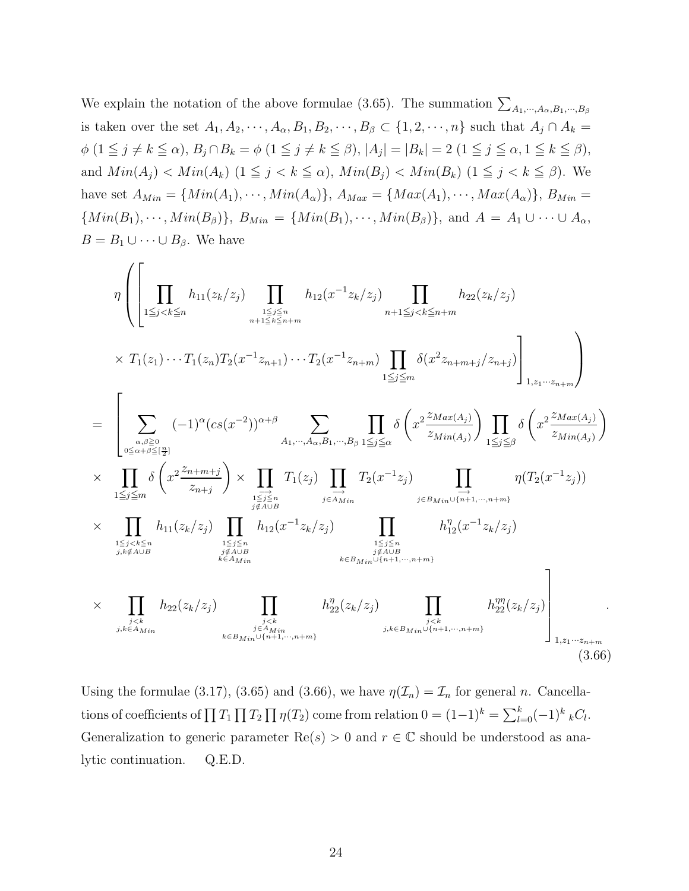We explain the notation of the above formulae (3.65). The summation $\sum_{A_1,\cdots,A_\alpha,B_1,\cdots,B_\beta}$ is taken over the set $A_1, A_2, \cdots, A_\alpha, B_1, B_2, \cdots, B_\beta \subset \{1, 2, \cdots, n\}$ such that $A_j \cap A_k = \phi$ $(1 \leqq j \neq k \leqq \alpha)$, $B_j \cap B_k = \phi$ $(1 \leqq j \neq k \leqq \beta)$, $|A_j| = |B_k| = 2$ $(1 \leqq j \leqq \alpha, 1 \leqq k \leqq \beta)$, and $Min(A_j) < Min(A_k)$ $(1 \leqq j < k \leqq \alpha)$, $Min(B_j) < Min(B_k)$ $(1 \leqq j < k \leqq \beta)$. We have set $A_{Min} = \{Min(A_1), \cdots, Min(A_\alpha)\}$, $A_{Max} = \{Max(A_1), \cdots, Max(A_\alpha)\}$, $B_{Min} = \{Min(B_1), \cdots, Min(B_\beta)\}$, $B_{Min} = \{Min(B_1), \cdots, Min(B_\beta)\}$, and $A = A_1 \cup \cdots \cup A_\alpha$, $B = B_1 \cup \cdots \cup B_\beta$. We have

$$
\begin{aligned}
&\eta\Bigg(\Bigg[\prod_{1\leqq j<k\leqq n} h_{11}(z_k/z_j) \prod_{\substack{1\leqq j\leqq n\\ n+1\leqq k\leqq n+m}} h_{12}(x^{-1}z_k/z_j) \prod_{n+1\leqq j<k\leqq n+m} h_{22}(z_k/z_j)\\
&\times T_1(z_1)\cdots T_1(z_n)T_2(x^{-1}z_{n+1})\cdots T_2(x^{-1}z_{n+m}) \prod_{1\leqq j\leqq m}\delta(x^2 z_{n+m+j}/z_{n+j})\Bigg]_{1,z_1\cdots z_{n+m}}\Bigg)\\
=&\Bigg[\sum_{\substack{\alpha,\beta\geqq 0\\ 0\leqq \alpha+\beta\leqq [\frac{n}{2}]}} (-1)^\alpha (cs(x^{-2}))^{\alpha+\beta} \sum_{A_1,\cdots,A_\alpha,B_1,\cdots,B_\beta} \prod_{1\leqq j\leqq \alpha}\delta\left(x^2\frac{z_{Max(A_j)}}{z_{Min(A_j)}}\right)\prod_{1\leqq j\leqq \beta}\delta\left(x^2\frac{z_{Max(A_j)}}{z_{Min(A_j)}}\right)\\
\times&\prod_{1\leqq j\leqq m}\delta\left(x^2\frac{z_{n+m+j}}{z_{n+j}}\right)\times \prod_{\substack{\longrightarrow\\ 1\leqq j\leqq n\\ j\notin A\cup B}} T_1(z_j)\prod_{\substack{\longrightarrow\\ j\in A_{Min}}} T_2(x^{-1}z_j)\prod_{\substack{\longrightarrow\\ j\in B_{Min}\cup\{n+1,\cdots,n+m\}}}\eta(T_2(x^{-1}z_j))\\
\times&\prod_{\substack{1\leqq j<k\leqq n\\ j,k\notin A\cup B}} h_{11}(z_k/z_j)\prod_{\substack{1\leqq j\leqq n\\ j\notin A\cup B\\ k\in A_{Min}}} h_{12}(x^{-1}z_k/z_j)\prod_{\substack{1\leqq j\leqq n\\ j\notin A\cup B\\ k\in B_{Min}\cup\{n+1,\cdots,n+m\}}} h_{12}^\eta(x^{-1}z_k/z_j)\\
\times&\prod_{\substack{j<k\\ j,k\in A_{Min}}} h_{22}(z_k/z_j)\prod_{\substack{j<k\\ j\in A_{Min}\\ k\in B_{Min}\cup\{n+1,\cdots,n+m\}}} h_{22}^\eta(z_k/z_j)\prod_{\substack{j<k\\ j,k\in B_{Min}\cup\{n+1,\cdots,n+m\}}} h_{22}^{\eta\eta}(z_k/z_j)\Bigg]_{1,z_1\cdots z_{n+m}}.
\end{aligned}
\tag{3.66}
$$

Using the formulae (3.17), (3.65) and (3.66), we have $\eta(\mathcal{I}_n) = \mathcal{I}_n$ for general $n$. Cancellations of coefficients of $\prod T_1 \prod T_2 \prod \eta(T_2)$ come from relation $0 = (1-1)^k = \sum_{l=0}^k (-1)^k {}_kC_l$. Generalization to generic parameter $\mathrm{Re}(s) > 0$ and $r \in \mathbb{C}$ should be understood as analytic continuation. Q.E.D.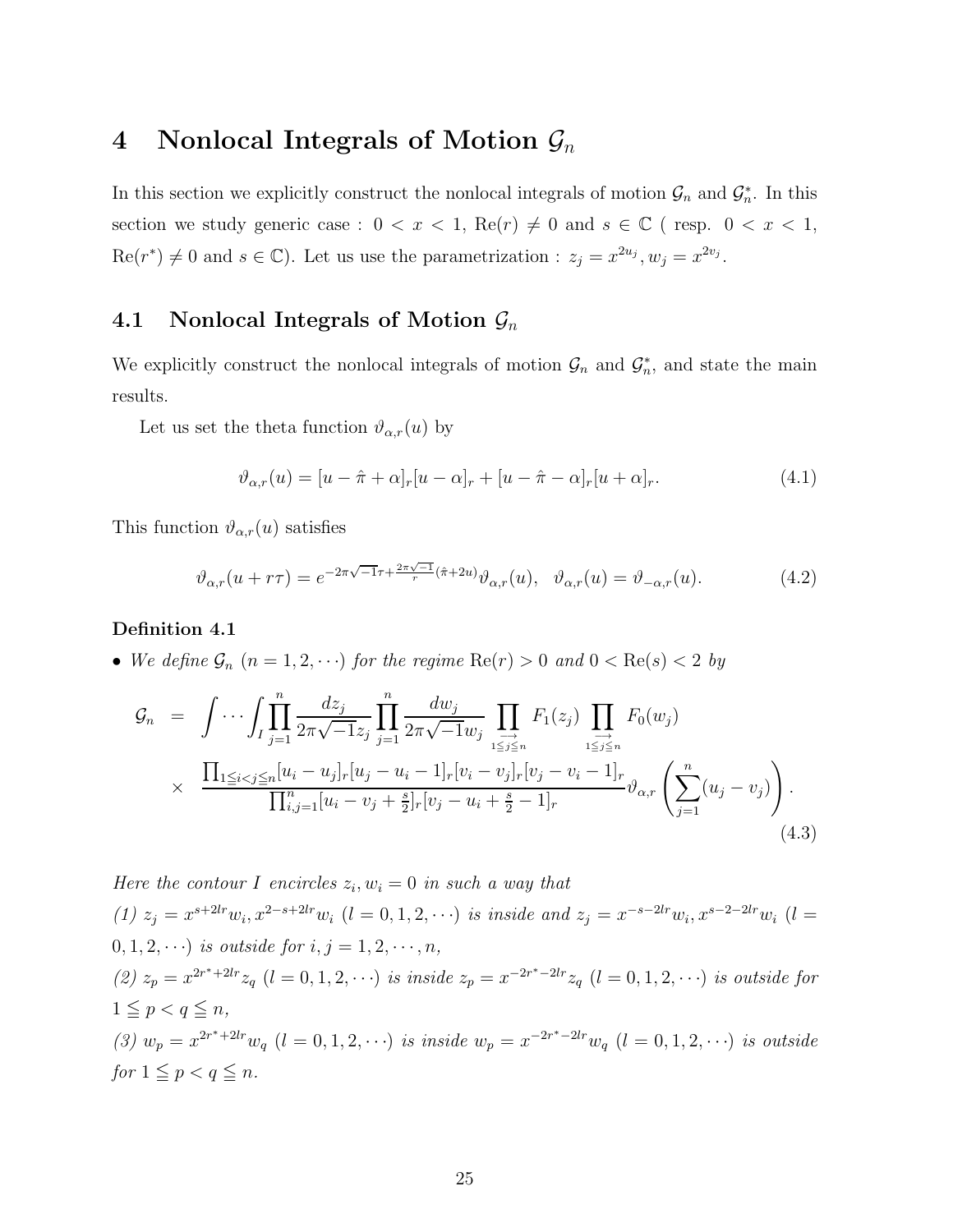# 4 Nonlocal Integrals of Motion $\mathcal{G}_n$

In this section we explicitly construct the nonlocal integrals of motion $\mathcal{G}_n$ and $\mathcal{G}_n^*$. In this section we study generic case : $0 < x < 1$, $\mathrm{Re}(r) \neq 0$ and $s \in \mathbb{C}$ ( resp. $0 < x < 1$, $\mathrm{Re}(r^*) \neq 0$ and $s \in \mathbb{C}$). Let us use the parametrization : $z_j = x^{2u_j}, w_j = x^{2v_j}$.

## 4.1 Nonlocal Integrals of Motion $\mathcal{G}_n$

We explicitly construct the nonlocal integrals of motion $\mathcal{G}_n$ and $\mathcal{G}_n^*$, and state the main results.

Let us set the theta function $\vartheta_{\alpha,r}(u)$ by

$$\vartheta_{\alpha,r}(u) = [u - \hat{\pi} + \alpha]_r [u - \alpha]_r + [u - \hat{\pi} - \alpha]_r [u + \alpha]_r. \tag{4.1}$$

This function $\vartheta_{\alpha,r}(u)$ satisfies

$$\vartheta_{\alpha,r}(u + r\tau) = e^{-2\pi\sqrt{-1}\tau + \frac{2\pi\sqrt{-1}}{r}(\hat{\pi}+2u)} \vartheta_{\alpha,r}(u), \quad \vartheta_{\alpha,r}(u) = \vartheta_{-\alpha,r}(u). \tag{4.2}$$

**Definition 4.1**

- *We define $\mathcal{G}_n$ $(n = 1, 2, \cdots)$ for the regime $\mathrm{Re}(r) > 0$ and $0 < \mathrm{Re}(s) < 2$ by*

$$\begin{aligned}
\mathcal{G}_n &= \int \cdots \int_I \prod_{j=1}^n \frac{dz_j}{2\pi\sqrt{-1}z_j} \prod_{j=1}^n \frac{dw_j}{2\pi\sqrt{-1}w_j} \prod_{\overrightarrow{1 \leqq j \leqq n}} F_1(z_j) \prod_{\overrightarrow{1 \leqq j \leqq n}} F_0(w_j) \\
&\times \frac{\prod_{1 \leqq i < j \leqq n} [u_i - u_j]_r [u_j - u_i - 1]_r [v_i - v_j]_r [v_j - v_i - 1]_r}{\prod_{i,j=1}^n [u_i - v_j + \frac{s}{2}]_r [v_j - u_i + \frac{s}{2} - 1]_r} \vartheta_{\alpha,r}\left(\sum_{j=1}^n (u_j - v_j)\right).
\end{aligned} \tag{4.3}$$

*Here the contour $I$ encircles $z_i, w_i = 0$ in such a way that*
*(1) $z_j = x^{s+2lr}w_i, x^{2-s+2lr}w_i$ $(l = 0, 1, 2, \cdots)$ is inside and $z_j = x^{-s-2lr}w_i, x^{s-2-2lr}w_i$ $(l = 0, 1, 2, \cdots)$ is outside for $i, j = 1, 2, \cdots, n$,*
*(2) $z_p = x^{2r^*+2lr}z_q$ $(l = 0, 1, 2, \cdots)$ is inside $z_p = x^{-2r^*-2lr}z_q$ $(l = 0, 1, 2, \cdots)$ is outside for $1 \leqq p < q \leqq n$,*
*(3) $w_p = x^{2r^*+2lr}w_q$ $(l = 0, 1, 2, \cdots)$ is inside $w_p = x^{-2r^*-2lr}w_q$ $(l = 0, 1, 2, \cdots)$ is outside for $1 \leqq p < q \leqq n$.*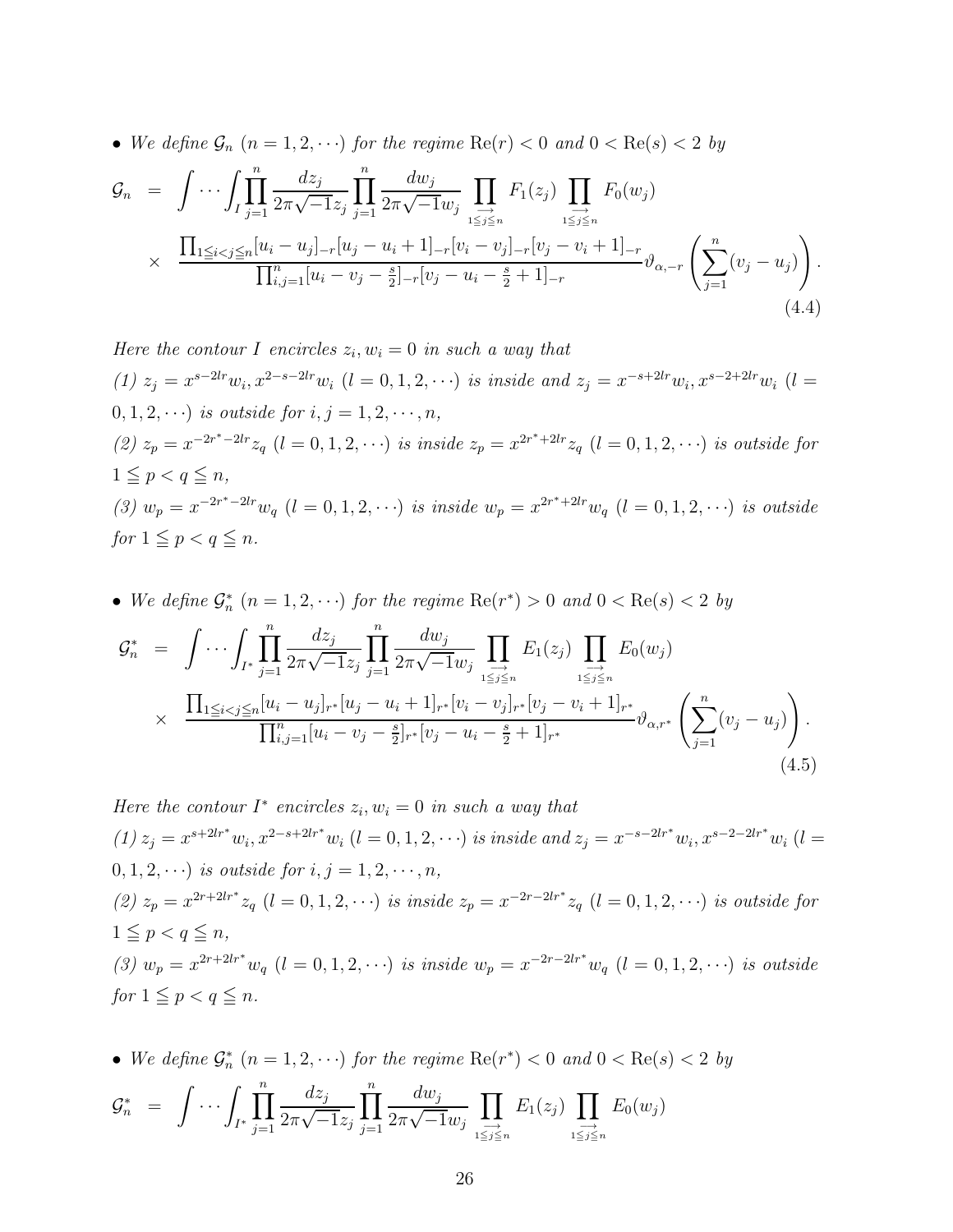- *We define* $\mathcal{G}_n$ $(n=1,2,\cdots)$ *for the regime* $\mathrm{Re}(r)<0$ *and* $0<\mathrm{Re}(s)<2$ *by*

$$
\begin{aligned}
\mathcal{G}_n &= \int\cdots\int_I \prod_{j=1}^n \frac{dz_j}{2\pi\sqrt{-1}z_j}\prod_{j=1}^n \frac{dw_j}{2\pi\sqrt{-1}w_j} \prod_{\overrightarrow{1\leqq j\leqq n}} F_1(z_j) \prod_{\overrightarrow{1\leqq j\leqq n}} F_0(w_j) \\
&\times \frac{\prod_{1\leqq i<j\leqq n}[u_i-u_j]_{-r}[u_j-u_i+1]_{-r}[v_i-v_j]_{-r}[v_j-v_i+1]_{-r}}{\prod_{i,j=1}^n [u_i-v_j-\frac{s}{2}]_{-r}[v_j-u_i-\frac{s}{2}+1]_{-r}} \vartheta_{\alpha,-r}\left(\sum_{j=1}^n (v_j-u_j)\right).
\end{aligned}
\tag{4.4}
$$

*Here the contour* $I$ *encircles* $z_i, w_i=0$ *in such a way that*
*(1)* $z_j=x^{s-2lr}w_i, x^{2-s-2lr}w_i$ $(l=0,1,2,\cdots)$ *is inside and* $z_j=x^{-s+2lr}w_i, x^{s-2+2lr}w_i$ $(l=0,1,2,\cdots)$ *is outside for* $i,j=1,2,\cdots,n$,
*(2)* $z_p=x^{-2r^*-2lr}z_q$ $(l=0,1,2,\cdots)$ *is inside* $z_p=x^{2r^*+2lr}z_q$ $(l=0,1,2,\cdots)$ *is outside for* $1\leqq p<q\leqq n$,
*(3)* $w_p=x^{-2r^*-2lr}w_q$ $(l=0,1,2,\cdots)$ *is inside* $w_p=x^{2r^*+2lr}w_q$ $(l=0,1,2,\cdots)$ *is outside for* $1\leqq p<q\leqq n$.

- *We define* $\mathcal{G}_n^*$ $(n=1,2,\cdots)$ *for the regime* $\mathrm{Re}(r^*)>0$ *and* $0<\mathrm{Re}(s)<2$ *by*

$$
\begin{aligned}
\mathcal{G}_n^* &= \int\cdots\int_{I^*} \prod_{j=1}^n \frac{dz_j}{2\pi\sqrt{-1}z_j}\prod_{j=1}^n \frac{dw_j}{2\pi\sqrt{-1}w_j} \prod_{\overrightarrow{1\leqq j\leqq n}} E_1(z_j) \prod_{\overrightarrow{1\leqq j\leqq n}} E_0(w_j) \\
&\times \frac{\prod_{1\leqq i<j\leqq n}[u_i-u_j]_{r^*}[u_j-u_i+1]_{r^*}[v_i-v_j]_{r^*}[v_j-v_i+1]_{r^*}}{\prod_{i,j=1}^n [u_i-v_j-\frac{s}{2}]_{r^*}[v_j-u_i-\frac{s}{2}+1]_{r^*}} \vartheta_{\alpha,r^*}\left(\sum_{j=1}^n (v_j-u_j)\right).
\end{aligned}
\tag{4.5}
$$

*Here the contour* $I^*$ *encircles* $z_i, w_i=0$ *in such a way that*
*(1)* $z_j=x^{s+2lr^*}w_i, x^{2-s+2lr^*}w_i$ $(l=0,1,2,\cdots)$ *is inside and* $z_j=x^{-s-2lr^*}w_i, x^{s-2-2lr^*}w_i$ $(l=0,1,2,\cdots)$ *is outside for* $i,j=1,2,\cdots,n$,
*(2)* $z_p=x^{2r+2lr^*}z_q$ $(l=0,1,2,\cdots)$ *is inside* $z_p=x^{-2r-2lr^*}z_q$ $(l=0,1,2,\cdots)$ *is outside for* $1\leqq p<q\leqq n$,
*(3)* $w_p=x^{2r+2lr^*}w_q$ $(l=0,1,2,\cdots)$ *is inside* $w_p=x^{-2r-2lr^*}w_q$ $(l=0,1,2,\cdots)$ *is outside for* $1\leqq p<q\leqq n$.

- *We define* $\mathcal{G}_n^*$ $(n=1,2,\cdots)$ *for the regime* $\mathrm{Re}(r^*)<0$ *and* $0<\mathrm{Re}(s)<2$ *by*

$$
\mathcal{G}_n^* = \int\cdots\int_{I^*} \prod_{j=1}^n \frac{dz_j}{2\pi\sqrt{-1}z_j}\prod_{j=1}^n \frac{dw_j}{2\pi\sqrt{-1}w_j} \prod_{\overrightarrow{1\leqq j\leqq n}} E_1(z_j) \prod_{\overrightarrow{1\leqq j\leqq n}} E_0(w_j)
$$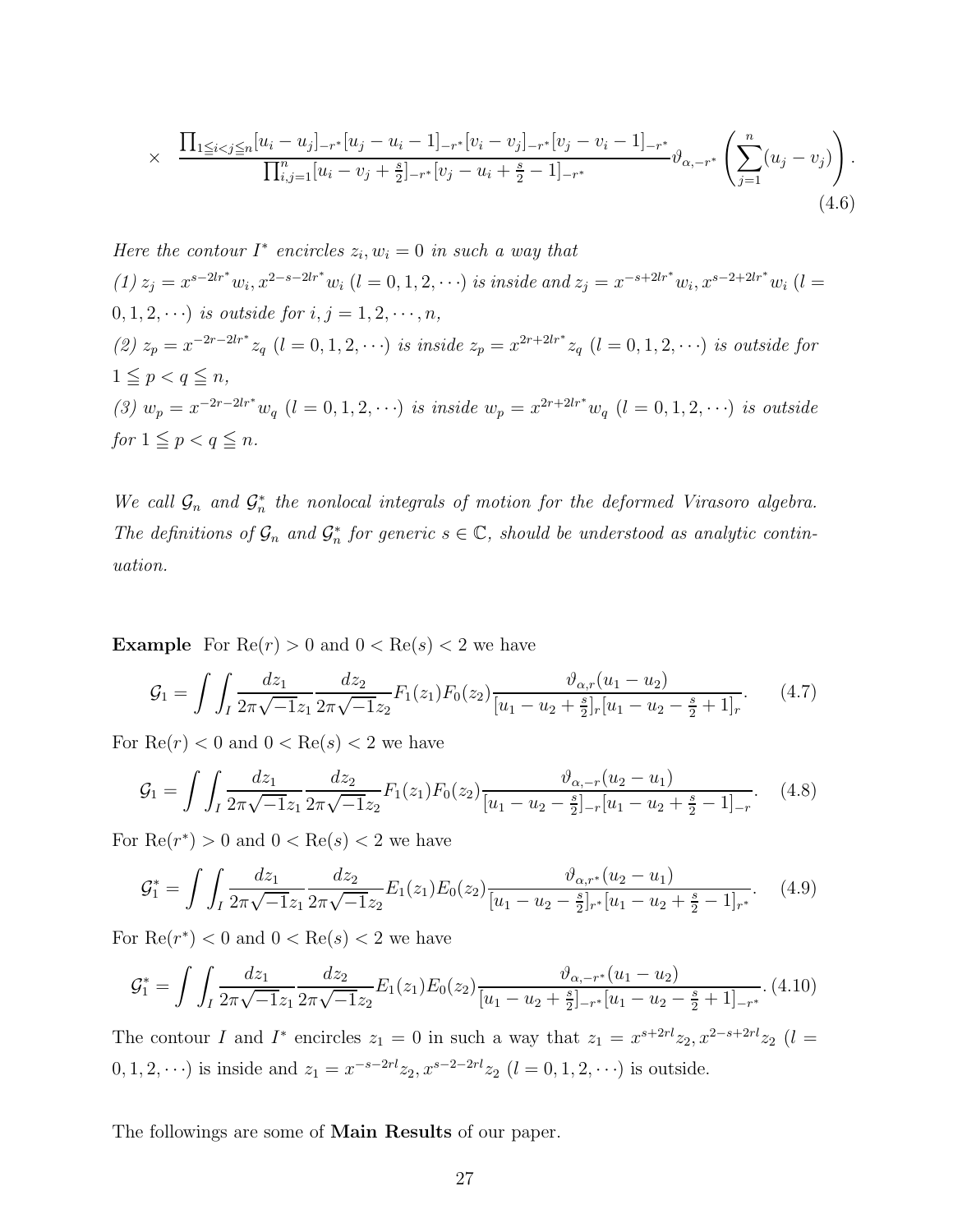$$\times \quad \frac{\prod_{1\leqq i<j\leqq n}[u_i-u_j]_{-r^*}[u_j-u_i-1]_{-r^*}[v_i-v_j]_{-r^*}[v_j-v_i-1]_{-r^*}}{\prod_{i,j=1}^{n}[u_i-v_j+\frac{s}{2}]_{-r^*}[v_j-u_i+\frac{s}{2}-1]_{-r^*}}\vartheta_{\alpha,-r^*}\left(\sum_{j=1}^{n}(u_j-v_j)\right). \tag{4.6}$$

*Here the contour $I^*$ encircles $z_i, w_i = 0$ in such a way that*

*(1) $z_j = x^{s-2lr^*}w_i, x^{2-s-2lr^*}w_i$ $(l = 0, 1, 2, \cdots)$ is inside and $z_j = x^{-s+2lr^*}w_i, x^{s-2+2lr^*}w_i$ $(l = 0, 1, 2, \cdots)$ is outside for $i, j = 1, 2, \cdots, n$,*

*(2) $z_p = x^{-2r-2lr^*}z_q$ $(l = 0, 1, 2, \cdots)$ is inside $z_p = x^{2r+2lr^*}z_q$ $(l = 0, 1, 2, \cdots)$ is outside for $1 \leqq p < q \leqq n$,*

*(3) $w_p = x^{-2r-2lr^*}w_q$ $(l = 0, 1, 2, \cdots)$ is inside $w_p = x^{2r+2lr^*}w_q$ $(l = 0, 1, 2, \cdots)$ is outside for $1 \leqq p < q \leqq n$.*

*We call $\mathcal{G}_n$ and $\mathcal{G}_n^*$ the nonlocal integrals of motion for the deformed Virasoro algebra. The definitions of $\mathcal{G}_n$ and $\mathcal{G}_n^*$ for generic $s \in \mathbb{C}$, should be understood as analytic continuation.*

**Example** For $\mathrm{Re}(r) > 0$ and $0 < \mathrm{Re}(s) < 2$ we have

$$\mathcal{G}_1 = \int\int_I \frac{dz_1}{2\pi\sqrt{-1}z_1}\frac{dz_2}{2\pi\sqrt{-1}z_2}F_1(z_1)F_0(z_2)\frac{\vartheta_{\alpha,r}(u_1-u_2)}{[u_1-u_2+\frac{s}{2}]_r[u_1-u_2-\frac{s}{2}+1]_r}. \tag{4.7}$$

For $\mathrm{Re}(r) < 0$ and $0 < \mathrm{Re}(s) < 2$ we have

$$\mathcal{G}_1 = \int\int_I \frac{dz_1}{2\pi\sqrt{-1}z_1}\frac{dz_2}{2\pi\sqrt{-1}z_2}F_1(z_1)F_0(z_2)\frac{\vartheta_{\alpha,-r}(u_2-u_1)}{[u_1-u_2-\frac{s}{2}]_{-r}[u_1-u_2+\frac{s}{2}-1]_{-r}}. \tag{4.8}$$

For $\mathrm{Re}(r^*) > 0$ and $0 < \mathrm{Re}(s) < 2$ we have

$$\mathcal{G}_1^* = \int\int_I \frac{dz_1}{2\pi\sqrt{-1}z_1}\frac{dz_2}{2\pi\sqrt{-1}z_2}E_1(z_1)E_0(z_2)\frac{\vartheta_{\alpha,r^*}(u_2-u_1)}{[u_1-u_2-\frac{s}{2}]_{r^*}[u_1-u_2+\frac{s}{2}-1]_{r^*}}. \tag{4.9}$$

For $\mathrm{Re}(r^*) < 0$ and $0 < \mathrm{Re}(s) < 2$ we have

$$\mathcal{G}_1^* = \int\int_I \frac{dz_1}{2\pi\sqrt{-1}z_1}\frac{dz_2}{2\pi\sqrt{-1}z_2}E_1(z_1)E_0(z_2)\frac{\vartheta_{\alpha,-r^*}(u_1-u_2)}{[u_1-u_2+\frac{s}{2}]_{-r^*}[u_1-u_2-\frac{s}{2}+1]_{-r^*}}. \tag{4.10}$$

The contour $I$ and $I^*$ encircles $z_1 = 0$ in such a way that $z_1 = x^{s+2rl}z_2, x^{2-s+2rl}z_2$ $(l = 0, 1, 2, \cdots)$ is inside and $z_1 = x^{-s-2rl}z_2, x^{s-2-2rl}z_2$ $(l = 0, 1, 2, \cdots)$ is outside.

The followings are some of **Main Results** of our paper.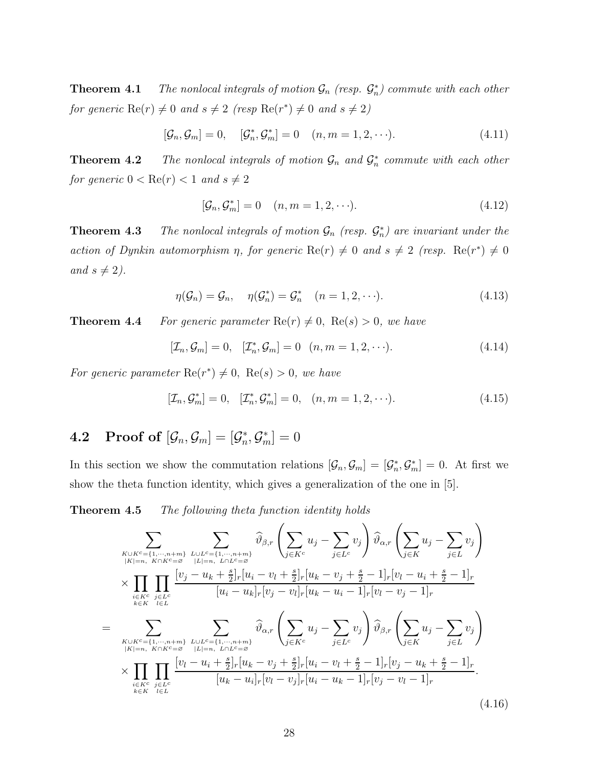**Theorem 4.1** *The nonlocal integrals of motion $\mathcal{G}_n$ (resp. $\mathcal{G}_n^*$) commute with each other for generic $\mathrm{Re}(r) \neq 0$ and $s \neq 2$ (resp $\mathrm{Re}(r^*) \neq 0$ and $s \neq 2$)*

$$
[\mathcal{G}_n, \mathcal{G}_m] = 0, \quad [\mathcal{G}_n^*, \mathcal{G}_m^*] = 0 \quad (n, m = 1, 2, \cdots). \tag{4.11}
$$

**Theorem 4.2** *The nonlocal integrals of motion $\mathcal{G}_n$ and $\mathcal{G}_n^*$ commute with each other for generic $0 < \mathrm{Re}(r) < 1$ and $s \neq 2$*

$$
[\mathcal{G}_n, \mathcal{G}_m^*] = 0 \quad (n, m = 1, 2, \cdots). \tag{4.12}
$$

**Theorem 4.3** *The nonlocal integrals of motion $\mathcal{G}_n$ (resp. $\mathcal{G}_n^*$) are invariant under the action of Dynkin automorphism $\eta$, for generic $\mathrm{Re}(r) \neq 0$ and $s \neq 2$ (resp. $\mathrm{Re}(r^*) \neq 0$ and $s \neq 2$).*

$$
\eta(\mathcal{G}_n) = \mathcal{G}_n, \quad \eta(\mathcal{G}_n^*) = \mathcal{G}_n^* \quad (n = 1, 2, \cdots). \tag{4.13}
$$

**Theorem 4.4** *For generic parameter $\mathrm{Re}(r) \neq 0,\ \mathrm{Re}(s) > 0$, we have*

$$
[\mathcal{I}_n, \mathcal{G}_m] = 0, \quad [\mathcal{I}_n^*, \mathcal{G}_m] = 0 \quad (n, m = 1, 2, \cdots). \tag{4.14}
$$

*For generic parameter $\mathrm{Re}(r^*) \neq 0,\ \mathrm{Re}(s) > 0$, we have*

$$
[\mathcal{I}_n, \mathcal{G}_m^*] = 0, \quad [\mathcal{I}_n^*, \mathcal{G}_m^*] = 0, \quad (n, m = 1, 2, \cdots). \tag{4.15}
$$

## 4.2 Proof of $[\mathcal{G}_n, \mathcal{G}_m] = [\mathcal{G}_n^*, \mathcal{G}_m^*] = 0$

In this section we show the commutation relations $[\mathcal{G}_n, \mathcal{G}_m] = [\mathcal{G}_n^*, \mathcal{G}_m^*] = 0$. At first we show the theta function identity, which gives a generalization of the one in [5].

**Theorem 4.5** *The following theta function identity holds*

$$
\begin{aligned}
& \sum_{\substack{K \cup K^c = \{1, \cdots, n+m\} \\ |K| = n,\ K \cap K^c = \varnothing}} \sum_{\substack{L \cup L^c = \{1, \cdots, n+m\} \\ |L| = n,\ L \cap L^c = \varnothing}} \widehat{\vartheta}_{\beta, r}\left(\sum_{j \in K^c} u_j - \sum_{j \in L^c} v_j\right) \widehat{\vartheta}_{\alpha, r}\left(\sum_{j \in K} u_j - \sum_{j \in L} v_j\right) \\
& \times \prod_{\substack{i \in K^c \\ k \in K}} \prod_{\substack{j \in L^c \\ l \in L}} \frac{[v_j - u_k + \frac{s}{2}]_r [u_i - v_l + \frac{s}{2}]_r [u_k - v_j + \frac{s}{2} - 1]_r [v_l - u_i + \frac{s}{2} - 1]_r}{[u_i - u_k]_r [v_j - v_l]_r [u_k - u_i - 1]_r [v_l - v_j - 1]_r} \\
= \ & \sum_{\substack{K \cup K^c = \{1, \cdots, n+m\} \\ |K| = n,\ K \cap K^c = \varnothing}} \sum_{\substack{L \cup L^c = \{1, \cdots, n+m\} \\ |L| = n,\ L \cap L^c = \varnothing}} \widehat{\vartheta}_{\alpha, r}\left(\sum_{j \in K^c} u_j - \sum_{j \in L^c} v_j\right) \widehat{\vartheta}_{\beta, r}\left(\sum_{j \in K} u_j - \sum_{j \in L} v_j\right) \\
& \times \prod_{\substack{i \in K^c \\ k \in K}} \prod_{\substack{j \in L^c \\ l \in L}} \frac{[v_l - u_i + \frac{s}{2}]_r [u_k - v_j + \frac{s}{2}]_r [u_i - v_l + \frac{s}{2} - 1]_r [v_j - u_k + \frac{s}{2} - 1]_r}{[u_k - u_i]_r [v_l - v_j]_r [u_i - u_k - 1]_r [v_j - v_l - 1]_r}.
\end{aligned} \tag{4.16}
$$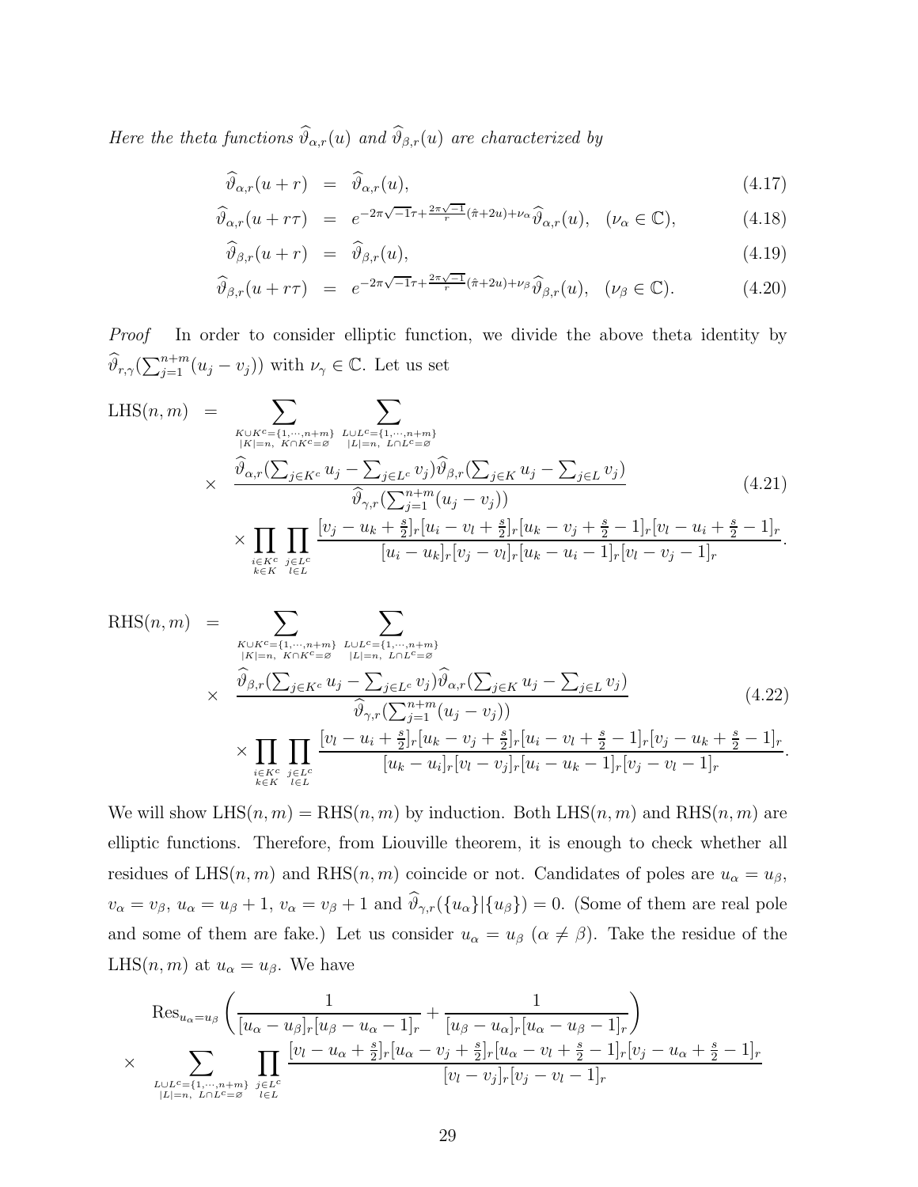*Here the theta functions $\widehat{\vartheta}_{\alpha,r}(u)$ and $\widehat{\vartheta}_{\beta,r}(u)$ are characterized by*

$$
\begin{aligned}
\widehat{\vartheta}_{\alpha,r}(u+r) &= \widehat{\vartheta}_{\alpha,r}(u), && (4.17)\\
\widehat{\vartheta}_{\alpha,r}(u+r\tau) &= e^{-2\pi\sqrt{-1}\tau+\frac{2\pi\sqrt{-1}}{r}(\hat{\pi}+2u)+\nu_\alpha}\widehat{\vartheta}_{\alpha,r}(u), \quad (\nu_\alpha\in\mathbb{C}), && (4.18)\\
\widehat{\vartheta}_{\beta,r}(u+r) &= \widehat{\vartheta}_{\beta,r}(u), && (4.19)\\
\widehat{\vartheta}_{\beta,r}(u+r\tau) &= e^{-2\pi\sqrt{-1}\tau+\frac{2\pi\sqrt{-1}}{r}(\hat{\pi}+2u)+\nu_\beta}\widehat{\vartheta}_{\beta,r}(u), \quad (\nu_\beta\in\mathbb{C}). && (4.20)
\end{aligned}
$$

*Proof* In order to consider elliptic function, we divide the above theta identity by $\widehat{\vartheta}_{r,\gamma}(\sum_{j=1}^{n+m}(u_j-v_j))$ with $\nu_\gamma\in\mathbb{C}$. Let us set

$$
\begin{aligned}
\mathrm{LHS}(n,m) &= \sum_{\substack{K\cup K^c=\{1,\cdots,n+m\}\\ |K|=n,\ K\cap K^c=\varnothing}}\ \sum_{\substack{L\cup L^c=\{1,\cdots,n+m\}\\ |L|=n,\ L\cap L^c=\varnothing}}\\
&\times \frac{\widehat{\vartheta}_{\alpha,r}(\sum_{j\in K^c}u_j-\sum_{j\in L^c}v_j)\widehat{\vartheta}_{\beta,r}(\sum_{j\in K}u_j-\sum_{j\in L}v_j)}{\widehat{\vartheta}_{\gamma,r}(\sum_{j=1}^{n+m}(u_j-v_j))} \qquad (4.21)\\
&\times\prod_{\substack{i\in K^c\\ k\in K}}\prod_{\substack{j\in L^c\\ l\in L}}\frac{[v_j-u_k+\frac{s}{2}]_r[u_i-v_l+\frac{s}{2}]_r[u_k-v_j+\frac{s}{2}-1]_r[v_l-u_i+\frac{s}{2}-1]_r}{[u_i-u_k]_r[v_j-v_l]_r[u_k-u_i-1]_r[v_l-v_j-1]_r}.
\end{aligned}
$$

$$
\begin{aligned}
\mathrm{RHS}(n,m) &= \sum_{\substack{K\cup K^c=\{1,\cdots,n+m\}\\ |K|=n,\ K\cap K^c=\varnothing}}\ \sum_{\substack{L\cup L^c=\{1,\cdots,n+m\}\\ |L|=n,\ L\cap L^c=\varnothing}}\\
&\times \frac{\widehat{\vartheta}_{\beta,r}(\sum_{j\in K^c}u_j-\sum_{j\in L^c}v_j)\widehat{\vartheta}_{\alpha,r}(\sum_{j\in K}u_j-\sum_{j\in L}v_j)}{\widehat{\vartheta}_{\gamma,r}(\sum_{j=1}^{n+m}(u_j-v_j))} \qquad (4.22)\\
&\times\prod_{\substack{i\in K^c\\ k\in K}}\prod_{\substack{j\in L^c\\ l\in L}}\frac{[v_l-u_i+\frac{s}{2}]_r[u_k-v_j+\frac{s}{2}]_r[u_i-v_l+\frac{s}{2}-1]_r[v_j-u_k+\frac{s}{2}-1]_r}{[u_k-u_i]_r[v_l-v_j]_r[u_i-u_k-1]_r[v_j-v_l-1]_r}.
\end{aligned}
$$

We will show $\mathrm{LHS}(n,m)=\mathrm{RHS}(n,m)$ by induction. Both $\mathrm{LHS}(n,m)$ and $\mathrm{RHS}(n,m)$ are elliptic functions. Therefore, from Liouville theorem, it is enough to check whether all residues of $\mathrm{LHS}(n,m)$ and $\mathrm{RHS}(n,m)$ coincide or not. Candidates of poles are $u_\alpha=u_\beta$, $v_\alpha=v_\beta$, $u_\alpha=u_\beta+1$, $v_\alpha=v_\beta+1$ and $\widehat{\vartheta}_{\gamma,r}(\{u_\alpha\}|\{u_\beta\})=0$. (Some of them are real pole and some of them are fake.) Let us consider $u_\alpha=u_\beta$ $(\alpha\neq\beta)$. Take the residue of the $\mathrm{LHS}(n,m)$ at $u_\alpha=u_\beta$. We have

$$
\begin{aligned}
&\mathrm{Res}_{u_\alpha=u_\beta}\left(\frac{1}{[u_\alpha-u_\beta]_r[u_\beta-u_\alpha-1]_r}+\frac{1}{[u_\beta-u_\alpha]_r[u_\alpha-u_\beta-1]_r}\right)\\
\times\ &\sum_{\substack{L\cup L^c=\{1,\cdots,n+m\}\\ |L|=n,\ L\cap L^c=\varnothing}}\ \prod_{\substack{j\in L^c\\ l\in L}}\frac{[v_l-u_\alpha+\frac{s}{2}]_r[u_\alpha-v_j+\frac{s}{2}]_r[u_\alpha-v_l+\frac{s}{2}-1]_r[v_j-u_\alpha+\frac{s}{2}-1]_r}{[v_l-v_j]_r[v_j-v_l-1]_r}
\end{aligned}
$$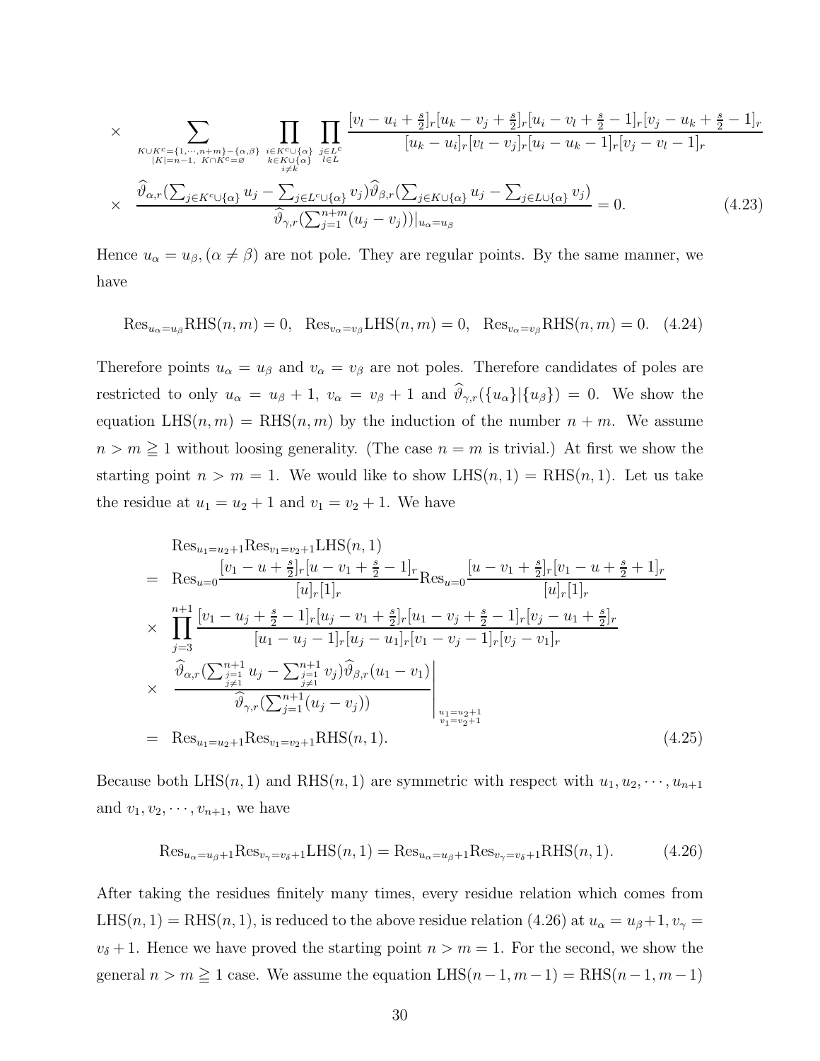$$
\begin{aligned}
\times & \sum_{\substack{K\cup K^c=\{1,\cdots,n+m\}-\{\alpha,\beta\}\\ |K|=n-1,\ K\cap K^c=\varnothing}} \prod_{\substack{i\in K^c\cup\{\alpha\}\\ k\in K\cup\{\alpha\}\\ i\neq k}} \prod_{\substack{j\in L^c\\ l\in L}} \frac{[v_l-u_i+\frac{s}{2}]_r[u_k-v_j+\frac{s}{2}]_r[u_i-v_l+\frac{s}{2}-1]_r[v_j-u_k+\frac{s}{2}-1]_r}{[u_k-u_i]_r[v_l-v_j]_r[u_i-u_k-1]_r[v_j-v_l-1]_r}\\
\times & \left.\frac{\widehat{\vartheta}_{\alpha,r}(\sum_{j\in K^c\cup\{\alpha\}}u_j-\sum_{j\in L^c\cup\{\alpha\}}v_j)\widehat{\vartheta}_{\beta,r}(\sum_{j\in K\cup\{\alpha\}}u_j-\sum_{j\in L\cup\{\alpha\}}v_j)}{\widehat{\vartheta}_{\gamma,r}(\sum_{j=1}^{n+m}(u_j-v_j))}\right|_{u_\alpha=u_\beta}=0. \qquad (4.23)
\end{aligned}
$$

Hence $u_\alpha=u_\beta, (\alpha\neq\beta)$ are not pole. They are regular points. By the same manner, we have

$$
\mathrm{Res}_{u_\alpha=u_\beta}\mathrm{RHS}(n,m)=0,\quad \mathrm{Res}_{v_\alpha=v_\beta}\mathrm{LHS}(n,m)=0,\quad \mathrm{Res}_{v_\alpha=v_\beta}\mathrm{RHS}(n,m)=0. \quad (4.24)
$$

Therefore points $u_\alpha=u_\beta$ and $v_\alpha=v_\beta$ are not poles. Therefore candidates of poles are restricted to only $u_\alpha=u_\beta+1$, $v_\alpha=v_\beta+1$ and $\widehat{\vartheta}_{\gamma,r}(\{u_\alpha\}|\{u_\beta\})=0$. We show the equation $\mathrm{LHS}(n,m)=\mathrm{RHS}(n,m)$ by the induction of the number $n+m$. We assume $n>m\geqq 1$ without loosing generality. (The case $n=m$ is trivial.) At first we show the starting point $n>m=1$. We would like to show $\mathrm{LHS}(n,1)=\mathrm{RHS}(n,1)$. Let us take the residue at $u_1=u_2+1$ and $v_1=v_2+1$. We have

$$
\begin{aligned}
& \mathrm{Res}_{u_1=u_2+1}\mathrm{Res}_{v_1=v_2+1}\mathrm{LHS}(n,1)\\
= & \ \mathrm{Res}_{u=0}\frac{[v_1-u+\frac{s}{2}]_r[u-v_1+\frac{s}{2}-1]_r}{[u]_r[1]_r}\mathrm{Res}_{u=0}\frac{[u-v_1+\frac{s}{2}]_r[v_1-u+\frac{s}{2}+1]_r}{[u]_r[1]_r}\\
\times & \prod_{j=3}^{n+1}\frac{[v_1-u_j+\frac{s}{2}-1]_r[u_j-v_1+\frac{s}{2}]_r[u_1-v_j+\frac{s}{2}-1]_r[v_j-u_1+\frac{s}{2}]_r}{[u_1-u_j-1]_r[u_j-u_1]_r[v_1-v_j-1]_r[v_j-v_1]_r}\\
\times & \left.\frac{\widehat{\vartheta}_{\alpha,r}(\sum_{\substack{j=1\\ j\neq 1}}^{n+1}u_j-\sum_{\substack{j=1\\ j\neq 1}}^{n+1}v_j)\widehat{\vartheta}_{\beta,r}(u_1-v_1)}{\widehat{\vartheta}_{\gamma,r}(\sum_{j=1}^{n+1}(u_j-v_j))}\right|_{\substack{u_1=u_2+1\\ v_1=v_2+1}}\\
= & \ \mathrm{Res}_{u_1=u_2+1}\mathrm{Res}_{v_1=v_2+1}\mathrm{RHS}(n,1). \qquad (4.25)
\end{aligned}
$$

Because both $\mathrm{LHS}(n,1)$ and $\mathrm{RHS}(n,1)$ are symmetric with respect with $u_1,u_2,\cdots,u_{n+1}$ and $v_1,v_2,\cdots,v_{n+1}$, we have

$$
\mathrm{Res}_{u_\alpha=u_\beta+1}\mathrm{Res}_{v_\gamma=v_\delta+1}\mathrm{LHS}(n,1)=\mathrm{Res}_{u_\alpha=u_\beta+1}\mathrm{Res}_{v_\gamma=v_\delta+1}\mathrm{RHS}(n,1). \qquad (4.26)
$$

After taking the residues finitely many times, every residue relation which comes from $\mathrm{LHS}(n,1)=\mathrm{RHS}(n,1)$, is reduced to the above residue relation (4.26) at $u_\alpha=u_\beta+1, v_\gamma=v_\delta+1$. Hence we have proved the starting point $n>m=1$. For the second, we show the general $n>m\geqq 1$ case. We assume the equation $\mathrm{LHS}(n-1,m-1)=\mathrm{RHS}(n-1,m-1)$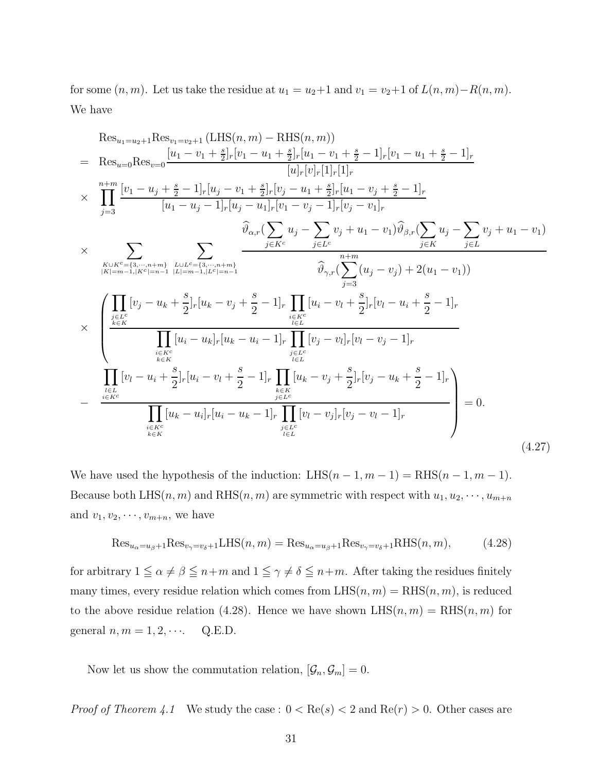for some $(n,m)$. Let us take the residue at $u_1=u_2+1$ and $v_1=v_2+1$ of $L(n,m)-R(n,m)$. We have

$$
\begin{aligned}
&\mathrm{Res}_{u_1=u_2+1}\mathrm{Res}_{v_1=v_2+1}\left(\mathrm{LHS}(n,m)-\mathrm{RHS}(n,m)\right)\\
=\ &\mathrm{Res}_{u=0}\mathrm{Res}_{v=0}\frac{[u_1-v_1+\frac{s}{2}]_r[v_1-u_1+\frac{s}{2}]_r[u_1-v_1+\frac{s}{2}-1]_r[v_1-u_1+\frac{s}{2}-1]_r}{[u]_r[v]_r[1]_r[1]_r}\\
\times\ &\prod_{j=3}^{n+m}\frac{[v_1-u_j+\frac{s}{2}-1]_r[u_j-v_1+\frac{s}{2}]_r[v_j-u_1+\frac{s}{2}]_r[u_1-v_j+\frac{s}{2}-1]_r}{[u_1-u_j-1]_r[u_j-u_1]_r[v_1-v_j-1]_r[v_j-v_1]_r}\\
\times\ &\sum_{\substack{K\cup K^c=\{3,\cdots,n+m\}\\|K|=m-1,|K^c|=n-1}}\ \sum_{\substack{L\cup L^c=\{3,\cdots,n+m\}\\|L|=m-1,|L^c|=n-1}}\frac{\widehat{\vartheta}_{\alpha,r}(\sum_{j\in K^c}u_j-\sum_{j\in L^c}v_j+u_1-v_1)\widehat{\vartheta}_{\beta,r}(\sum_{j\in K}u_j-\sum_{j\in L}v_j+u_1-v_1)}{\widehat{\vartheta}_{\gamma,r}(\sum_{j=3}^{n+m}(u_j-v_j)+2(u_1-v_1))}\\
\times\ &\left(\frac{\prod_{\substack{j\in L^c\\k\in K}}[v_j-u_k+\dfrac{s}{2}]_r[u_k-v_j+\dfrac{s}{2}-1]_r\prod_{\substack{i\in K^c\\l\in L}}[u_i-v_l+\dfrac{s}{2}]_r[v_l-u_i+\dfrac{s}{2}-1]_r}{\prod_{\substack{i\in K^c\\k\in K}}[u_i-u_k]_r[u_k-u_i-1]_r\prod_{\substack{j\in L^c\\l\in L}}[v_j-v_l]_r[v_l-v_j-1]_r}\right.\\
-\ &\left.\frac{\prod_{\substack{l\in L\\i\in K^c}}[v_l-u_i+\dfrac{s}{2}]_r[u_i-v_l+\dfrac{s}{2}-1]_r\prod_{\substack{k\in K\\j\in L^c}}[u_k-v_j+\dfrac{s}{2}]_r[v_j-u_k+\dfrac{s}{2}-1]_r}{\prod_{\substack{i\in K^c\\k\in K}}[u_k-u_i]_r[u_i-u_k-1]_r\prod_{\substack{j\in L^c\\l\in L}}[v_l-v_j]_r[v_j-v_l-1]_r}\right)=0.
\end{aligned}
\tag{4.27}
$$

We have used the hypothesis of the induction: $\mathrm{LHS}(n-1,m-1)=\mathrm{RHS}(n-1,m-1)$. Because both $\mathrm{LHS}(n,m)$ and $\mathrm{RHS}(n,m)$ are symmetric with respect with $u_1,u_2,\cdots,u_{m+n}$ and $v_1,v_2,\cdots,v_{m+n}$, we have

$$
\mathrm{Res}_{u_\alpha=u_\beta+1}\mathrm{Res}_{v_\gamma=v_\delta+1}\mathrm{LHS}(n,m)=\mathrm{Res}_{u_\alpha=u_\beta+1}\mathrm{Res}_{v_\gamma=v_\delta+1}\mathrm{RHS}(n,m),\tag{4.28}
$$

for arbitrary $1\leqq\alpha\neq\beta\leqq n+m$ and $1\leqq\gamma\neq\delta\leqq n+m$. After taking the residues finitely many times, every residue relation which comes from $\mathrm{LHS}(n,m)=\mathrm{RHS}(n,m)$, is reduced to the above residue relation (4.28). Hence we have shown $\mathrm{LHS}(n,m)=\mathrm{RHS}(n,m)$ for general $n,m=1,2,\cdots$. Q.E.D.

Now let us show the commutation relation, $[\mathcal{G}_n,\mathcal{G}_m]=0$.

*Proof of Theorem 4.1* We study the case : $0<\mathrm{Re}(s)<2$ and $\mathrm{Re}(r)>0$. Other cases are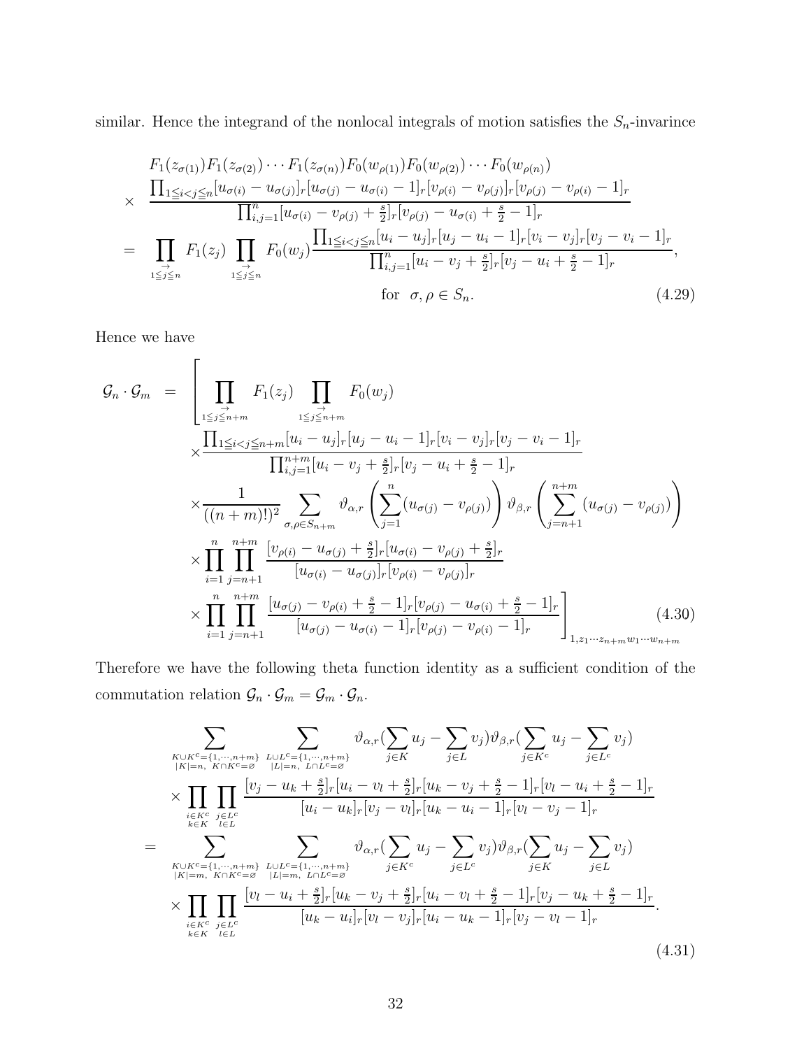similar. Hence the integrand of the nonlocal integrals of motion satisfies the $S_n$-invarince

$$
\begin{aligned}
& F_1(z_{\sigma(1)})F_1(z_{\sigma(2)})\cdots F_1(z_{\sigma(n)})F_0(w_{\rho(1)})F_0(w_{\rho(2)})\cdots F_0(w_{\rho(n)}) \\
\times \;\; & \frac{\prod_{1\leqq i<j\leqq n}[u_{\sigma(i)}-u_{\sigma(j)}]_r[u_{\sigma(j)}-u_{\sigma(i)}-1]_r[v_{\rho(i)}-v_{\rho(j)}]_r[v_{\rho(j)}-v_{\rho(i)}-1]_r}{\prod_{i,j=1}^n[u_{\sigma(i)}-v_{\rho(j)}+\frac{s}{2}]_r[v_{\rho(j)}-u_{\sigma(i)}+\frac{s}{2}-1]_r} \\
= \;\; & \prod_{\substack{\to \\ 1\leqq j\leqq n}}F_1(z_j)\prod_{\substack{\to \\ 1\leqq j\leqq n}}F_0(w_j)\frac{\prod_{1\leqq i<j\leqq n}[u_i-u_j]_r[u_j-u_i-1]_r[v_i-v_j]_r[v_j-v_i-1]_r}{\prod_{i,j=1}^n[u_i-v_j+\frac{s}{2}]_r[v_j-u_i+\frac{s}{2}-1]_r}, \\
& \qquad\qquad\qquad\qquad \text{for} \;\; \sigma,\rho\in S_n.
\end{aligned} \tag{4.29}
$$

Hence we have

$$
\begin{aligned}
\mathcal{G}_n\cdot\mathcal{G}_m \;=\; & \Bigg[\prod_{\substack{\to \\ 1\leqq j\leqq n+m}}F_1(z_j)\prod_{\substack{\to \\ 1\leqq j\leqq n+m}}F_0(w_j) \\
& \times\frac{\prod_{1\leqq i<j\leqq n+m}[u_i-u_j]_r[u_j-u_i-1]_r[v_i-v_j]_r[v_j-v_i-1]_r}{\prod_{i,j=1}^{n+m}[u_i-v_j+\frac{s}{2}]_r[v_j-u_i+\frac{s}{2}-1]_r} \\
& \times\frac{1}{((n+m)!)^2}\sum_{\sigma,\rho\in S_{n+m}}\vartheta_{\alpha,r}\left(\sum_{j=1}^n(u_{\sigma(j)}-v_{\rho(j)})\right)\vartheta_{\beta,r}\left(\sum_{j=n+1}^{n+m}(u_{\sigma(j)}-v_{\rho(j)})\right) \\
& \times\prod_{i=1}^n\prod_{j=n+1}^{n+m}\frac{[v_{\rho(i)}-u_{\sigma(j)}+\frac{s}{2}]_r[u_{\sigma(i)}-v_{\rho(j)}+\frac{s}{2}]_r}{[u_{\sigma(i)}-u_{\sigma(j)}]_r[v_{\rho(i)}-v_{\rho(j)}]_r} \\
& \times\prod_{i=1}^n\prod_{j=n+1}^{n+m}\frac{[u_{\sigma(j)}-v_{\rho(i)}+\frac{s}{2}-1]_r[v_{\rho(j)}-u_{\sigma(i)}+\frac{s}{2}-1]_r}{[u_{\sigma(j)}-u_{\sigma(i)}-1]_r[v_{\rho(j)}-v_{\rho(i)}-1]_r}\Bigg]_{1,z_1\cdots z_{n+m}w_1\cdots w_{n+m}}
\end{aligned} \tag{4.30}
$$

Therefore we have the following theta function identity as a sufficient condition of the commutation relation $\mathcal{G}_n\cdot\mathcal{G}_m=\mathcal{G}_m\cdot\mathcal{G}_n$.

$$
\begin{aligned}
& \sum_{\substack{K\cup K^c=\{1,\cdots,n+m\} \\ |K|=n,\; K\cap K^c=\varnothing}}\;\sum_{\substack{L\cup L^c=\{1,\cdots,n+m\} \\ |L|=n,\; L\cap L^c=\varnothing}}\vartheta_{\alpha,r}(\sum_{j\in K}u_j-\sum_{j\in L}v_j)\vartheta_{\beta,r}(\sum_{j\in K^c}u_j-\sum_{j\in L^c}v_j) \\
& \times\prod_{\substack{i\in K^c \\ k\in K}}\prod_{\substack{j\in L^c \\ l\in L}}\frac{[v_j-u_k+\frac{s}{2}]_r[u_i-v_l+\frac{s}{2}]_r[u_k-v_j+\frac{s}{2}-1]_r[v_l-u_i+\frac{s}{2}-1]_r}{[u_i-u_k]_r[v_j-v_l]_r[u_k-u_i-1]_r[v_l-v_j-1]_r} \\
= \;\; & \sum_{\substack{K\cup K^c=\{1,\cdots,n+m\} \\ |K|=m,\; K\cap K^c=\varnothing}}\;\sum_{\substack{L\cup L^c=\{1,\cdots,n+m\} \\ |L|=m,\; L\cap L^c=\varnothing}}\vartheta_{\alpha,r}(\sum_{j\in K^c}u_j-\sum_{j\in L^c}v_j)\vartheta_{\beta,r}(\sum_{j\in K}u_j-\sum_{j\in L}v_j) \\
& \times\prod_{\substack{i\in K^c \\ k\in K}}\prod_{\substack{j\in L^c \\ l\in L}}\frac{[v_l-u_i+\frac{s}{2}]_r[u_k-v_j+\frac{s}{2}]_r[u_i-v_l+\frac{s}{2}-1]_r[v_j-u_k+\frac{s}{2}-1]_r}{[u_k-u_i]_r[v_l-v_j]_r[u_i-u_k-1]_r[v_j-v_l-1]_r}.
\end{aligned} \tag{4.31}
$$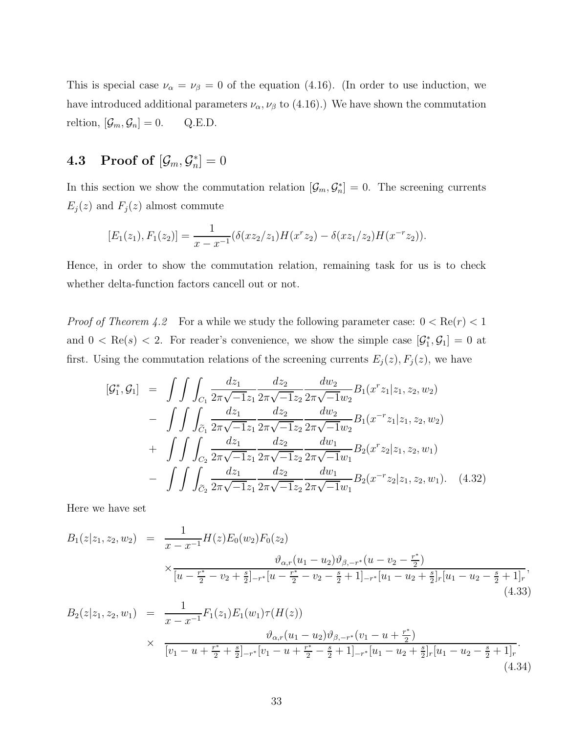This is special case $\nu_\alpha = \nu_\beta = 0$ of the equation (4.16). (In order to use induction, we have introduced additional parameters $\nu_\alpha, \nu_\beta$ to (4.16).) We have shown the commutation reltion, $[\mathcal{G}_m, \mathcal{G}_n] = 0$.    Q.E.D.

## 4.3 Proof of $[\mathcal{G}_m, \mathcal{G}_n^*] = 0$

In this section we show the commutation relation $[\mathcal{G}_m, \mathcal{G}_n^*] = 0$. The screening currents $E_j(z)$ and $F_j(z)$ almost commute

$$[E_1(z_1), F_1(z_2)] = \frac{1}{x - x^{-1}}(\delta(xz_2/z_1)H(x^r z_2) - \delta(xz_1/z_2)H(x^{-r}z_2)).$$

Hence, in order to show the commutation relation, remaining task for us is to check whether delta-function factors cancell out or not.

*Proof of Theorem 4.2*  For a while we study the following parameter case: $0 < \mathrm{Re}(r) < 1$ and $0 < \mathrm{Re}(s) < 2$. For reader's convenience, we show the simple case $[\mathcal{G}_1^*, \mathcal{G}_1] = 0$ at first. Using the commutation relations of the screening currents $E_j(z), F_j(z)$, we have

$$\begin{aligned}
[\mathcal{G}_1^*, \mathcal{G}_1] &= \int\int\int_{C_1} \frac{dz_1}{2\pi\sqrt{-1}z_1}\frac{dz_2}{2\pi\sqrt{-1}z_2}\frac{dw_2}{2\pi\sqrt{-1}w_2} B_1(x^r z_1|z_1, z_2, w_2) \\
&- \int\int\int_{\widetilde{C}_1} \frac{dz_1}{2\pi\sqrt{-1}z_1}\frac{dz_2}{2\pi\sqrt{-1}z_2}\frac{dw_2}{2\pi\sqrt{-1}w_2} B_1(x^{-r} z_1|z_1, z_2, w_2) \\
&+ \int\int\int_{C_2} \frac{dz_1}{2\pi\sqrt{-1}z_1}\frac{dz_2}{2\pi\sqrt{-1}z_2}\frac{dw_1}{2\pi\sqrt{-1}w_1} B_2(x^r z_2|z_1, z_2, w_1) \\
&- \int\int\int_{\widetilde{C}_2} \frac{dz_1}{2\pi\sqrt{-1}z_1}\frac{dz_2}{2\pi\sqrt{-1}z_2}\frac{dw_1}{2\pi\sqrt{-1}w_1} B_2(x^{-r} z_2|z_1, z_2, w_1). \quad (4.32)
\end{aligned}$$

Here we have set

$$\begin{aligned}
B_1(z|z_1, z_2, w_2) &= \frac{1}{x - x^{-1}} H(z) E_0(w_2) F_0(z_2) \\
&\times \frac{\vartheta_{\alpha,r}(u_1 - u_2)\vartheta_{\beta,-r^*}(u - v_2 - \frac{r^*}{2})}{[u - \frac{r^*}{2} - v_2 + \frac{s}{2}]_{-r^*}[u - \frac{r^*}{2} - v_2 - \frac{s}{2} + 1]_{-r^*}[u_1 - u_2 + \frac{s}{2}]_r [u_1 - u_2 - \frac{s}{2} + 1]_r}, \quad (4.33)
\end{aligned}$$

$$\begin{aligned}
B_2(z|z_1, z_2, w_1) &= \frac{1}{x - x^{-1}} F_1(z_1) E_1(w_1) \tau(H(z)) \\
&\times \frac{\vartheta_{\alpha,r}(u_1 - u_2)\vartheta_{\beta,-r^*}(v_1 - u + \frac{r^*}{2})}{[v_1 - u + \frac{r^*}{2} + \frac{s}{2}]_{-r^*}[v_1 - u + \frac{r^*}{2} - \frac{s}{2} + 1]_{-r^*}[u_1 - u_2 + \frac{s}{2}]_r [u_1 - u_2 - \frac{s}{2} + 1]_r}. \quad (4.34)
\end{aligned}$$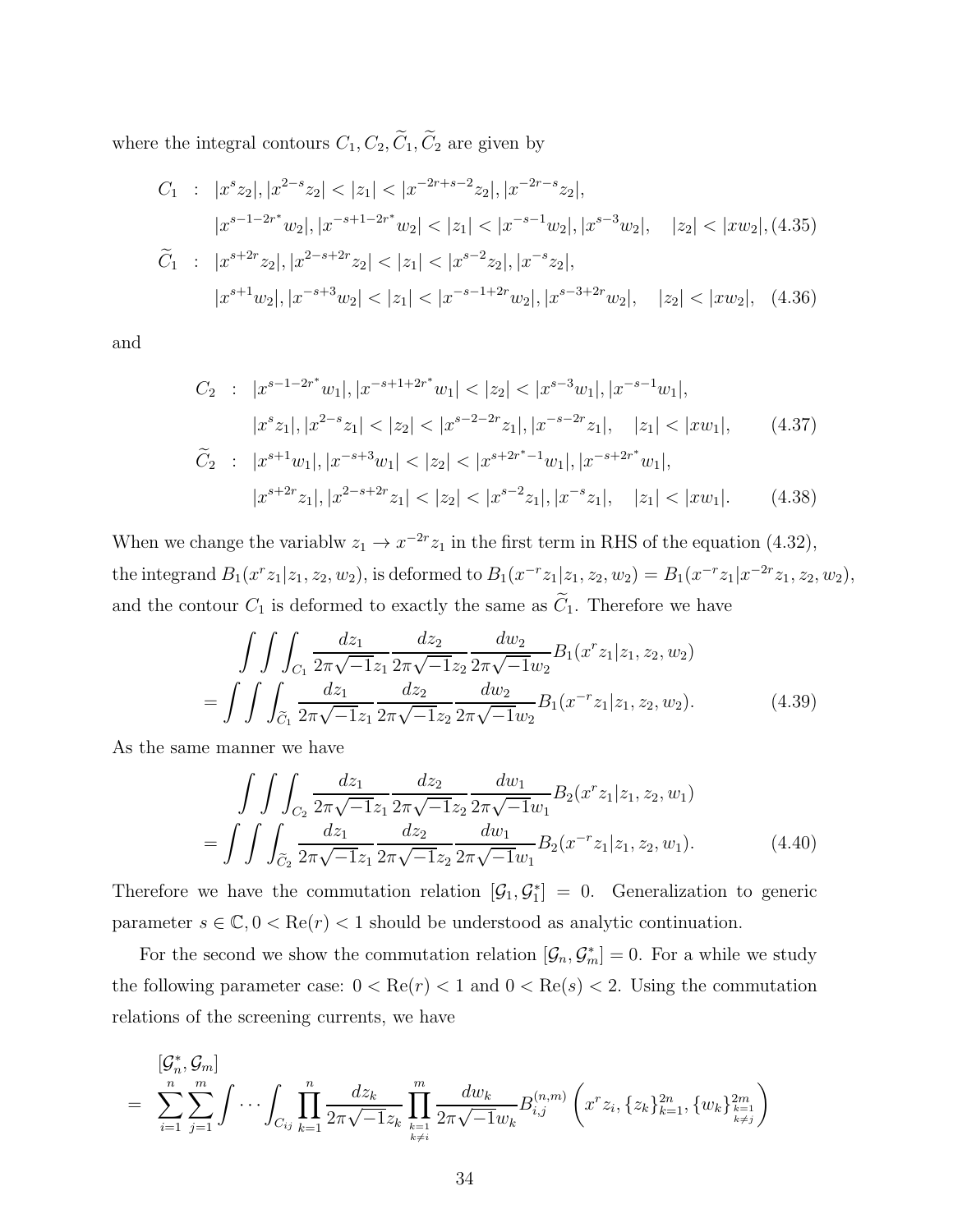where the integral contours $C_1, C_2, \widetilde{C}_1, \widetilde{C}_2$ are given by

$$
\begin{aligned}
C_1 \ &: \ |x^s z_2|, |x^{2-s} z_2| < |z_1| < |x^{-2r+s-2} z_2|, |x^{-2r-s} z_2|, \\
&\quad |x^{s-1-2r^*} w_2|, |x^{-s+1-2r^*} w_2| < |z_1| < |x^{-s-1} w_2|, |x^{s-3} w_2|, \quad |z_2| < |x w_2|, \qquad (4.35) \\
\widetilde{C}_1 \ &: \ |x^{s+2r} z_2|, |x^{2-s+2r} z_2| < |z_1| < |x^{s-2} z_2|, |x^{-s} z_2|, \\
&\quad |x^{s+1} w_2|, |x^{-s+3} w_2| < |z_1| < |x^{-s-1+2r} w_2|, |x^{s-3+2r} w_2|, \quad |z_2| < |x w_2|, \quad (4.36)
\end{aligned}
$$

and

$$
\begin{aligned}
C_2 \ &: \ |x^{s-1-2r^*} w_1|, |x^{-s+1+2r^*} w_1| < |z_2| < |x^{s-3} w_1|, |x^{-s-1} w_1|, \\
&\quad |x^s z_1|, |x^{2-s} z_1| < |z_2| < |x^{s-2-2r} z_1|, |x^{-s-2r} z_1|, \quad |z_1| < |x w_1|, \qquad (4.37) \\
\widetilde{C}_2 \ &: \ |x^{s+1} w_1|, |x^{-s+3} w_1| < |z_2| < |x^{s+2r^*-1} w_1|, |x^{-s+2r^*} w_1|, \\
&\quad |x^{s+2r} z_1|, |x^{2-s+2r} z_1| < |z_2| < |x^{s-2} z_1|, |x^{-s} z_1|, \quad |z_1| < |x w_1|. \qquad (4.38)
\end{aligned}
$$

When we change the variablw $z_1 \to x^{-2r} z_1$ in the first term in RHS of the equation (4.32), the integrand $B_1(x^r z_1 | z_1, z_2, w_2)$, is deformed to $B_1(x^{-r} z_1 | z_1, z_2, w_2) = B_1(x^{-r} z_1 | x^{-2r} z_1, z_2, w_2)$, and the contour $C_1$ is deformed to exactly the same as $\widetilde{C}_1$. Therefore we have

$$
\begin{aligned}
&\int\int\int_{C_1} \frac{dz_1}{2\pi\sqrt{-1} z_1} \frac{dz_2}{2\pi\sqrt{-1} z_2} \frac{dw_2}{2\pi\sqrt{-1} w_2} B_1(x^r z_1 | z_1, z_2, w_2) \\
= &\int\int\int_{\widetilde{C}_1} \frac{dz_1}{2\pi\sqrt{-1} z_1} \frac{dz_2}{2\pi\sqrt{-1} z_2} \frac{dw_2}{2\pi\sqrt{-1} w_2} B_1(x^{-r} z_1 | z_1, z_2, w_2). \qquad (4.39)
\end{aligned}
$$

As the same manner we have

$$
\begin{aligned}
&\int\int\int_{C_2} \frac{dz_1}{2\pi\sqrt{-1} z_1} \frac{dz_2}{2\pi\sqrt{-1} z_2} \frac{dw_1}{2\pi\sqrt{-1} w_1} B_2(x^r z_1 | z_1, z_2, w_1) \\
= &\int\int\int_{\widetilde{C}_2} \frac{dz_1}{2\pi\sqrt{-1} z_1} \frac{dz_2}{2\pi\sqrt{-1} z_2} \frac{dw_1}{2\pi\sqrt{-1} w_1} B_2(x^{-r} z_1 | z_1, z_2, w_1). \qquad (4.40)
\end{aligned}
$$

Therefore we have the commutation relation $[\mathcal{G}_1, \mathcal{G}_1^*] = 0$. Generalization to generic parameter $s \in \mathbb{C}, 0 < \mathrm{Re}(r) < 1$ should be understood as analytic continuation.

For the second we show the commutation relation $[\mathcal{G}_n, \mathcal{G}_m^*] = 0$. For a while we study the following parameter case: $0 < \mathrm{Re}(r) < 1$ and $0 < \mathrm{Re}(s) < 2$. Using the commutation relations of the screening currents, we have

$$
\begin{aligned}
&[\mathcal{G}_n^*, \mathcal{G}_m] \\
= \ &\sum_{i=1}^{n} \sum_{j=1}^{m} \int \cdots \int_{C_{ij}} \prod_{k=1}^{n} \frac{dz_k}{2\pi\sqrt{-1} z_k} \prod_{\substack{k=1 \\ k \neq i}}^{m} \frac{dw_k}{2\pi\sqrt{-1} w_k} B_{i,j}^{(n,m)} \left( x^r z_i, \{z_k\}_{k=1}^{2n}, \{w_k\}_{\substack{k=1 \\ k \neq j}}^{2m} \right)
\end{aligned}
$$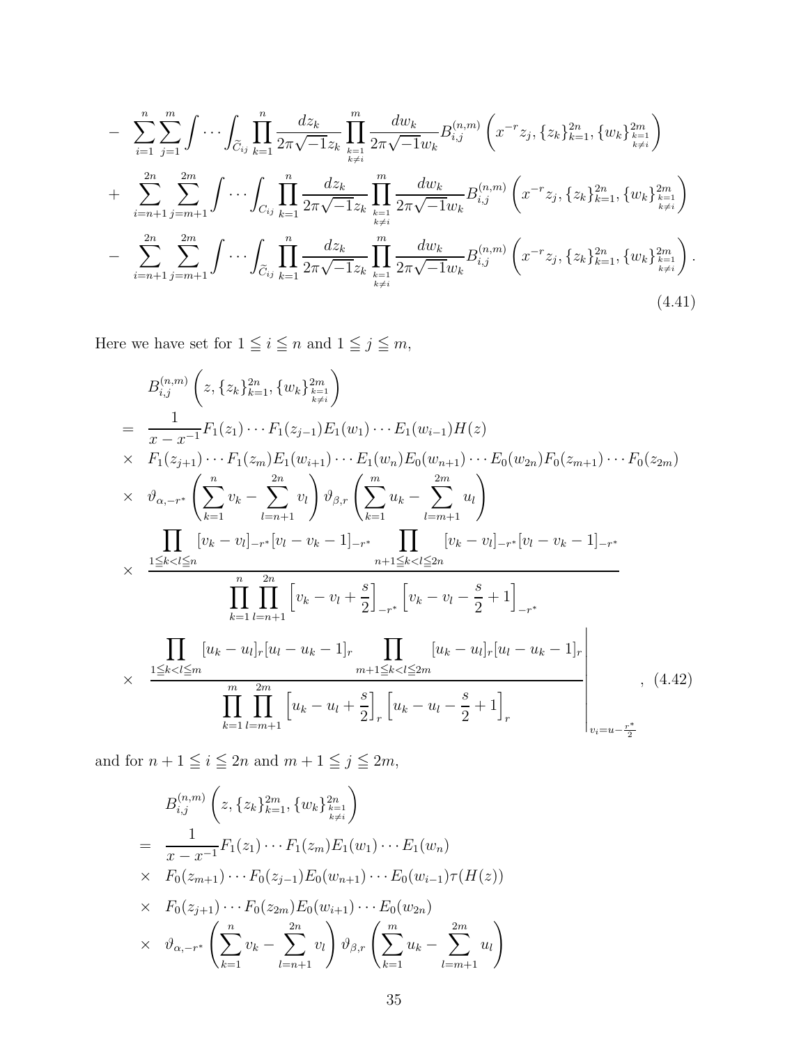$$
\begin{aligned}
&- \sum_{i=1}^{n}\sum_{j=1}^{m}\int\cdots\int_{\widetilde{C}_{ij}}\prod_{k=1}^{n}\frac{dz_k}{2\pi\sqrt{-1}z_k}\prod_{\substack{k=1\\k\neq i}}^{m}\frac{dw_k}{2\pi\sqrt{-1}w_k}B_{i,j}^{(n,m)}\left(x^{-r}z_j,\{z_k\}_{k=1}^{2n},\{w_k\}_{\substack{k=1\\k\neq i}}^{2m}\right)\\
&+ \sum_{i=n+1}^{2n}\sum_{j=m+1}^{2m}\int\cdots\int_{C_{ij}}\prod_{k=1}^{n}\frac{dz_k}{2\pi\sqrt{-1}z_k}\prod_{\substack{k=1\\k\neq i}}^{m}\frac{dw_k}{2\pi\sqrt{-1}w_k}B_{i,j}^{(n,m)}\left(x^{-r}z_j,\{z_k\}_{k=1}^{2n},\{w_k\}_{\substack{k=1\\k\neq i}}^{2m}\right)\\
&- \sum_{i=n+1}^{2n}\sum_{j=m+1}^{2m}\int\cdots\int_{\widetilde{C}_{ij}}\prod_{k=1}^{n}\frac{dz_k}{2\pi\sqrt{-1}z_k}\prod_{\substack{k=1\\k\neq i}}^{m}\frac{dw_k}{2\pi\sqrt{-1}w_k}B_{i,j}^{(n,m)}\left(x^{-r}z_j,\{z_k\}_{k=1}^{2n},\{w_k\}_{\substack{k=1\\k\neq i}}^{2m}\right).
\end{aligned}
\tag{4.41}
$$

Here we have set for $1 \leqq i \leqq n$ and $1 \leqq j \leqq m$,

$$
\begin{aligned}
&B_{i,j}^{(n,m)}\left(z,\{z_k\}_{k=1}^{2n},\{w_k\}_{\substack{k=1\\k\neq i}}^{2m}\right)\\
&= \frac{1}{x-x^{-1}}F_1(z_1)\cdots F_1(z_{j-1})E_1(w_1)\cdots E_1(w_{i-1})H(z)\\
&\times F_1(z_{j+1})\cdots F_1(z_m)E_1(w_{i+1})\cdots E_1(w_n)E_0(w_{n+1})\cdots E_0(w_{2n})F_0(z_{m+1})\cdots F_0(z_{2m})\\
&\times \vartheta_{\alpha,-r^*}\left(\sum_{k=1}^{n}v_k-\sum_{l=n+1}^{2n}v_l\right)\vartheta_{\beta,r}\left(\sum_{k=1}^{m}u_k-\sum_{l=m+1}^{2m}u_l\right)\\
&\times \frac{\displaystyle\prod_{1\leqq k<l\leqq n}[v_k-v_l]_{-r^*}[v_l-v_k-1]_{-r^*}\prod_{n+1\leqq k<l\leqq 2n}[v_k-v_l]_{-r^*}[v_l-v_k-1]_{-r^*}}{\displaystyle\prod_{k=1}^{n}\prod_{l=n+1}^{2n}\left[v_k-v_l+\frac{s}{2}\right]_{-r^*}\left[v_k-v_l-\frac{s}{2}+1\right]_{-r^*}}\\
&\times \left.\frac{\displaystyle\prod_{1\leqq k<l\leqq m}[u_k-u_l]_{r}[u_l-u_k-1]_{r}\prod_{m+1\leqq k<l\leqq 2m}[u_k-u_l]_{r}[u_l-u_k-1]_{r}}{\displaystyle\prod_{k=1}^{m}\prod_{l=m+1}^{2m}\left[u_k-u_l+\frac{s}{2}\right]_{r}\left[u_k-u_l-\frac{s}{2}+1\right]_{r}}\right|_{v_i=u-\frac{r^*}{2}},
\end{aligned}
\tag{4.42}
$$

and for $n+1 \leqq i \leqq 2n$ and $m+1 \leqq j \leqq 2m$,

$$
\begin{aligned}
&B_{i,j}^{(n,m)}\left(z,\{z_k\}_{k=1}^{2m},\{w_k\}_{\substack{k=1\\k\neq i}}^{2n}\right)\\
&= \frac{1}{x-x^{-1}}F_1(z_1)\cdots F_1(z_m)E_1(w_1)\cdots E_1(w_n)\\
&\times F_0(z_{m+1})\cdots F_0(z_{j-1})E_0(w_{n+1})\cdots E_0(w_{i-1})\tau(H(z))\\
&\times F_0(z_{j+1})\cdots F_0(z_{2m})E_0(w_{i+1})\cdots E_0(w_{2n})\\
&\times \vartheta_{\alpha,-r^*}\left(\sum_{k=1}^{n}v_k-\sum_{l=n+1}^{2n}v_l\right)\vartheta_{\beta,r}\left(\sum_{k=1}^{m}u_k-\sum_{l=m+1}^{2m}u_l\right)
\end{aligned}
$$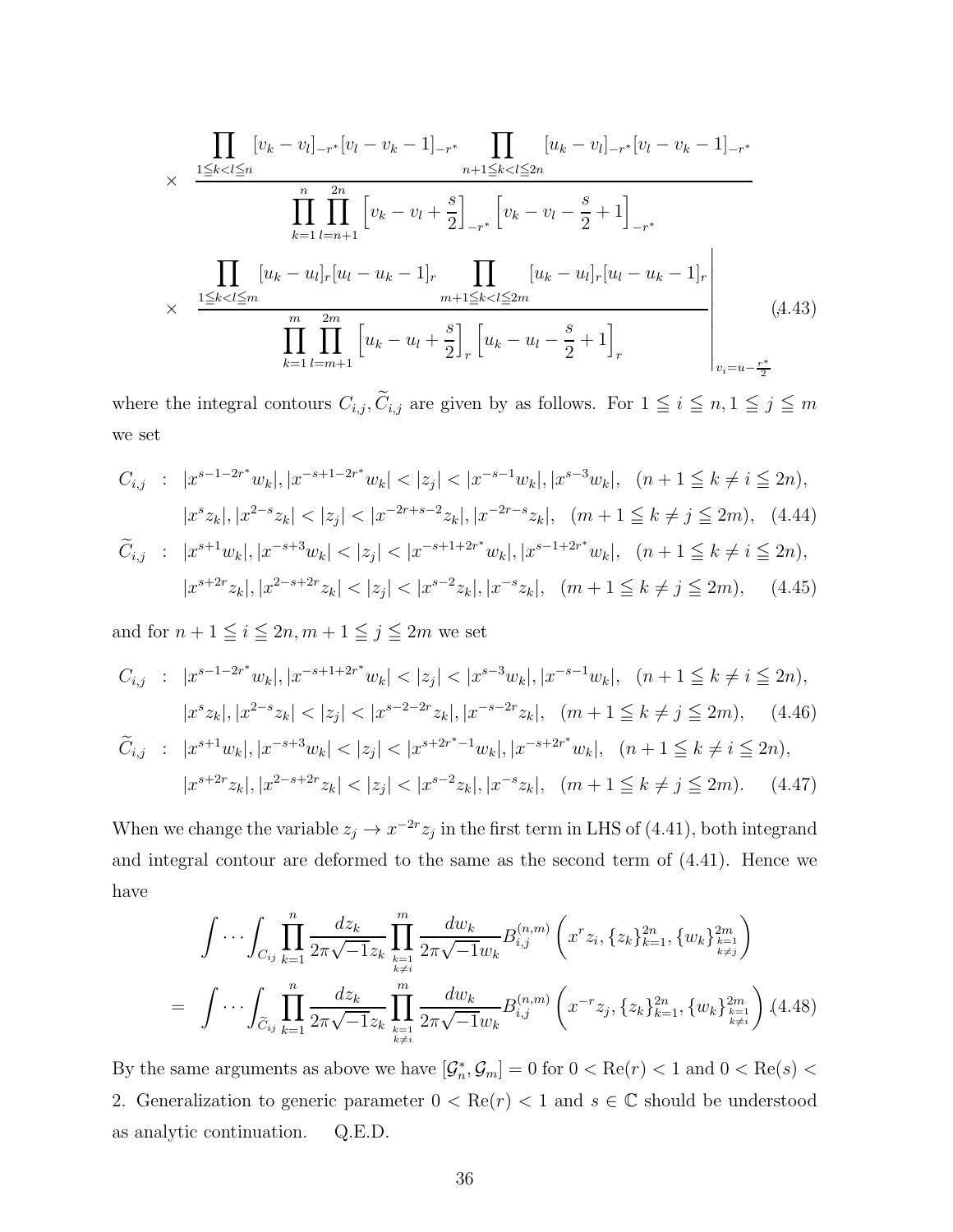$$
\times \quad \frac{\prod_{1\leqq k<l\leqq n}[v_k-v_l]_{-r^*}[v_l-v_k-1]_{-r^*}\prod_{n+1\leqq k<l\leqq 2n}[u_k-v_l]_{-r^*}[v_l-v_k-1]_{-r^*}}{\prod_{k=1}^{n}\prod_{l=n+1}^{2n}\left[v_k-v_l+\frac{s}{2}\right]_{-r^*}\left[v_k-v_l-\frac{s}{2}+1\right]_{-r^*}}
$$

$$
\times \quad \left.\frac{\prod_{1\leqq k<l\leqq m}[u_k-u_l]_{r}[u_l-u_k-1]_{r}\prod_{m+1\leqq k<l\leqq 2m}[u_k-u_l]_{r}[u_l-u_k-1]_{r}}{\prod_{k=1}^{m}\prod_{l=m+1}^{2m}\left[u_k-u_l+\frac{s}{2}\right]_{r}\left[u_k-u_l-\frac{s}{2}+1\right]_{r}}\right|_{v_i=u-\frac{r^*}{2}} \tag{4.43}
$$

where the integral contours $C_{i,j},\widetilde{C}_{i,j}$ are given by as follows. For $1\leqq i\leqq n, 1\leqq j\leqq m$ we set

$$
\begin{aligned}
C_{i,j} \ &: \ |x^{s-1-2r^*}w_k|,|x^{-s+1-2r^*}w_k|<|z_j|<|x^{-s-1}w_k|,|x^{s-3}w_k|, \quad (n+1\leqq k\neq i\leqq 2n),\\
&\quad\ |x^{s}z_k|,|x^{2-s}z_k|<|z_j|<|x^{-2r+s-2}z_k|,|x^{-2r-s}z_k|, \quad (m+1\leqq k\neq j\leqq 2m), \quad (4.44)\\
\widetilde{C}_{i,j} \ &: \ |x^{s+1}w_k|,|x^{-s+3}w_k|<|z_j|<|x^{-s+1+2r^*}w_k|,|x^{s-1+2r^*}w_k|, \quad (n+1\leqq k\neq i\leqq 2n),\\
&\quad\ |x^{s+2r}z_k|,|x^{2-s+2r}z_k|<|z_j|<|x^{s-2}z_k|,|x^{-s}z_k|, \quad (m+1\leqq k\neq j\leqq 2m), \quad (4.45)
\end{aligned}
$$

and for $n+1\leqq i\leqq 2n, m+1\leqq j\leqq 2m$ we set

$$
\begin{aligned}
C_{i,j} \ &: \ |x^{s-1-2r^*}w_k|,|x^{-s+1+2r^*}w_k|<|z_j|<|x^{s-3}w_k|,|x^{-s-1}w_k|, \quad (n+1\leqq k\neq i\leqq 2n),\\
&\quad\ |x^{s}z_k|,|x^{2-s}z_k|<|z_j|<|x^{s-2-2r}z_k|,|x^{-s-2r}z_k|, \quad (m+1\leqq k\neq j\leqq 2m), \quad (4.46)\\
\widetilde{C}_{i,j} \ &: \ |x^{s+1}w_k|,|x^{-s+3}w_k|<|z_j|<|x^{s+2r^*-1}w_k|,|x^{-s+2r^*}w_k|, \quad (n+1\leqq k\neq i\leqq 2n),\\
&\quad\ |x^{s+2r}z_k|,|x^{2-s+2r}z_k|<|z_j|<|x^{s-2}z_k|,|x^{-s}z_k|, \quad (m+1\leqq k\neq j\leqq 2m). \quad (4.47)
\end{aligned}
$$

When we change the variable $z_j\to x^{-2r}z_j$ in the first term in LHS of (4.41), both integrand and integral contour are deformed to the same as the second term of (4.41). Hence we have

$$
\begin{aligned}
&\int\cdots\int_{C_{ij}}\prod_{k=1}^{n}\frac{dz_k}{2\pi\sqrt{-1}z_k}\prod_{\substack{k=1\\k\neq i}}^{m}\frac{dw_k}{2\pi\sqrt{-1}w_k}B_{i,j}^{(n,m)}\left(x^{r}z_i,\{z_k\}_{k=1}^{2n},\{w_k\}_{\substack{k=1\\k\neq j}}^{2m}\right)\\
=\ &\int\cdots\int_{\widetilde{C}_{ij}}\prod_{k=1}^{n}\frac{dz_k}{2\pi\sqrt{-1}z_k}\prod_{\substack{k=1\\k\neq i}}^{m}\frac{dw_k}{2\pi\sqrt{-1}w_k}B_{i,j}^{(n,m)}\left(x^{-r}z_j,\{z_k\}_{k=1}^{2n},\{w_k\}_{\substack{k=1\\k\neq i}}^{2m}\right). \quad (4.48)
\end{aligned}
$$

By the same arguments as above we have $[\mathcal{G}_n^*,\mathcal{G}_m]=0$ for $0<\mathrm{Re}(r)<1$ and $0<\mathrm{Re}(s)<2$. Generalization to generic parameter $0<\mathrm{Re}(r)<1$ and $s\in\mathbb{C}$ should be understood as analytic continuation. Q.E.D.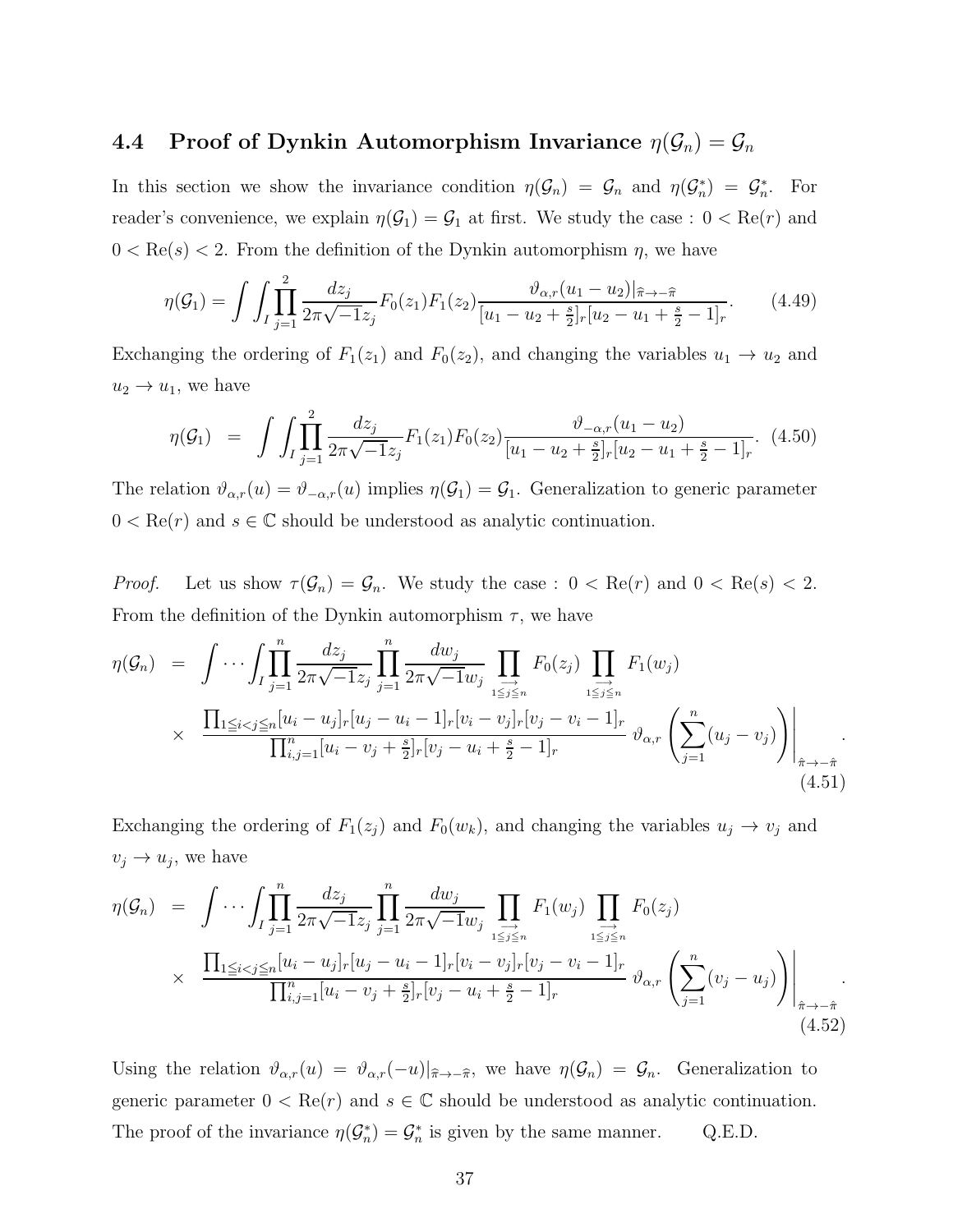### 4.4 Proof of Dynkin Automorphism Invariance $\eta(\mathcal{G}_n)=\mathcal{G}_n$

In this section we show the invariance condition $\eta(\mathcal{G}_n)=\mathcal{G}_n$ and $\eta(\mathcal{G}_n^*)=\mathcal{G}_n^*$. For reader's convenience, we explain $\eta(\mathcal{G}_1)=\mathcal{G}_1$ at first. We study the case : $0<\mathrm{Re}(r)$ and $0<\mathrm{Re}(s)<2$. From the definition of the Dynkin automorphism $\eta$, we have

$$\eta(\mathcal{G}_1)=\int\int_I \prod_{j=1}^2 \frac{dz_j}{2\pi\sqrt{-1}z_j}F_0(z_1)F_1(z_2)\frac{\vartheta_{\alpha,r}(u_1-u_2)|_{\hat{\pi}\to-\hat{\pi}}}{[u_1-u_2+\frac{s}{2}]_r[u_2-u_1+\frac{s}{2}-1]_r}. \tag{4.49}$$

Exchanging the ordering of $F_1(z_1)$ and $F_0(z_2)$, and changing the variables $u_1\to u_2$ and $u_2\to u_1$, we have

$$\eta(\mathcal{G}_1) \;=\; \int\int_I \prod_{j=1}^2 \frac{dz_j}{2\pi\sqrt{-1}z_j}F_1(z_1)F_0(z_2)\frac{\vartheta_{-\alpha,r}(u_1-u_2)}{[u_1-u_2+\frac{s}{2}]_r[u_2-u_1+\frac{s}{2}-1]_r}. \tag{4.50}$$

The relation $\vartheta_{\alpha,r}(u)=\vartheta_{-\alpha,r}(u)$ implies $\eta(\mathcal{G}_1)=\mathcal{G}_1$. Generalization to generic parameter $0<\mathrm{Re}(r)$ and $s\in\mathbb{C}$ should be understood as analytic continuation.

*Proof.* Let us show $\tau(\mathcal{G}_n)=\mathcal{G}_n$. We study the case : $0<\mathrm{Re}(r)$ and $0<\mathrm{Re}(s)<2$. From the definition of the Dynkin automorphism $\tau$, we have

$$\begin{aligned}\eta(\mathcal{G}_n) \;=\; & \int\cdots\int_I \prod_{j=1}^n \frac{dz_j}{2\pi\sqrt{-1}z_j}\prod_{j=1}^n \frac{dw_j}{2\pi\sqrt{-1}w_j}\prod_{\overrightarrow{1\leqq j\leqq n}}F_0(z_j)\prod_{\overrightarrow{1\leqq j\leqq n}}F_1(w_j)\\ &\times\; \frac{\prod_{1\leqq i<j\leqq n}[u_i-u_j]_r[u_j-u_i-1]_r[v_i-v_j]_r[v_j-v_i-1]_r}{\prod_{i,j=1}^n[u_i-v_j+\frac{s}{2}]_r[v_j-u_i+\frac{s}{2}-1]_r}\,\vartheta_{\alpha,r}\left(\sum_{j=1}^n(u_j-v_j)\right)\Bigg|_{\hat{\pi}\to-\hat{\pi}}.\end{aligned} \tag{4.51}$$

Exchanging the ordering of $F_1(z_j)$ and $F_0(w_k)$, and changing the variables $u_j\to v_j$ and $v_j\to u_j$, we have

$$\begin{aligned}\eta(\mathcal{G}_n) \;=\; & \int\cdots\int_I \prod_{j=1}^n \frac{dz_j}{2\pi\sqrt{-1}z_j}\prod_{j=1}^n \frac{dw_j}{2\pi\sqrt{-1}w_j}\prod_{\overrightarrow{1\leqq j\leqq n}}F_1(w_j)\prod_{\overrightarrow{1\leqq j\leqq n}}F_0(z_j)\\ &\times\; \frac{\prod_{1\leqq i<j\leqq n}[u_i-u_j]_r[u_j-u_i-1]_r[v_i-v_j]_r[v_j-v_i-1]_r}{\prod_{i,j=1}^n[u_i-v_j+\frac{s}{2}]_r[v_j-u_i+\frac{s}{2}-1]_r}\,\vartheta_{\alpha,r}\left(\sum_{j=1}^n(v_j-u_j)\right)\Bigg|_{\hat{\pi}\to-\hat{\pi}}.\end{aligned} \tag{4.52}$$

Using the relation $\vartheta_{\alpha,r}(u)=\vartheta_{\alpha,r}(-u)|_{\hat{\pi}\to-\hat{\pi}}$, we have $\eta(\mathcal{G}_n)=\mathcal{G}_n$. Generalization to generic parameter $0<\mathrm{Re}(r)$ and $s\in\mathbb{C}$ should be understood as analytic continuation. The proof of the invariance $\eta(\mathcal{G}_n^*)=\mathcal{G}_n^*$ is given by the same manner. Q.E.D.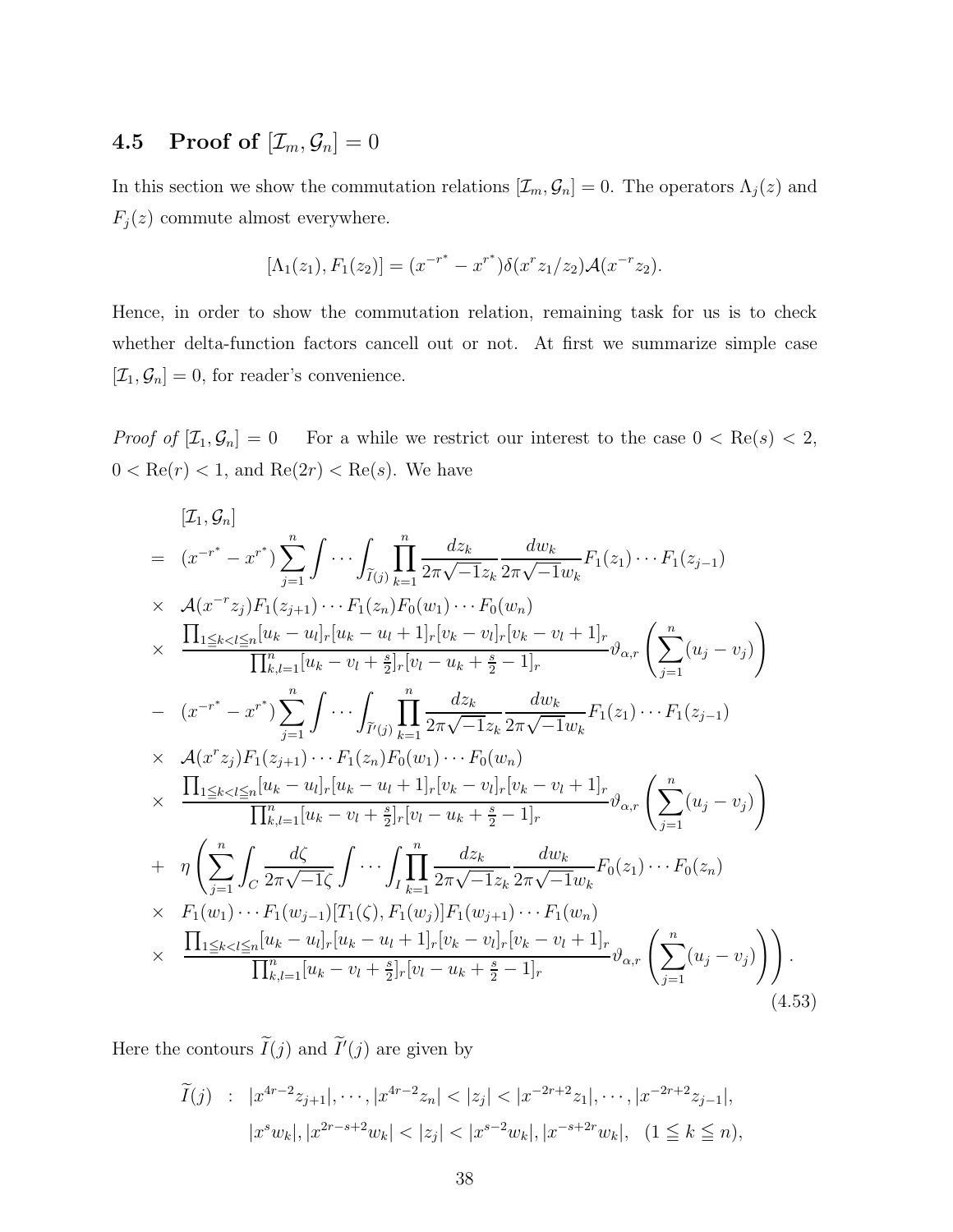## 4.5 Proof of $[\mathcal{I}_m, \mathcal{G}_n] = 0$

In this section we show the commutation relations $[\mathcal{I}_m, \mathcal{G}_n] = 0$. The operators $\Lambda_j(z)$ and $F_j(z)$ commute almost everywhere.

$$[\Lambda_1(z_1), F_1(z_2)] = (x^{-r^*} - x^{r^*})\delta(x^r z_1/z_2)\mathcal{A}(x^{-r}z_2).$$

Hence, in order to show the commutation relation, remaining task for us is to check whether delta-function factors cancell out or not. At first we summarize simple case $[\mathcal{I}_1, \mathcal{G}_n] = 0$, for reader's convenience.

*Proof of* $[\mathcal{I}_1, \mathcal{G}_n] = 0$ For a while we restrict our interest to the case $0 < \mathrm{Re}(s) < 2$, $0 < \mathrm{Re}(r) < 1$, and $\mathrm{Re}(2r) < \mathrm{Re}(s)$. We have

$$\begin{aligned}
&[\mathcal{I}_1, \mathcal{G}_n] \\
=\ & (x^{-r^*} - x^{r^*}) \sum_{j=1}^{n} \int \cdots \int_{\widetilde{I}(j)} \prod_{k=1}^{n} \frac{dz_k}{2\pi\sqrt{-1}z_k} \frac{dw_k}{2\pi\sqrt{-1}w_k} F_1(z_1)\cdots F_1(z_{j-1}) \\
\times\ & \mathcal{A}(x^{-r}z_j) F_1(z_{j+1})\cdots F_1(z_n) F_0(w_1)\cdots F_0(w_n) \\
\times\ & \frac{\prod_{1\leqq k<l\leqq n}[u_k-u_l]_r[u_k-u_l+1]_r[v_k-v_l]_r[v_k-v_l+1]_r}{\prod_{k,l=1}^{n}[u_k-v_l+\frac{s}{2}]_r[v_l-u_k+\frac{s}{2}-1]_r} \vartheta_{\alpha,r}\left(\sum_{j=1}^{n}(u_j-v_j)\right) \\
-\ & (x^{-r^*} - x^{r^*}) \sum_{j=1}^{n} \int \cdots \int_{\widetilde{I}'(j)} \prod_{k=1}^{n} \frac{dz_k}{2\pi\sqrt{-1}z_k} \frac{dw_k}{2\pi\sqrt{-1}w_k} F_1(z_1)\cdots F_1(z_{j-1}) \\
\times\ & \mathcal{A}(x^{r}z_j) F_1(z_{j+1})\cdots F_1(z_n) F_0(w_1)\cdots F_0(w_n) \\
\times\ & \frac{\prod_{1\leqq k<l\leqq n}[u_k-u_l]_r[u_k-u_l+1]_r[v_k-v_l]_r[v_k-v_l+1]_r}{\prod_{k,l=1}^{n}[u_k-v_l+\frac{s}{2}]_r[v_l-u_k+\frac{s}{2}-1]_r} \vartheta_{\alpha,r}\left(\sum_{j=1}^{n}(u_j-v_j)\right) \\
+\ & \eta\left(\sum_{j=1}^{n} \int_C \frac{d\zeta}{2\pi\sqrt{-1}\zeta} \int \cdots \int_I \prod_{k=1}^{n} \frac{dz_k}{2\pi\sqrt{-1}z_k} \frac{dw_k}{2\pi\sqrt{-1}w_k} F_0(z_1)\cdots F_0(z_n)\right. \\
\times\ & F_1(w_1)\cdots F_1(w_{j-1})[T_1(\zeta), F_1(w_j)] F_1(w_{j+1})\cdots F_1(w_n) \\
\times\ & \left.\frac{\prod_{1\leqq k<l\leqq n}[u_k-u_l]_r[u_k-u_l+1]_r[v_k-v_l]_r[v_k-v_l+1]_r}{\prod_{k,l=1}^{n}[u_k-v_l+\frac{s}{2}]_r[v_l-u_k+\frac{s}{2}-1]_r} \vartheta_{\alpha,r}\left(\sum_{j=1}^{n}(u_j-v_j)\right)\right).
\end{aligned} \tag{4.53}$$

Here the contours $\widetilde{I}(j)$ and $\widetilde{I}'(j)$ are given by

$$\begin{aligned}
\widetilde{I}(j)\ :\ & |x^{4r-2}z_{j+1}|, \cdots, |x^{4r-2}z_n| < |z_j| < |x^{-2r+2}z_1|, \cdots, |x^{-2r+2}z_{j-1}|, \\
& |x^s w_k|, |x^{2r-s+2}w_k| < |z_j| < |x^{s-2}w_k|, |x^{-s+2r}w_k|, \quad (1 \leqq k \leqq n),
\end{aligned}$$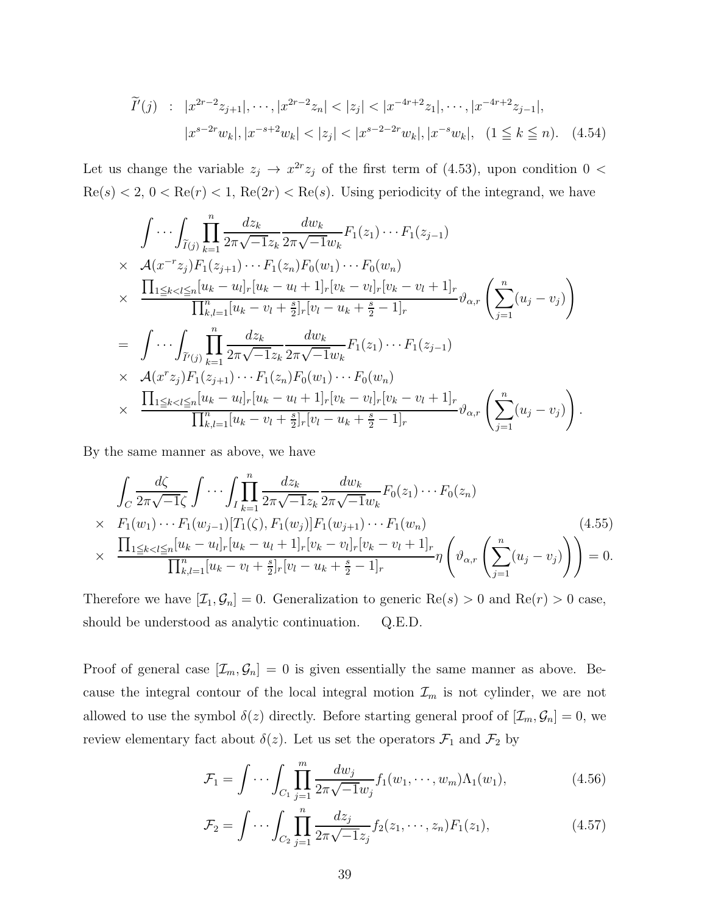$$
\begin{aligned}
\widetilde{I}'(j) \ &: \ |x^{2r-2}z_{j+1}|, \cdots, |x^{2r-2}z_n| < |z_j| < |x^{-4r+2}z_1|, \cdots, |x^{-4r+2}z_{j-1}|, \\
& \quad |x^{s-2r}w_k|, |x^{-s+2}w_k| < |z_j| < |x^{s-2-2r}w_k|, |x^{-s}w_k|, \ \ (1 \leqq k \leqq n). \quad (4.54)
\end{aligned}
$$

Let us change the variable $z_j \to x^{2r}z_j$ of the first term of (4.53), upon condition $0 < \mathrm{Re}(s) < 2$, $0 < \mathrm{Re}(r) < 1$, $\mathrm{Re}(2r) < \mathrm{Re}(s)$. Using periodicity of the integrand, we have

$$
\begin{aligned}
& \int \cdots \int_{\widetilde{I}(j)} \prod_{k=1}^n \frac{dz_k}{2\pi\sqrt{-1}z_k} \frac{dw_k}{2\pi\sqrt{-1}w_k} F_1(z_1) \cdots F_1(z_{j-1}) \\
\times \ & \mathcal{A}(x^{-r}z_j) F_1(z_{j+1}) \cdots F_1(z_n) F_0(w_1) \cdots F_0(w_n) \\
\times \ & \frac{\prod_{1 \leqq k < l \leqq n} [u_k - u_l]_r [u_k - u_l + 1]_r [v_k - v_l]_r [v_k - v_l + 1]_r}{\prod_{k,l=1}^n [u_k - v_l + \frac{s}{2}]_r [v_l - u_k + \frac{s}{2} - 1]_r} \vartheta_{\alpha,r}\left( \sum_{j=1}^n (u_j - v_j) \right) \\
= \ & \int \cdots \int_{\widetilde{I}'(j)} \prod_{k=1}^n \frac{dz_k}{2\pi\sqrt{-1}z_k} \frac{dw_k}{2\pi\sqrt{-1}w_k} F_1(z_1) \cdots F_1(z_{j-1}) \\
\times \ & \mathcal{A}(x^{r}z_j) F_1(z_{j+1}) \cdots F_1(z_n) F_0(w_1) \cdots F_0(w_n) \\
\times \ & \frac{\prod_{1 \leqq k < l \leqq n} [u_k - u_l]_r [u_k - u_l + 1]_r [v_k - v_l]_r [v_k - v_l + 1]_r}{\prod_{k,l=1}^n [u_k - v_l + \frac{s}{2}]_r [v_l - u_k + \frac{s}{2} - 1]_r} \vartheta_{\alpha,r}\left( \sum_{j=1}^n (u_j - v_j) \right).
\end{aligned}
$$

By the same manner as above, we have

$$
\begin{aligned}
& \int_C \frac{d\zeta}{2\pi\sqrt{-1}\zeta} \int \cdots \int_I \prod_{k=1}^n \frac{dz_k}{2\pi\sqrt{-1}z_k} \frac{dw_k}{2\pi\sqrt{-1}w_k} F_0(z_1) \cdots F_0(z_n) \\
\times \ & F_1(w_1) \cdots F_1(w_{j-1}) [T_1(\zeta), F_1(w_j)] F_1(w_{j+1}) \cdots F_1(w_n) \qquad (4.55) \\
\times \ & \frac{\prod_{1 \leqq k < l \leqq n} [u_k - u_l]_r [u_k - u_l + 1]_r [v_k - v_l]_r [v_k - v_l + 1]_r}{\prod_{k,l=1}^n [u_k - v_l + \frac{s}{2}]_r [v_l - u_k + \frac{s}{2} - 1]_r} \eta\left( \vartheta_{\alpha,r}\left( \sum_{j=1}^n (u_j - v_j) \right) \right) = 0.
\end{aligned}
$$

Therefore we have $[\mathcal{I}_1, \mathcal{G}_n] = 0$. Generalization to generic $\mathrm{Re}(s) > 0$ and $\mathrm{Re}(r) > 0$ case, should be understood as analytic continuation. Q.E.D.

Proof of general case $[\mathcal{I}_m, \mathcal{G}_n] = 0$ is given essentially the same manner as above. Because the integral contour of the local integral motion $\mathcal{I}_m$ is not cylinder, we are not allowed to use the symbol $\delta(z)$ directly. Before starting general proof of $[\mathcal{I}_m, \mathcal{G}_n] = 0$, we review elementary fact about $\delta(z)$. Let us set the operators $\mathcal{F}_1$ and $\mathcal{F}_2$ by

$$
\mathcal{F}_1 = \int \cdots \int_{C_1} \prod_{j=1}^m \frac{dw_j}{2\pi\sqrt{-1}w_j} f_1(w_1, \cdots, w_m) \Lambda_1(w_1), \qquad (4.56)
$$

$$
\mathcal{F}_2 = \int \cdots \int_{C_2} \prod_{j=1}^n \frac{dz_j}{2\pi\sqrt{-1}z_j} f_2(z_1, \cdots, z_n) F_1(z_1), \qquad (4.57)
$$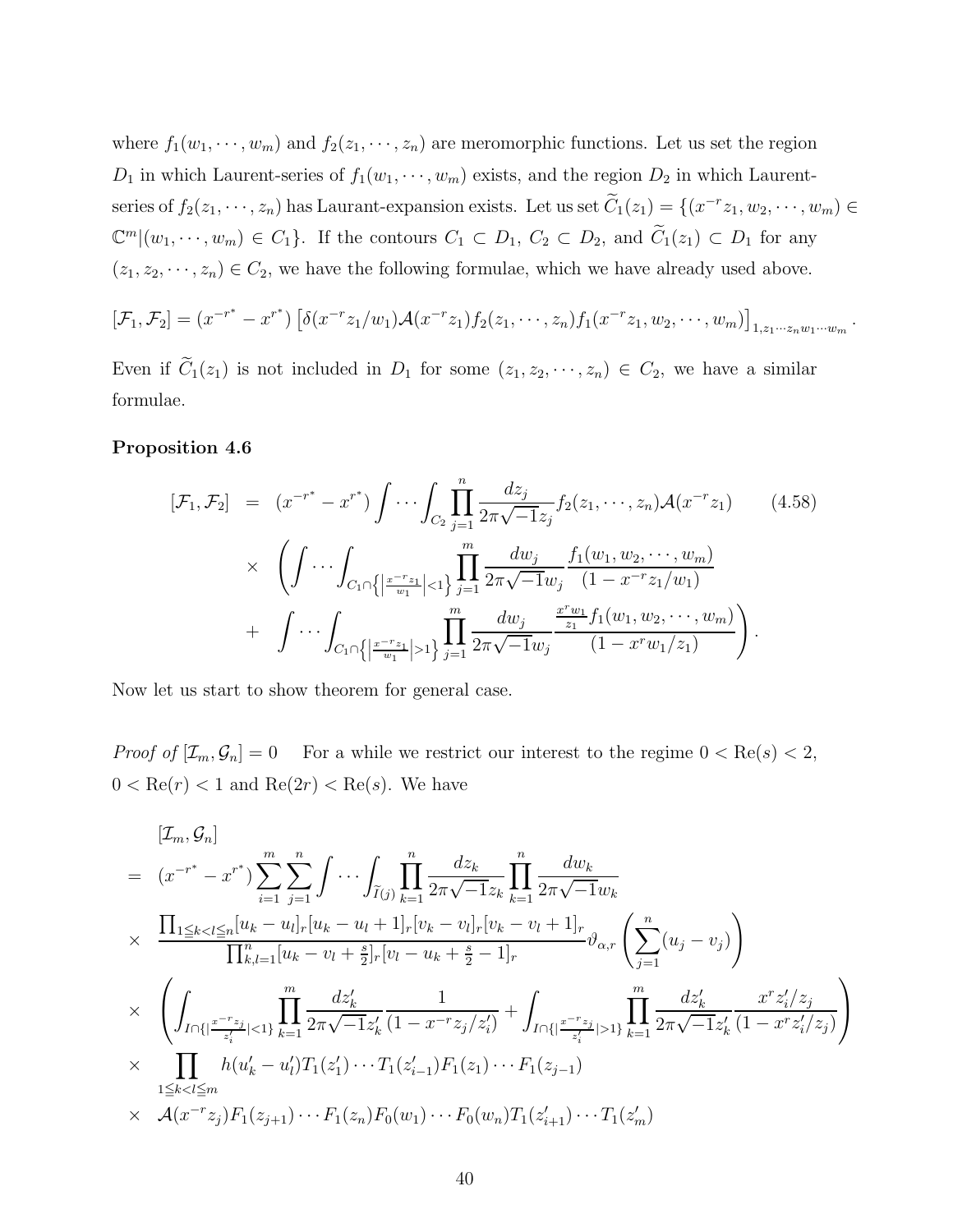where $f_1(w_1,\cdots,w_m)$ and $f_2(z_1,\cdots,z_n)$ are meromorphic functions. Let us set the region $D_1$ in which Laurent-series of $f_1(w_1,\cdots,w_m)$ exists, and the region $D_2$ in which Laurent-series of $f_2(z_1,\cdots,z_n)$ has Laurent-expansion exists. Let us set $\widetilde{C}_1(z_1)=\{(x^{-r}z_1,w_2,\cdots,w_m)\in\mathbb{C}^m|(w_1,\cdots,w_m)\in C_1\}$. If the contours $C_1\subset D_1$, $C_2\subset D_2$, and $\widetilde{C}_1(z_1)\subset D_1$ for any $(z_1,z_2,\cdots,z_n)\in C_2$, we have the following formulae, which we have already used above.

$$[\mathcal{F}_1,\mathcal{F}_2]=(x^{-r^*}-x^{r^*})\left[\delta(x^{-r}z_1/w_1)\mathcal{A}(x^{-r}z_1)f_2(z_1,\cdots,z_n)f_1(x^{-r}z_1,w_2,\cdots,w_m)\right]_{1,z_1\cdots z_n w_1\cdots w_m}.$$

Even if $\widetilde{C}_1(z_1)$ is not included in $D_1$ for some $(z_1,z_2,\cdots,z_n)\in C_2$, we have a similar formulae.

**Proposition 4.6**

$$\begin{aligned}
[\mathcal{F}_1,\mathcal{F}_2] &= (x^{-r^*}-x^{r^*})\int\cdots\int_{C_2}\prod_{j=1}^n\frac{dz_j}{2\pi\sqrt{-1}z_j}f_2(z_1,\cdots,z_n)\mathcal{A}(x^{-r}z_1) \qquad (4.58)\\
&\times\left(\int\cdots\int_{C_1\cap\left\{\left|\frac{x^{-r}z_1}{w_1}\right|<1\right\}}\prod_{j=1}^m\frac{dw_j}{2\pi\sqrt{-1}w_j}\frac{f_1(w_1,w_2,\cdots,w_m)}{(1-x^{-r}z_1/w_1)}\right.\\
&+\left.\int\cdots\int_{C_1\cap\left\{\left|\frac{x^{-r}z_1}{w_1}\right|>1\right\}}\prod_{j=1}^m\frac{dw_j}{2\pi\sqrt{-1}w_j}\frac{\frac{x^rw_1}{z_1}f_1(w_1,w_2,\cdots,w_m)}{(1-x^rw_1/z_1)}\right).
\end{aligned}$$

Now let us start to show theorem for general case.

*Proof of* $[\mathcal{I}_m,\mathcal{G}_n]=0$ For a while we restrict our interest to the regime $0<\mathrm{Re}(s)<2$, $0<\mathrm{Re}(r)<1$ and $\mathrm{Re}(2r)<\mathrm{Re}(s)$. We have

$$\begin{aligned}
&[\mathcal{I}_m,\mathcal{G}_n]\\
&= (x^{-r^*}-x^{r^*})\sum_{i=1}^m\sum_{j=1}^n\int\cdots\int_{\widetilde{I}(j)}\prod_{k=1}^n\frac{dz_k}{2\pi\sqrt{-1}z_k}\prod_{k=1}^n\frac{dw_k}{2\pi\sqrt{-1}w_k}\\
&\times \frac{\prod_{1\leqq k<l\leqq n}[u_k-u_l]_r[u_k-u_l+1]_r[v_k-v_l]_r[v_k-v_l+1]_r}{\prod_{k,l=1}^n[u_k-v_l+\frac{s}{2}]_r[v_l-u_k+\frac{s}{2}-1]_r}\vartheta_{\alpha,r}\left(\sum_{j=1}^n(u_j-v_j)\right)\\
&\times \left(\int_{I\cap\{|\frac{x^{-r}z_j}{z_i'}|<1\}}\prod_{k=1}^m\frac{dz_k'}{2\pi\sqrt{-1}z_k'}\frac{1}{(1-x^{-r}z_j/z_i')}+\int_{I\cap\{|\frac{x^{-r}z_j}{z_i'}|>1\}}\prod_{k=1}^m\frac{dz_k'}{2\pi\sqrt{-1}z_k'}\frac{x^rz_i'/z_j}{(1-x^rz_i'/z_j)}\right)\\
&\times \prod_{1\leqq k<l\leqq m}h(u_k'-u_l')T_1(z_1')\cdots T_1(z_{i-1}')F_1(z_1)\cdots F_1(z_{j-1})\\
&\times \mathcal{A}(x^{-r}z_j)F_1(z_{j+1})\cdots F_1(z_n)F_0(w_1)\cdots F_0(w_n)T_1(z_{i+1}')\cdots T_1(z_m')
\end{aligned}$$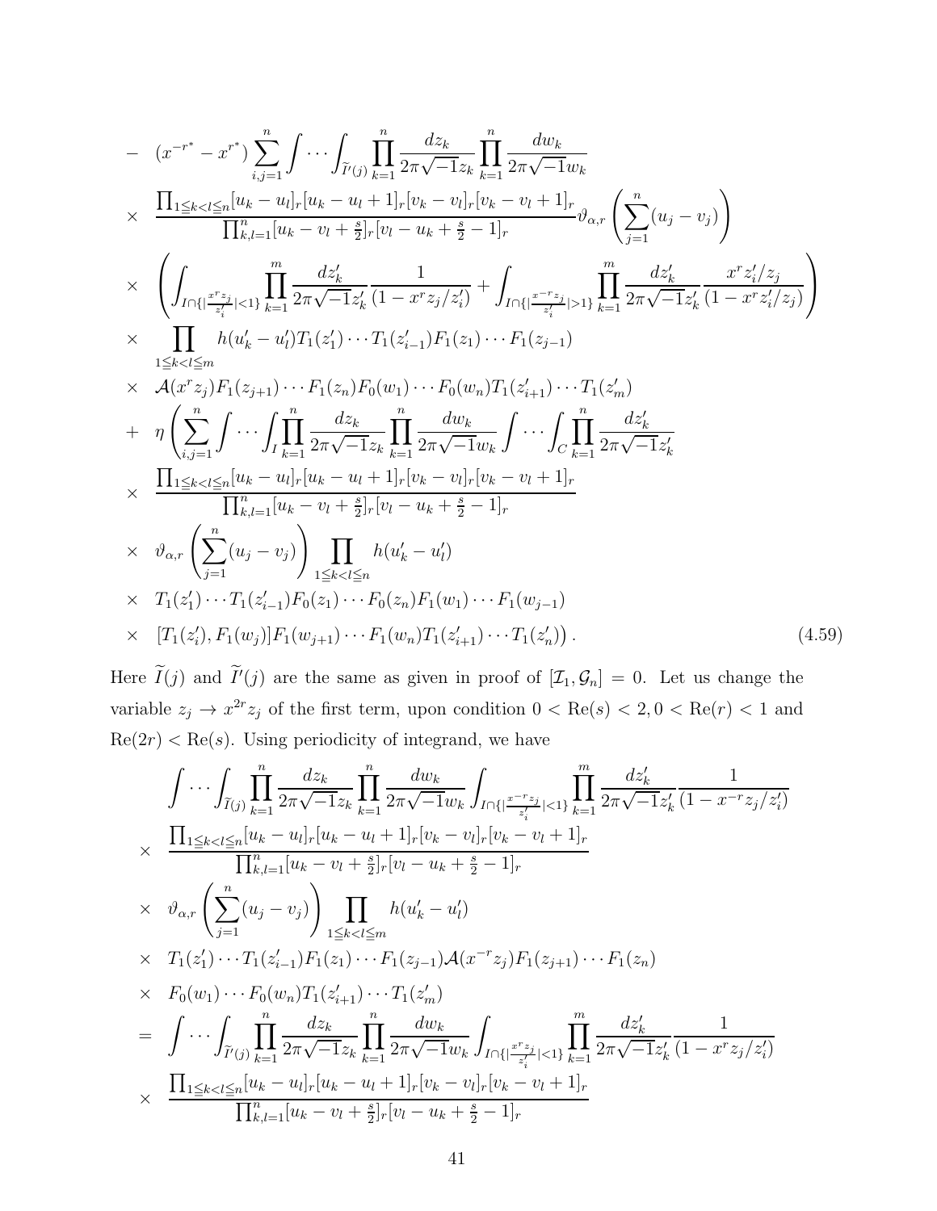$$
\begin{aligned}
- & \ (x^{-r^*}-x^{r^*})\sum_{i,j=1}^n \int\cdots\int_{\widetilde{I}'(j)}\prod_{k=1}^n \frac{dz_k}{2\pi\sqrt{-1}z_k}\prod_{k=1}^n\frac{dw_k}{2\pi\sqrt{-1}w_k}\\
\times & \ \frac{\prod_{1\leqq k<l\leqq n}[u_k-u_l]_r[u_k-u_l+1]_r[v_k-v_l]_r[v_k-v_l+1]_r}{\prod_{k,l=1}^n[u_k-v_l+\frac{s}{2}]_r[v_l-u_k+\frac{s}{2}-1]_r}\vartheta_{\alpha,r}\left(\sum_{j=1}^n(u_j-v_j)\right)\\
\times & \ \left(\int_{I\cap\{|\frac{x^rz_j}{z_i'}|<1\}}\prod_{k=1}^m\frac{dz_k'}{2\pi\sqrt{-1}z_k'}\frac{1}{(1-x^rz_j/z_i')}+\int_{I\cap\{|\frac{x^{-r}z_j}{z_i'}|>1\}}\prod_{k=1}^m\frac{dz_k'}{2\pi\sqrt{-1}z_k'}\frac{x^rz_i'/z_j}{(1-x^rz_i'/z_j)}\right)\\
\times & \ \prod_{1\leqq k<l\leqq m}h(u_k'-u_l')T_1(z_1')\cdots T_1(z_{i-1}')F_1(z_1)\cdots F_1(z_{j-1})\\
\times & \ \mathcal{A}(x^rz_j)F_1(z_{j+1})\cdots F_1(z_n)F_0(w_1)\cdots F_0(w_n)T_1(z_{i+1}')\cdots T_1(z_m')\\
+ & \ \eta\left(\sum_{i,j=1}^n\int\cdots\int_I\prod_{k=1}^n\frac{dz_k}{2\pi\sqrt{-1}z_k}\prod_{k=1}^n\frac{dw_k}{2\pi\sqrt{-1}w_k}\int\cdots\int_C\prod_{k=1}^n\frac{dz_k'}{2\pi\sqrt{-1}z_k'}\right.\\
\times & \ \frac{\prod_{1\leqq k<l\leqq n}[u_k-u_l]_r[u_k-u_l+1]_r[v_k-v_l]_r[v_k-v_l+1]_r}{\prod_{k,l=1}^n[u_k-v_l+\frac{s}{2}]_r[v_l-u_k+\frac{s}{2}-1]_r}\\
\times & \ \vartheta_{\alpha,r}\left(\sum_{j=1}^n(u_j-v_j)\right)\prod_{1\leqq k<l\leqq n}h(u_k'-u_l')\\
\times & \ T_1(z_1')\cdots T_1(z_{i-1}')F_0(z_1)\cdots F_0(z_n)F_1(w_1)\cdots F_1(w_{j-1})\\
\times & \ \left.[T_1(z_i'),F_1(w_j)]F_1(w_{j+1})\cdots F_1(w_n)T_1(z_{i+1}')\cdots T_1(z_n')\right). \qquad (4.59)
\end{aligned}
$$

Here $\widetilde{I}(j)$ and $\widetilde{I}'(j)$ are the same as given in proof of $[\mathcal{I}_1,\mathcal{G}_n]=0$. Let us change the variable $z_j\to x^{2r}z_j$ of the first term, upon condition $0<\mathrm{Re}(s)<2, 0<\mathrm{Re}(r)<1$ and $\mathrm{Re}(2r)<\mathrm{Re}(s)$. Using periodicity of integrand, we have

$$
\begin{aligned}
& \int\cdots\int_{\widetilde{I}(j)}\prod_{k=1}^n\frac{dz_k}{2\pi\sqrt{-1}z_k}\prod_{k=1}^n\frac{dw_k}{2\pi\sqrt{-1}w_k}\int_{I\cap\{|\frac{x^{-r}z_j}{z_i'}|<1\}}\prod_{k=1}^m\frac{dz_k'}{2\pi\sqrt{-1}z_k'}\frac{1}{(1-x^{-r}z_j/z_i')}\\
\times & \ \frac{\prod_{1\leqq k<l\leqq n}[u_k-u_l]_r[u_k-u_l+1]_r[v_k-v_l]_r[v_k-v_l+1]_r}{\prod_{k,l=1}^n[u_k-v_l+\frac{s}{2}]_r[v_l-u_k+\frac{s}{2}-1]_r}\\
\times & \ \vartheta_{\alpha,r}\left(\sum_{j=1}^n(u_j-v_j)\right)\prod_{1\leqq k<l\leqq m}h(u_k'-u_l')\\
\times & \ T_1(z_1')\cdots T_1(z_{i-1}')F_1(z_1)\cdots F_1(z_{j-1})\mathcal{A}(x^{-r}z_j)F_1(z_{j+1})\cdots F_1(z_n)\\
\times & \ F_0(w_1)\cdots F_0(w_n)T_1(z_{i+1}')\cdots T_1(z_m')\\
= & \ \int\cdots\int_{\widetilde{I}'(j)}\prod_{k=1}^n\frac{dz_k}{2\pi\sqrt{-1}z_k}\prod_{k=1}^n\frac{dw_k}{2\pi\sqrt{-1}w_k}\int_{I\cap\{|\frac{x^rz_j}{z_i'}|<1\}}\prod_{k=1}^m\frac{dz_k'}{2\pi\sqrt{-1}z_k'}\frac{1}{(1-x^rz_j/z_i')}\\
\times & \ \frac{\prod_{1\leqq k<l\leqq n}[u_k-u_l]_r[u_k-u_l+1]_r[v_k-v_l]_r[v_k-v_l+1]_r}{\prod_{k,l=1}^n[u_k-v_l+\frac{s}{2}]_r[v_l-u_k+\frac{s}{2}-1]_r}
\end{aligned}
$$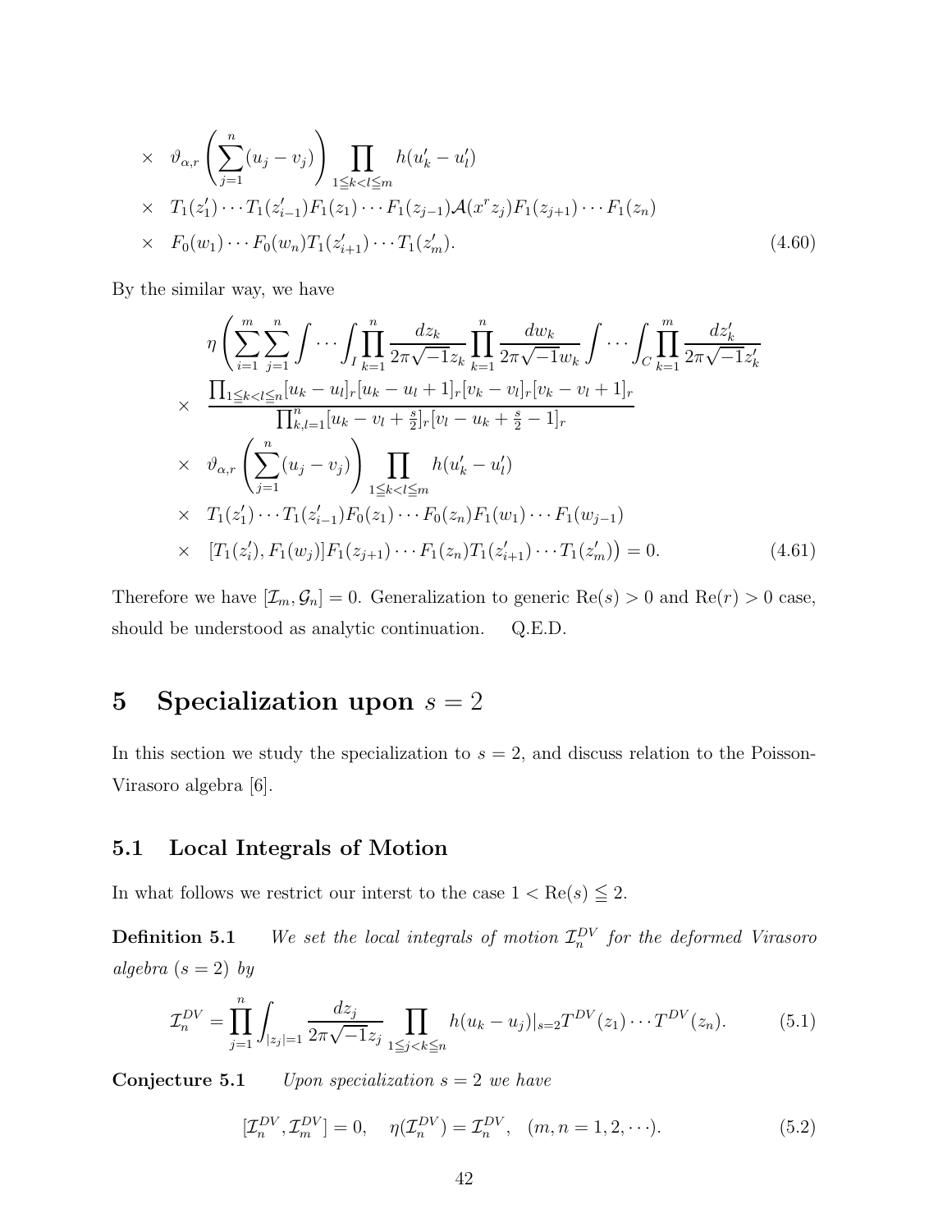$$
\begin{aligned}
&\times \quad \vartheta_{\alpha,r}\left(\sum_{j=1}^{n}(u_j-v_j)\right)\prod_{1\leqq k<l\leqq m}h(u'_k-u'_l)\\
&\times \quad T_1(z'_1)\cdots T_1(z'_{i-1})F_1(z_1)\cdots F_1(z_{j-1})\mathcal{A}(x^r z_j)F_1(z_{j+1})\cdots F_1(z_n)\\
&\times \quad F_0(w_1)\cdots F_0(w_n)T_1(z'_{i+1})\cdots T_1(z'_m).
\end{aligned}
\tag{4.60}
$$

By the similar way, we have

$$
\begin{aligned}
&\eta\left(\sum_{i=1}^{m}\sum_{j=1}^{n}\int\cdots\int_I\prod_{k=1}^{n}\frac{dz_k}{2\pi\sqrt{-1}z_k}\prod_{k=1}^{n}\frac{dw_k}{2\pi\sqrt{-1}w_k}\int\cdots\int_C\prod_{k=1}^{m}\frac{dz'_k}{2\pi\sqrt{-1}z'_k}\right.\\
&\times \quad \frac{\prod_{1\leqq k<l\leqq n}[u_k-u_l]_r[u_k-u_l+1]_r[v_k-v_l]_r[v_k-v_l+1]_r}{\prod_{k,l=1}^{n}[u_k-v_l+\frac{s}{2}]_r[v_l-u_k+\frac{s}{2}-1]_r}\\
&\times \quad \vartheta_{\alpha,r}\left(\sum_{j=1}^{n}(u_j-v_j)\right)\prod_{1\leqq k<l\leqq m}h(u'_k-u'_l)\\
&\times \quad T_1(z'_1)\cdots T_1(z'_{i-1})F_0(z_1)\cdots F_0(z_n)F_1(w_1)\cdots F_1(w_{j-1})\\
&\times \quad \left.[T_1(z'_i),F_1(w_j)]F_1(z_{j+1})\cdots F_1(z_n)T_1(z'_{i+1})\cdots T_1(z'_m)\right)=0.
\end{aligned}
\tag{4.61}
$$

Therefore we have $[\mathcal{I}_m,\mathcal{G}_n]=0$. Generalization to generic $\mathrm{Re}(s)>0$ and $\mathrm{Re}(r)>0$ case, should be understood as analytic continuation. Q.E.D.

# 5 Specialization upon $s=2$

In this section we study the specialization to $s=2$, and discuss relation to the Poisson-Virasoro algebra [6].

## 5.1 Local Integrals of Motion

In what follows we restrict our interst to the case $1<\mathrm{Re}(s)\leqq 2$.

**Definition 5.1** *We set the local integrals of motion $\mathcal{I}_n^{DV}$ for the deformed Virasoro algebra ($s=2$) by*

$$
\mathcal{I}_n^{DV}=\prod_{j=1}^{n}\int_{|z_j|=1}\frac{dz_j}{2\pi\sqrt{-1}z_j}\prod_{1\leqq j<k\leqq n}h(u_k-u_j)|_{s=2}T^{DV}(z_1)\cdots T^{DV}(z_n).
\tag{5.1}
$$

**Conjecture 5.1** *Upon specialization $s=2$ we have*

$$
[\mathcal{I}_n^{DV},\mathcal{I}_m^{DV}]=0,\quad \eta(\mathcal{I}_n^{DV})=\mathcal{I}_n^{DV},\quad (m,n=1,2,\cdots).
\tag{5.2}
$$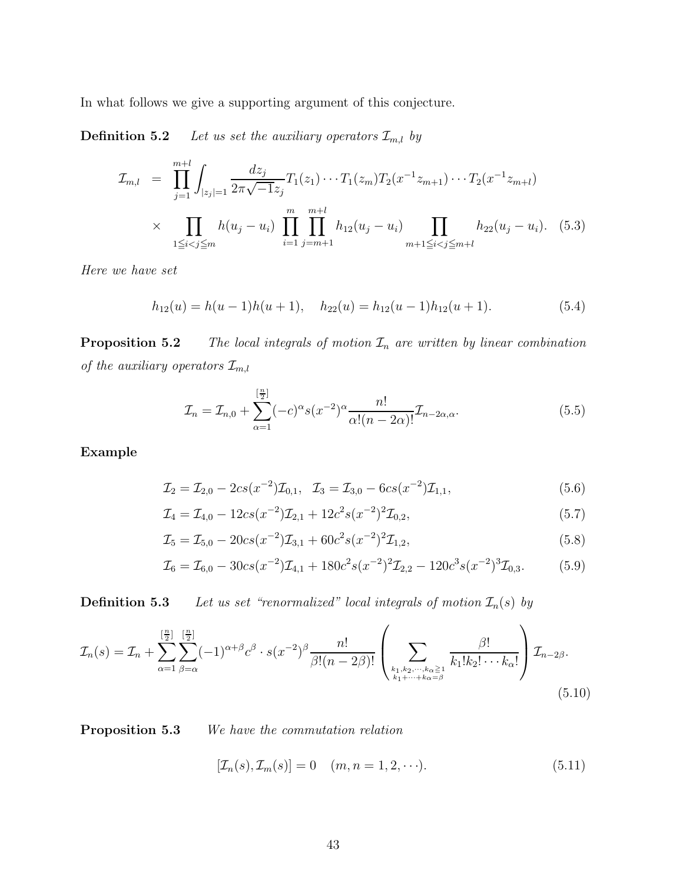In what follows we give a supporting argument of this conjecture.

**Definition 5.2** *Let us set the auxiliary operators $\mathcal{I}_{m,l}$ by*

$$
\begin{aligned}
\mathcal{I}_{m,l} &= \prod_{j=1}^{m+l}\int_{|z_j|=1}\frac{dz_j}{2\pi\sqrt{-1}z_j}T_1(z_1)\cdots T_1(z_m)T_2(x^{-1}z_{m+1})\cdots T_2(x^{-1}z_{m+l})\\
&\times \prod_{1\leqq i<j\leqq m}h(u_j-u_i)\ \prod_{i=1}^{m}\prod_{j=m+1}^{m+l}h_{12}(u_j-u_i)\prod_{m+1\leqq i<j\leqq m+l}h_{22}(u_j-u_i). \quad (5.3)
\end{aligned}
$$

*Here we have set*

$$
h_{12}(u)=h(u-1)h(u+1),\quad h_{22}(u)=h_{12}(u-1)h_{12}(u+1). \quad (5.4)
$$

**Proposition 5.2** *The local integrals of motion $\mathcal{I}_n$ are written by linear combination of the auxiliary operators $\mathcal{I}_{m,l}$*

$$
\mathcal{I}_n=\mathcal{I}_{n,0}+\sum_{\alpha=1}^{[\frac{n}{2}]}(-c)^\alpha s(x^{-2})^\alpha\frac{n!}{\alpha!(n-2\alpha)!}\mathcal{I}_{n-2\alpha,\alpha}. \quad (5.5)
$$

**Example**

$$
\mathcal{I}_2=\mathcal{I}_{2,0}-2cs(x^{-2})\mathcal{I}_{0,1},\quad \mathcal{I}_3=\mathcal{I}_{3,0}-6cs(x^{-2})\mathcal{I}_{1,1}, \quad (5.6)
$$

$$
\mathcal{I}_4=\mathcal{I}_{4,0}-12cs(x^{-2})\mathcal{I}_{2,1}+12c^2s(x^{-2})^2\mathcal{I}_{0,2}, \quad (5.7)
$$

$$
\mathcal{I}_5=\mathcal{I}_{5,0}-20cs(x^{-2})\mathcal{I}_{3,1}+60c^2s(x^{-2})^2\mathcal{I}_{1,2}, \quad (5.8)
$$

$$
\mathcal{I}_6=\mathcal{I}_{6,0}-30cs(x^{-2})\mathcal{I}_{4,1}+180c^2s(x^{-2})^2\mathcal{I}_{2,2}-120c^3s(x^{-2})^3\mathcal{I}_{0,3}. \quad (5.9)
$$

**Definition 5.3** *Let us set "renormalized" local integrals of motion $\mathcal{I}_n(s)$ by*

$$
\mathcal{I}_n(s)=\mathcal{I}_n+\sum_{\alpha=1}^{[\frac{n}{2}]}\sum_{\beta=\alpha}^{[\frac{n}{2}]}(-1)^{\alpha+\beta}c^\beta\cdot s(x^{-2})^\beta\frac{n!}{\beta!(n-2\beta)!}\left(\sum_{\substack{k_1,k_2,\cdots,k_\alpha\geqq 1\\ k_1+\cdots+k_\alpha=\beta}}\frac{\beta!}{k_1!k_2!\cdots k_\alpha!}\right)\mathcal{I}_{n-2\beta}. \quad (5.10)
$$

**Proposition 5.3** *We have the commutation relation*

$$
[\mathcal{I}_n(s),\mathcal{I}_m(s)]=0\quad (m,n=1,2,\cdots). \quad (5.11)
$$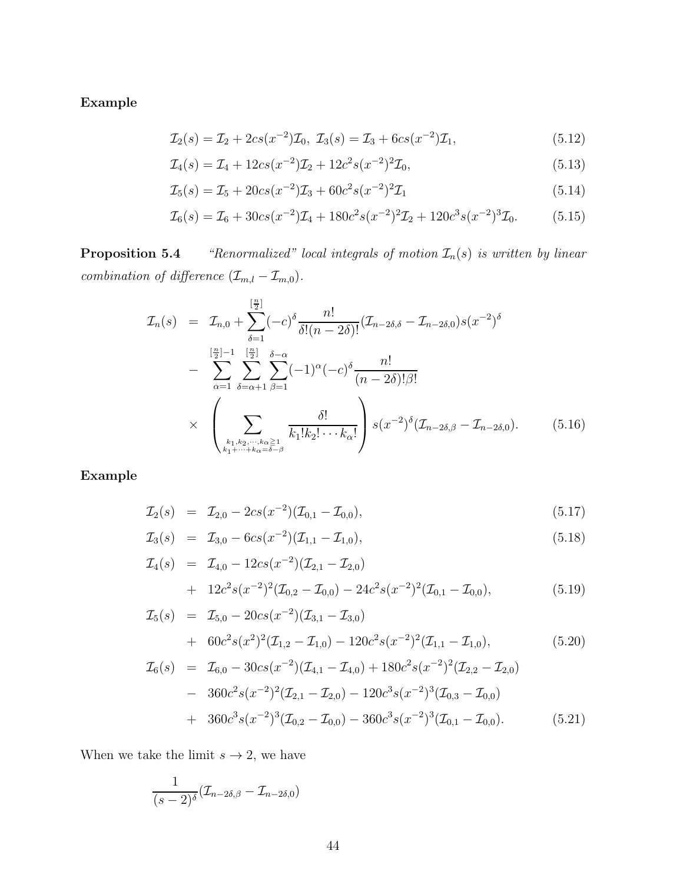**Example**

$$\mathcal{I}_2(s) = \mathcal{I}_2 + 2cs(x^{-2})\mathcal{I}_0,\ \mathcal{I}_3(s) = \mathcal{I}_3 + 6cs(x^{-2})\mathcal{I}_1, \tag{5.12}$$

$$\mathcal{I}_4(s) = \mathcal{I}_4 + 12cs(x^{-2})\mathcal{I}_2 + 12c^2s(x^{-2})^2\mathcal{I}_0, \tag{5.13}$$

$$\mathcal{I}_5(s) = \mathcal{I}_5 + 20cs(x^{-2})\mathcal{I}_3 + 60c^2s(x^{-2})^2\mathcal{I}_1 \tag{5.14}$$

$$\mathcal{I}_6(s) = \mathcal{I}_6 + 30cs(x^{-2})\mathcal{I}_4 + 180c^2s(x^{-2})^2\mathcal{I}_2 + 120c^3s(x^{-2})^3\mathcal{I}_0. \tag{5.15}$$

**Proposition 5.4** *"Renormalized" local integrals of motion $\mathcal{I}_n(s)$ is written by linear combination of difference $(\mathcal{I}_{m,l} - \mathcal{I}_{m,0})$.*

$$\begin{aligned}
\mathcal{I}_n(s) &= \mathcal{I}_{n,0} + \sum_{\delta=1}^{[\frac{n}{2}]}(-c)^\delta \frac{n!}{\delta!(n-2\delta)!}(\mathcal{I}_{n-2\delta,\delta} - \mathcal{I}_{n-2\delta,0})s(x^{-2})^\delta \\
&- \sum_{\alpha=1}^{[\frac{n}{2}]-1}\sum_{\delta=\alpha+1}^{[\frac{n}{2}]}\sum_{\beta=1}^{\delta-\alpha}(-1)^\alpha(-c)^\delta\frac{n!}{(n-2\delta)!\beta!} \\
&\times \left(\sum_{\substack{k_1,k_2,\cdots,k_\alpha \geqq 1 \\ k_1+\cdots+k_\alpha=\delta-\beta}} \frac{\delta!}{k_1!k_2!\cdots k_\alpha!}\right) s(x^{-2})^\delta(\mathcal{I}_{n-2\delta,\beta} - \mathcal{I}_{n-2\delta,0}).
\end{aligned} \tag{5.16}$$

**Example**

$$\mathcal{I}_2(s) = \mathcal{I}_{2,0} - 2cs(x^{-2})(\mathcal{I}_{0,1} - \mathcal{I}_{0,0}), \tag{5.17}$$

$$\mathcal{I}_3(s) = \mathcal{I}_{3,0} - 6cs(x^{-2})(\mathcal{I}_{1,1} - \mathcal{I}_{1,0}), \tag{5.18}$$

$$\begin{aligned}
\mathcal{I}_4(s) &= \mathcal{I}_{4,0} - 12cs(x^{-2})(\mathcal{I}_{2,1} - \mathcal{I}_{2,0}) \\
&+ 12c^2s(x^{-2})^2(\mathcal{I}_{0,2} - \mathcal{I}_{0,0}) - 24c^2s(x^{-2})^2(\mathcal{I}_{0,1} - \mathcal{I}_{0,0}),
\end{aligned} \tag{5.19}$$

$$\begin{aligned}
\mathcal{I}_5(s) &= \mathcal{I}_{5,0} - 20cs(x^{-2})(\mathcal{I}_{3,1} - \mathcal{I}_{3,0}) \\
&+ 60c^2s(x^2)^2(\mathcal{I}_{1,2} - \mathcal{I}_{1,0}) - 120c^2s(x^{-2})^2(\mathcal{I}_{1,1} - \mathcal{I}_{1,0}),
\end{aligned} \tag{5.20}$$

$$\begin{aligned}
\mathcal{I}_6(s) &= \mathcal{I}_{6,0} - 30cs(x^{-2})(\mathcal{I}_{4,1} - \mathcal{I}_{4,0}) + 180c^2s(x^{-2})^2(\mathcal{I}_{2,2} - \mathcal{I}_{2,0}) \\
&- 360c^2s(x^{-2})^2(\mathcal{I}_{2,1} - \mathcal{I}_{2,0}) - 120c^3s(x^{-2})^3(\mathcal{I}_{0,3} - \mathcal{I}_{0,0}) \\
&+ 360c^3s(x^{-2})^3(\mathcal{I}_{0,2} - \mathcal{I}_{0,0}) - 360c^3s(x^{-2})^3(\mathcal{I}_{0,1} - \mathcal{I}_{0,0}).
\end{aligned} \tag{5.21}$$

When we take the limit $s \to 2$, we have

$$\frac{1}{(s-2)^\delta}(\mathcal{I}_{n-2\delta,\beta} - \mathcal{I}_{n-2\delta,0})$$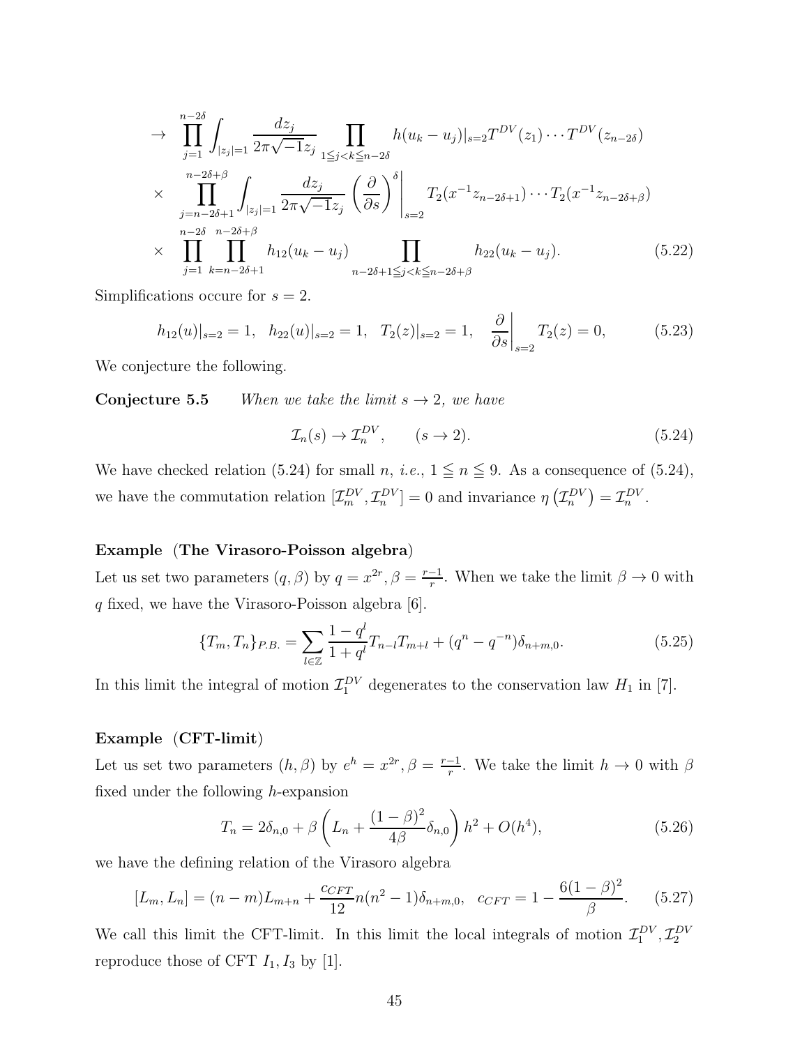$$
\begin{aligned}
\to\ & \prod_{j=1}^{n-2\delta} \int_{|z_j|=1} \frac{dz_j}{2\pi\sqrt{-1}z_j} \prod_{1\leqq j<k\leqq n-2\delta} h(u_k-u_j)|_{s=2} T^{DV}(z_1)\cdots T^{DV}(z_{n-2\delta}) \\
\times\ & \prod_{j=n-2\delta+1}^{n-2\delta+\beta} \int_{|z_j|=1} \frac{dz_j}{2\pi\sqrt{-1}z_j} \left(\frac{\partial}{\partial s}\right)^{\delta}\Bigg|_{s=2} T_2(x^{-1}z_{n-2\delta+1})\cdots T_2(x^{-1}z_{n-2\delta+\beta}) \\
\times\ & \prod_{j=1}^{n-2\delta} \prod_{k=n-2\delta+1}^{n-2\delta+\beta} h_{12}(u_k-u_j) \prod_{n-2\delta+1\leqq j<k\leqq n-2\delta+\beta} h_{22}(u_k-u_j).
\end{aligned}
\tag{5.22}
$$

Simplifications occure for $s=2$.

$$
h_{12}(u)|_{s=2}=1, \quad h_{22}(u)|_{s=2}=1, \quad T_2(z)|_{s=2}=1, \quad \frac{\partial}{\partial s}\bigg|_{s=2} T_2(z)=0, \tag{5.23}
$$

We conjecture the following.

**Conjecture 5.5** *When we take the limit $s\to 2$, we have*

$$
\mathcal{I}_n(s)\to \mathcal{I}_n^{DV}, \qquad (s\to 2). \tag{5.24}
$$

We have checked relation (5.24) for small $n$, *i.e.*, $1\leqq n\leqq 9$. As a consequence of (5.24), we have the commutation relation $[\mathcal{I}_m^{DV},\mathcal{I}_n^{DV}]=0$ and invariance $\eta\left(\mathcal{I}_n^{DV}\right)=\mathcal{I}_n^{DV}$.

**Example** (**The Virasoro-Poisson algebra**)

Let us set two parameters $(q,\beta)$ by $q=x^{2r}, \beta=\frac{r-1}{r}$. When we take the limit $\beta\to 0$ with $q$ fixed, we have the Virasoro-Poisson algebra [6].

$$
\{T_m,T_n\}_{P.B.}=\sum_{l\in\mathbb{Z}} \frac{1-q^l}{1+q^l} T_{n-l}T_{m+l}+(q^n-q^{-n})\delta_{n+m,0}. \tag{5.25}
$$

In this limit the integral of motion $\mathcal{I}_1^{DV}$ degenerates to the conservation law $H_1$ in [7].

**Example** (**CFT-limit**)

Let us set two parameters $(h,\beta)$ by $e^h=x^{2r}, \beta=\frac{r-1}{r}$. We take the limit $h\to 0$ with $\beta$ fixed under the following $h$-expansion

$$
T_n=2\delta_{n,0}+\beta\left(L_n+\frac{(1-\beta)^2}{4\beta}\delta_{n,0}\right)h^2+O(h^4), \tag{5.26}
$$

we have the defining relation of the Virasoro algebra

$$
[L_m,L_n]=(n-m)L_{m+n}+\frac{c_{CFT}}{12}n(n^2-1)\delta_{n+m,0}, \quad c_{CFT}=1-\frac{6(1-\beta)^2}{\beta}. \tag{5.27}
$$

We call this limit the CFT-limit. In this limit the local integrals of motion $\mathcal{I}_1^{DV},\mathcal{I}_2^{DV}$ reproduce those of CFT $I_1, I_3$ by [1].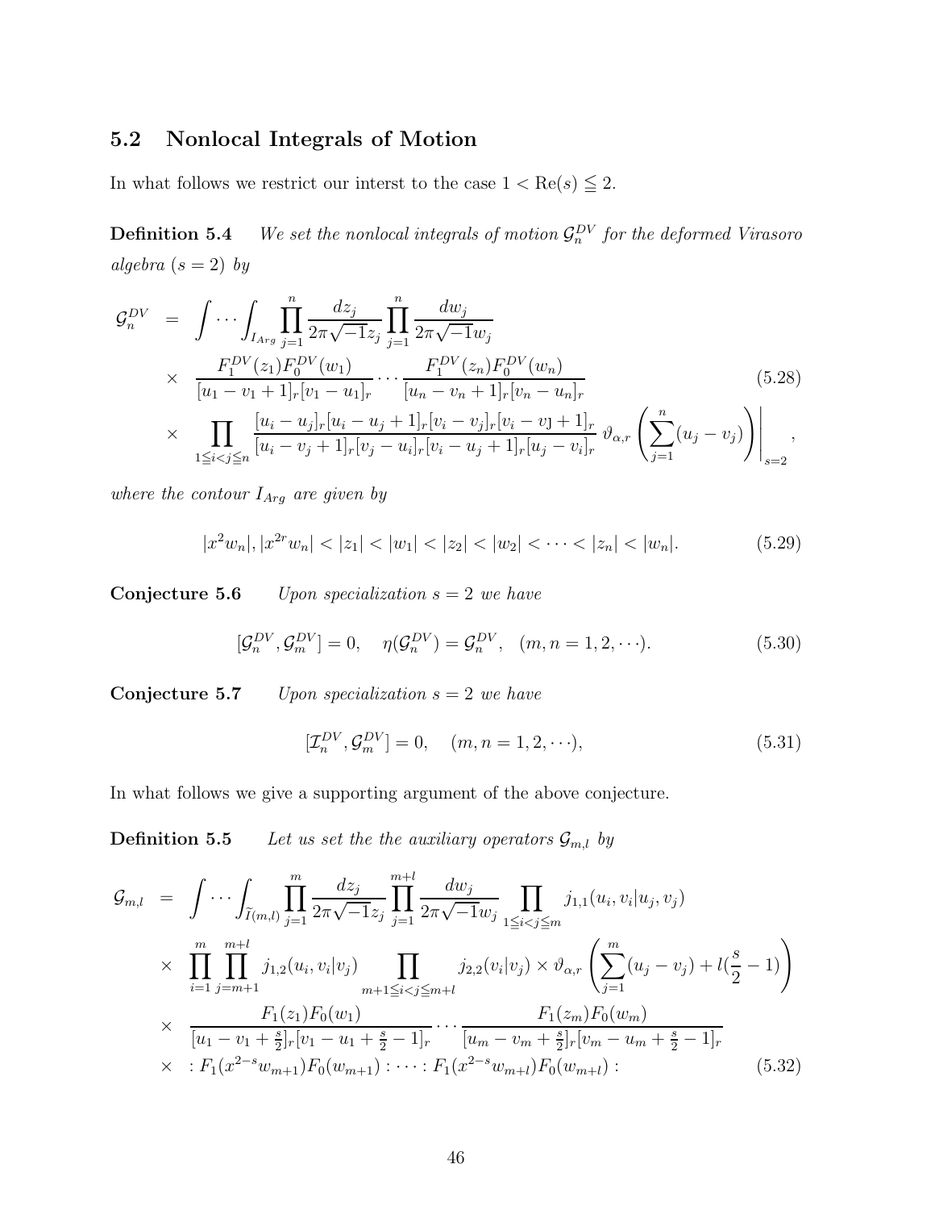## 5.2 Nonlocal Integrals of Motion

In what follows we restrict our interst to the case $1 < \mathrm{Re}(s) \leqq 2$.

**Definition 5.4** *We set the nonlocal integrals of motion $\mathcal{G}_n^{DV}$ for the deformed Virasoro algebra ($s=2$) by*

$$
\begin{aligned}
\mathcal{G}_n^{DV} &= \int \cdots \int_{I_{Arg}} \prod_{j=1}^n \frac{dz_j}{2\pi\sqrt{-1}z_j} \prod_{j=1}^n \frac{dw_j}{2\pi\sqrt{-1}w_j} \\
&\times \frac{F_1^{DV}(z_1)F_0^{DV}(w_1)}{[u_1-v_1+1]_r[v_1-u_1]_r} \cdots \frac{F_1^{DV}(z_n)F_0^{DV}(w_n)}{[u_n-v_n+1]_r[v_n-u_n]_r} \\
&\times \prod_{1\leqq i<j\leqq n} \frac{[u_i-u_j]_r[u_i-u_j+1]_r[v_i-v_j]_r[v_i-v_j+1]_r}{[u_i-v_j+1]_r[v_j-u_i]_r[v_i-u_j+1]_r[u_j-v_i]_r} \, \vartheta_{\alpha,r}\left(\sum_{j=1}^n (u_j-v_j)\right)\Bigg|_{s=2},
\end{aligned}
\tag{5.28}
$$

*where the contour $I_{Arg}$ are given by*

$$
|x^2 w_n|, |x^{2r} w_n| < |z_1| < |w_1| < |z_2| < |w_2| < \cdots < |z_n| < |w_n|. \tag{5.29}
$$

**Conjecture 5.6** *Upon specialization $s=2$ we have*

$$
[\mathcal{G}_n^{DV}, \mathcal{G}_m^{DV}] = 0, \quad \eta(\mathcal{G}_n^{DV}) = \mathcal{G}_n^{DV}, \quad (m,n=1,2,\cdots). \tag{5.30}
$$

**Conjecture 5.7** *Upon specialization $s=2$ we have*

$$
[\mathcal{I}_n^{DV}, \mathcal{G}_m^{DV}] = 0, \quad (m,n=1,2,\cdots), \tag{5.31}
$$

In what follows we give a supporting argument of the above conjecture.

**Definition 5.5** *Let us set the the auxiliary operators $\mathcal{G}_{m,l}$ by*

$$
\begin{aligned}
\mathcal{G}_{m,l} &= \int \cdots \int_{\widetilde{I}(m,l)} \prod_{j=1}^m \frac{dz_j}{2\pi\sqrt{-1}z_j} \prod_{j=1}^{m+l} \frac{dw_j}{2\pi\sqrt{-1}w_j} \prod_{1\leqq i<j\leqq m} j_{1,1}(u_i,v_i|u_j,v_j) \\
&\times \prod_{i=1}^m \prod_{j=m+1}^{m+l} j_{1,2}(u_i,v_i|v_j) \prod_{m+1\leqq i<j\leqq m+l} j_{2,2}(v_i|v_j) \times \vartheta_{\alpha,r}\left(\sum_{j=1}^m (u_j-v_j) + l(\frac{s}{2}-1)\right) \\
&\times \frac{F_1(z_1)F_0(w_1)}{[u_1-v_1+\frac{s}{2}]_r[v_1-u_1+\frac{s}{2}-1]_r} \cdots \frac{F_1(z_m)F_0(w_m)}{[u_m-v_m+\frac{s}{2}]_r[v_m-u_m+\frac{s}{2}-1]_r} \\
&\times \, :F_1(x^{2-s}w_{m+1})F_0(w_{m+1}): \cdots :F_1(x^{2-s}w_{m+l})F_0(w_{m+l}):
\end{aligned}
\tag{5.32}
$$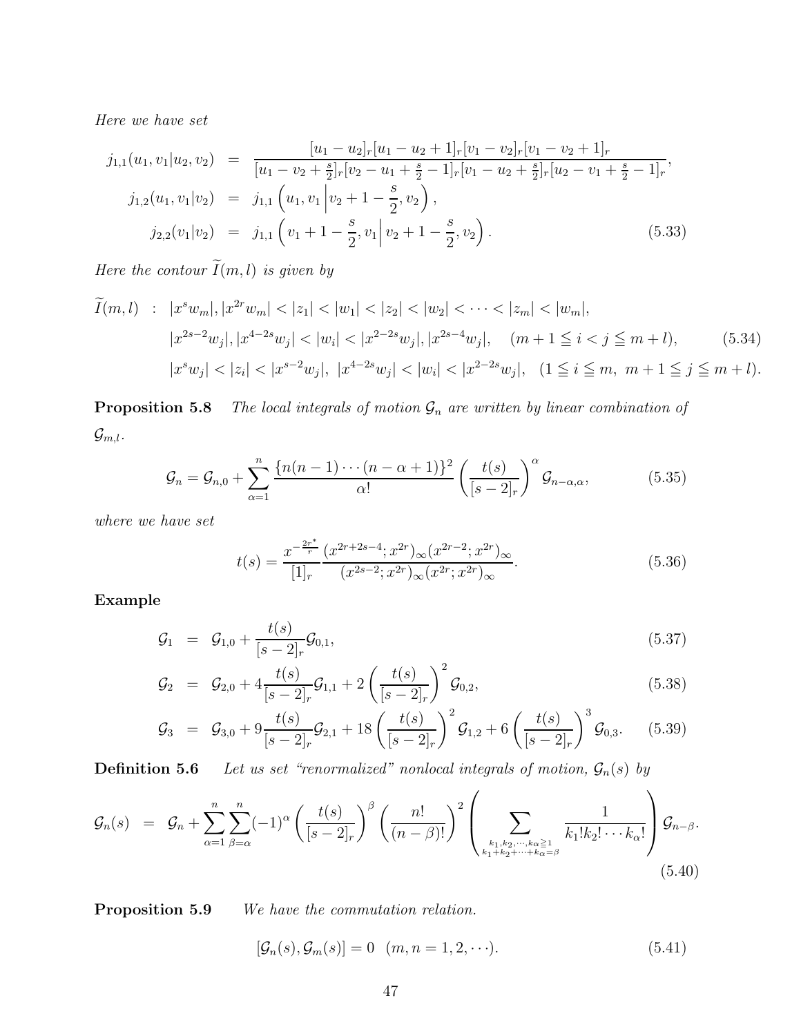*Here we have set*

$$
\begin{aligned}
j_{1,1}(u_1,v_1|u_2,v_2) &= \frac{[u_1-u_2]_r[u_1-u_2+1]_r[v_1-v_2]_r[v_1-v_2+1]_r}{[u_1-v_2+\frac{s}{2}]_r[v_2-u_1+\frac{s}{2}-1]_r[v_1-u_2+\frac{s}{2}]_r[u_2-v_1+\frac{s}{2}-1]_r},\\
j_{1,2}(u_1,v_1|v_2) &= j_{1,1}\left(u_1,v_1\left|v_2+1-\frac{s}{2},v_2\right.\right),\\
j_{2,2}(v_1|v_2) &= j_{1,1}\left(v_1+1-\frac{s}{2},v_1\right|\left.v_2+1-\frac{s}{2},v_2\right). \qquad (5.33)
\end{aligned}
$$

*Here the contour* $\widetilde{I}(m,l)$ *is given by*

$$
\begin{aligned}
\widetilde{I}(m,l) \ : \ & |x^s w_m|, |x^{2r} w_m| < |z_1| < |w_1| < |z_2| < |w_2| < \cdots < |z_m| < |w_m|,\\
& |x^{2s-2}w_j|, |x^{4-2s}w_j| < |w_i| < |x^{2-2s}w_j|, |x^{2s-4}w_j|, \quad (m+1 \leqq i < j \leqq m+l), \qquad (5.34)\\
& |x^s w_j| < |z_i| < |x^{s-2}w_j|, \ |x^{4-2s}w_j| < |w_i| < |x^{2-2s}w_j|, \quad (1 \leqq i \leqq m, \ m+1 \leqq j \leqq m+l).
\end{aligned}
$$

**Proposition 5.8** *The local integrals of motion* $\mathcal{G}_n$ *are written by linear combination of* $\mathcal{G}_{m,l}$.

$$
\mathcal{G}_n = \mathcal{G}_{n,0} + \sum_{\alpha=1}^{n} \frac{\{n(n-1)\cdots(n-\alpha+1)\}^2}{\alpha!} \left(\frac{t(s)}{[s-2]_r}\right)^{\alpha} \mathcal{G}_{n-\alpha,\alpha}, \qquad (5.35)
$$

*where we have set*

$$
t(s) = \frac{x^{-\frac{2r^*}{r}}}{[1]_r} \frac{(x^{2r+2s-4};x^{2r})_\infty (x^{2r-2};x^{2r})_\infty}{(x^{2s-2};x^{2r})_\infty (x^{2r};x^{2r})_\infty}. \qquad (5.36)
$$

**Example**

$$
\begin{aligned}
\mathcal{G}_1 &= \mathcal{G}_{1,0} + \frac{t(s)}{[s-2]_r}\mathcal{G}_{0,1}, \qquad (5.37)\\
\mathcal{G}_2 &= \mathcal{G}_{2,0} + 4\frac{t(s)}{[s-2]_r}\mathcal{G}_{1,1} + 2\left(\frac{t(s)}{[s-2]_r}\right)^2 \mathcal{G}_{0,2}, \qquad (5.38)\\
\mathcal{G}_3 &= \mathcal{G}_{3,0} + 9\frac{t(s)}{[s-2]_r}\mathcal{G}_{2,1} + 18\left(\frac{t(s)}{[s-2]_r}\right)^2 \mathcal{G}_{1,2} + 6\left(\frac{t(s)}{[s-2]_r}\right)^3 \mathcal{G}_{0,3}. \qquad (5.39)
\end{aligned}
$$

**Definition 5.6** *Let us set "renormalized" nonlocal integrals of motion,* $\mathcal{G}_n(s)$ *by*

$$
\mathcal{G}_n(s) = \mathcal{G}_n + \sum_{\alpha=1}^{n}\sum_{\beta=\alpha}^{n} (-1)^\alpha \left(\frac{t(s)}{[s-2]_r}\right)^{\beta} \left(\frac{n!}{(n-\beta)!}\right)^2 \left(\sum_{\substack{k_1,k_2,\cdots,k_\alpha \geqq 1\\ k_1+k_2+\cdots+k_\alpha=\beta}} \frac{1}{k_1!k_2!\cdots k_\alpha!}\right) \mathcal{G}_{n-\beta}. \qquad (5.40)
$$

**Proposition 5.9** *We have the commutation relation.*

$$
[\mathcal{G}_n(s), \mathcal{G}_m(s)] = 0 \quad (m,n = 1,2,\cdots). \qquad (5.41)
$$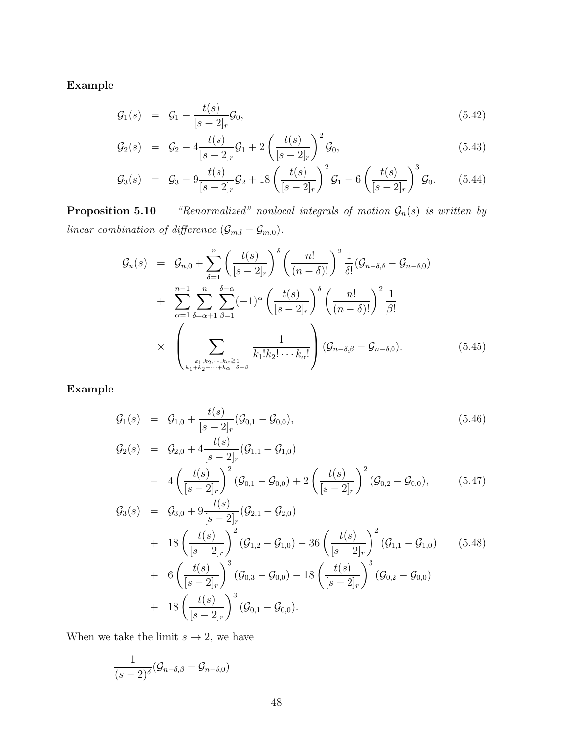**Example**

$$\mathcal{G}_1(s) = \mathcal{G}_1 - \frac{t(s)}{[s-2]_r}\mathcal{G}_0, \tag{5.42}$$

$$\mathcal{G}_2(s) = \mathcal{G}_2 - 4\frac{t(s)}{[s-2]_r}\mathcal{G}_1 + 2\left(\frac{t(s)}{[s-2]_r}\right)^2\mathcal{G}_0, \tag{5.43}$$

$$\mathcal{G}_3(s) = \mathcal{G}_3 - 9\frac{t(s)}{[s-2]_r}\mathcal{G}_2 + 18\left(\frac{t(s)}{[s-2]_r}\right)^2\mathcal{G}_1 - 6\left(\frac{t(s)}{[s-2]_r}\right)^3\mathcal{G}_0. \tag{5.44}$$

**Proposition 5.10** *"Renormalized" nonlocal integrals of motion $\mathcal{G}_n(s)$ is written by linear combination of difference $(\mathcal{G}_{m,l} - \mathcal{G}_{m,0})$.*

$$\begin{aligned}
\mathcal{G}_n(s) &= \mathcal{G}_{n,0} + \sum_{\delta=1}^{n}\left(\frac{t(s)}{[s-2]_r}\right)^{\delta}\left(\frac{n!}{(n-\delta)!}\right)^2\frac{1}{\delta!}(\mathcal{G}_{n-\delta,\delta} - \mathcal{G}_{n-\delta,0}) \\
&+ \sum_{\alpha=1}^{n-1}\sum_{\delta=\alpha+1}^{n}\sum_{\beta=1}^{\delta-\alpha}(-1)^{\alpha}\left(\frac{t(s)}{[s-2]_r}\right)^{\delta}\left(\frac{n!}{(n-\delta)!}\right)^2\frac{1}{\beta!} \\
&\times \left(\sum_{\substack{k_1,k_2,\cdots,k_\alpha \geq 1 \\ k_1+k_2+\cdots+k_\alpha=\delta-\beta}}\frac{1}{k_1!k_2!\cdots k_\alpha!}\right)(\mathcal{G}_{n-\delta,\beta} - \mathcal{G}_{n-\delta,0}).
\end{aligned} \tag{5.45}$$

**Example**

$$\mathcal{G}_1(s) = \mathcal{G}_{1,0} + \frac{t(s)}{[s-2]_r}(\mathcal{G}_{0,1} - \mathcal{G}_{0,0}), \tag{5.46}$$

$$\begin{aligned}
\mathcal{G}_2(s) &= \mathcal{G}_{2,0} + 4\frac{t(s)}{[s-2]_r}(\mathcal{G}_{1,1} - \mathcal{G}_{1,0}) \\
&- 4\left(\frac{t(s)}{[s-2]_r}\right)^2(\mathcal{G}_{0,1} - \mathcal{G}_{0,0}) + 2\left(\frac{t(s)}{[s-2]_r}\right)^2(\mathcal{G}_{0,2} - \mathcal{G}_{0,0}),
\end{aligned} \tag{5.47}$$

$$\begin{aligned}
\mathcal{G}_3(s) &= \mathcal{G}_{3,0} + 9\frac{t(s)}{[s-2]_r}(\mathcal{G}_{2,1} - \mathcal{G}_{2,0}) \\
&+ 18\left(\frac{t(s)}{[s-2]_r}\right)^2(\mathcal{G}_{1,2} - \mathcal{G}_{1,0}) - 36\left(\frac{t(s)}{[s-2]_r}\right)^2(\mathcal{G}_{1,1} - \mathcal{G}_{1,0}) \\
&+ 6\left(\frac{t(s)}{[s-2]_r}\right)^3(\mathcal{G}_{0,3} - \mathcal{G}_{0,0}) - 18\left(\frac{t(s)}{[s-2]_r}\right)^3(\mathcal{G}_{0,2} - \mathcal{G}_{0,0}) \\
&+ 18\left(\frac{t(s)}{[s-2]_r}\right)^3(\mathcal{G}_{0,1} - \mathcal{G}_{0,0}).
\end{aligned} \tag{5.48}$$

When we take the limit $s \to 2$, we have

$$\frac{1}{(s-2)^{\delta}}(\mathcal{G}_{n-\delta,\beta} - \mathcal{G}_{n-\delta,0})$$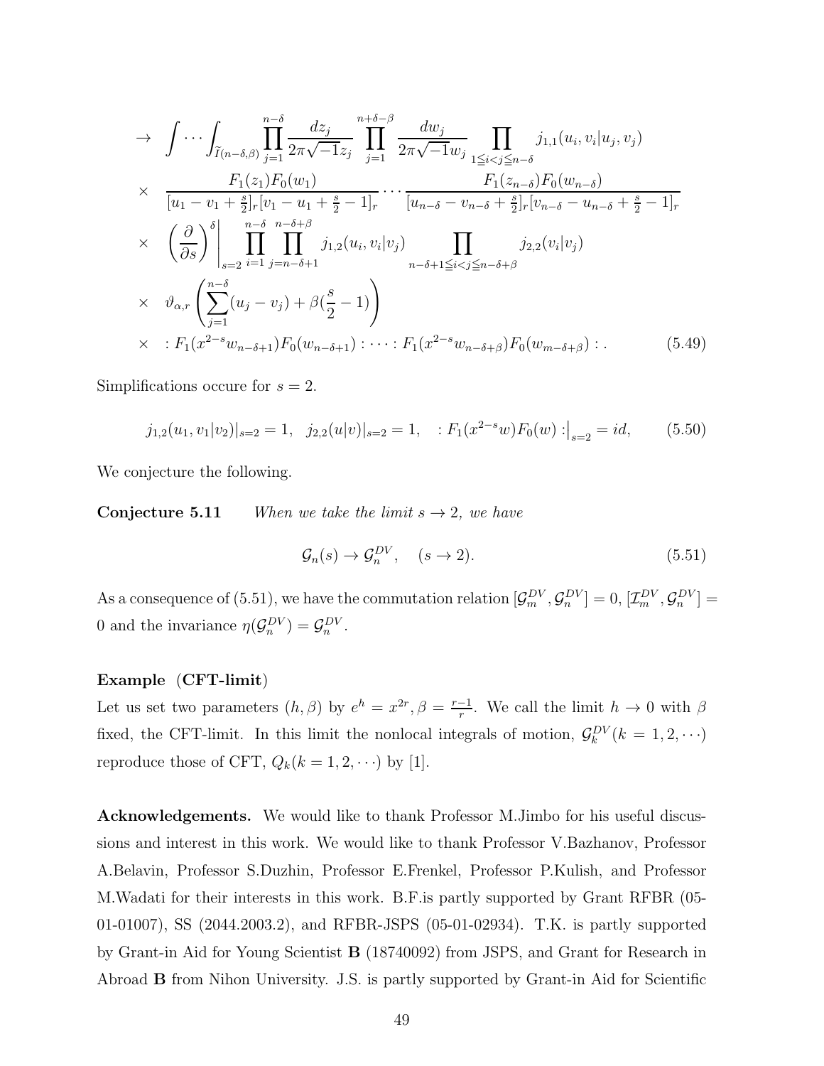$$
\begin{aligned}
\to\ & \int\cdots\int_{\widetilde{I}(n-\delta,\beta)} \prod_{j=1}^{n-\delta}\frac{dz_j}{2\pi\sqrt{-1}z_j}\prod_{j=1}^{n+\delta-\beta}\frac{dw_j}{2\pi\sqrt{-1}w_j}\prod_{1\leqq i<j\leqq n-\delta} j_{1,1}(u_i,v_i|u_j,v_j)\\
\times\ & \frac{F_1(z_1)F_0(w_1)}{[u_1-v_1+\frac{s}{2}]_r[v_1-u_1+\frac{s}{2}-1]_r}\cdots\frac{F_1(z_{n-\delta})F_0(w_{n-\delta})}{[u_{n-\delta}-v_{n-\delta}+\frac{s}{2}]_r[v_{n-\delta}-u_{n-\delta}+\frac{s}{2}-1]_r}\\
\times\ & \left(\frac{\partial}{\partial s}\right)^{\delta}\Bigg|_{s=2}\prod_{i=1}^{n-\delta}\prod_{j=n-\delta+1}^{n-\delta+\beta} j_{1,2}(u_i,v_i|v_j)\prod_{n-\delta+1\leqq i<j\leqq n-\delta+\beta} j_{2,2}(v_i|v_j)\\
\times\ & \vartheta_{\alpha,r}\left(\sum_{j=1}^{n-\delta}(u_j-v_j)+\beta(\frac{s}{2}-1)\right)\\
\times\ & :F_1(x^{2-s}w_{n-\delta+1})F_0(w_{n-\delta+1}):\cdots:F_1(x^{2-s}w_{n-\delta+\beta})F_0(w_{m-\delta+\beta}):. 
\end{aligned}
\tag{5.49}
$$

Simplifications occure for $s=2$.

$$
j_{1,2}(u_1,v_1|v_2)|_{s=2}=1,\quad j_{2,2}(u|v)|_{s=2}=1,\quad :F_1(x^{2-s}w)F_0(w):\big|_{s=2}=id, \tag{5.50}
$$

We conjecture the following.

**Conjecture 5.11** *When we take the limit $s\to 2$, we have*

$$
\mathcal{G}_n(s)\to\mathcal{G}_n^{DV},\quad (s\to 2). \tag{5.51}
$$

As a consequence of (5.51), we have the commutation relation $[\mathcal{G}_m^{DV},\mathcal{G}_n^{DV}]=0$, $[\mathcal{I}_m^{DV},\mathcal{G}_n^{DV}]=0$ and the invariance $\eta(\mathcal{G}_n^{DV})=\mathcal{G}_n^{DV}$.

**Example (CFT-limit)**
Let us set two parameters $(h,\beta)$ by $e^h=x^{2r},\beta=\frac{r-1}{r}$. We call the limit $h\to 0$ with $\beta$ fixed, the CFT-limit. In this limit the nonlocal integrals of motion, $\mathcal{G}_k^{DV}(k=1,2,\cdots)$ reproduce those of CFT, $Q_k(k=1,2,\cdots)$ by [1].

**Acknowledgements.** We would like to thank Professor M.Jimbo for his useful discussions and interest in this work. We would like to thank Professor V.Bazhanov, Professor A.Belavin, Professor S.Duzhin, Professor E.Frenkel, Professor P.Kulish, and Professor M.Wadati for their interests in this work. B.F.is partly supported by Grant RFBR (05-01-01007), SS (2044.2003.2), and RFBR-JSPS (05-01-02934). T.K. is partly supported by Grant-in Aid for Young Scientist **B** (18740092) from JSPS, and Grant for Research in Abroad **B** from Nihon University. J.S. is partly supported by Grant-in Aid for Scientific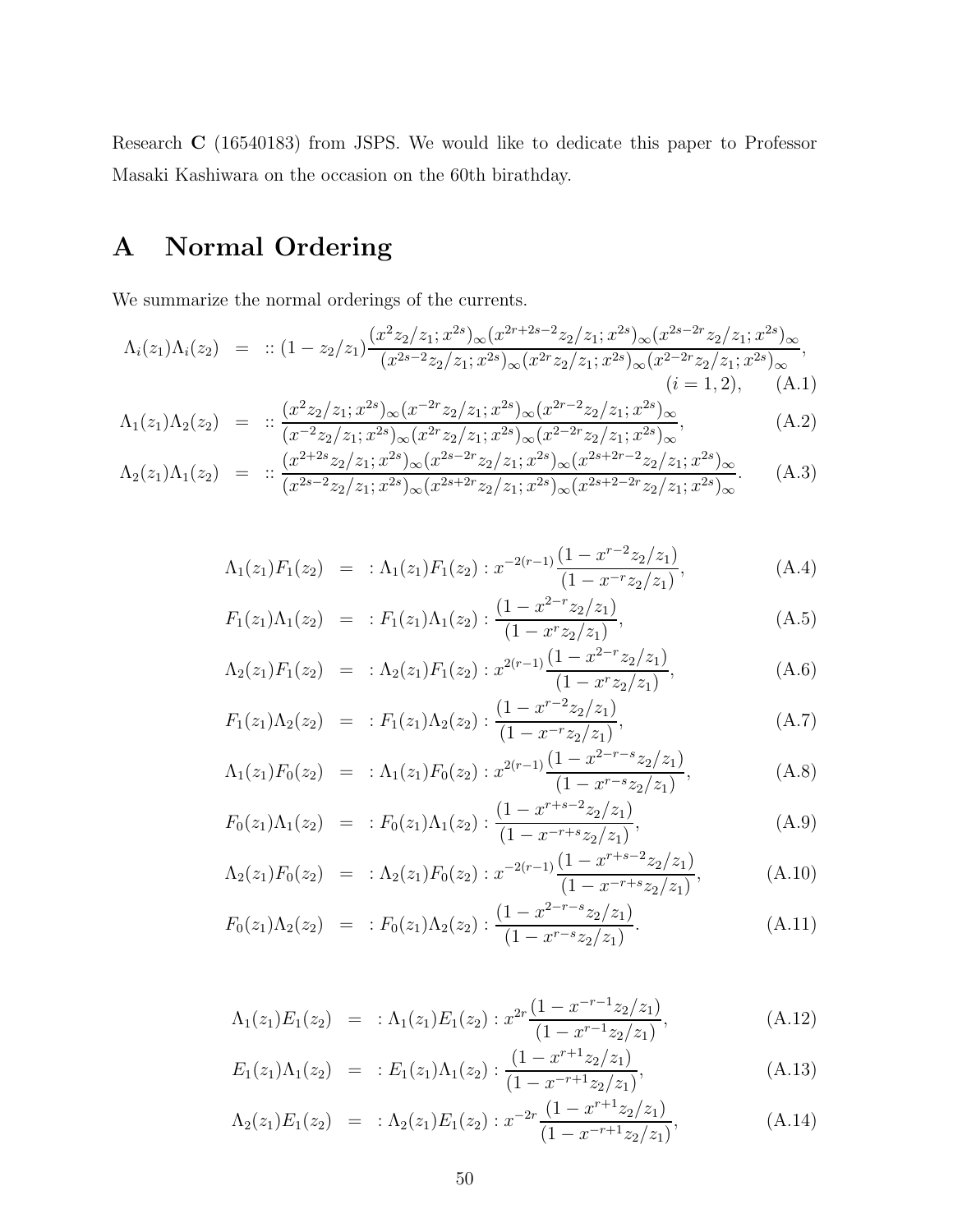Research **C** (16540183) from JSPS. We would like to dedicate this paper to Professor Masaki Kashiwara on the occasion on the 60th birathday.

# A Normal Ordering

We summarize the normal orderings of the currents.

$$
\Lambda_i(z_1)\Lambda_i(z_2) = :: (1-z_2/z_1)\frac{(x^2z_2/z_1;x^{2s})_\infty(x^{2r+2s-2}z_2/z_1;x^{2s})_\infty(x^{2s-2r}z_2/z_1;x^{2s})_\infty}{(x^{2s-2}z_2/z_1;x^{2s})_\infty(x^{2r}z_2/z_1;x^{2s})_\infty(x^{2-2r}z_2/z_1;x^{2s})_\infty}, \quad (i=1,2), \tag{A.1}
$$

$$
\Lambda_1(z_1)\Lambda_2(z_2) = :: \frac{(x^2z_2/z_1;x^{2s})_\infty(x^{-2r}z_2/z_1;x^{2s})_\infty(x^{2r-2}z_2/z_1;x^{2s})_\infty}{(x^{-2}z_2/z_1;x^{2s})_\infty(x^{2r}z_2/z_1;x^{2s})_\infty(x^{2-2r}z_2/z_1;x^{2s})_\infty}, \tag{A.2}
$$

$$
\Lambda_2(z_1)\Lambda_1(z_2) = :: \frac{(x^{2+2s}z_2/z_1;x^{2s})_\infty(x^{2s-2r}z_2/z_1;x^{2s})_\infty(x^{2s+2r-2}z_2/z_1;x^{2s})_\infty}{(x^{2s-2}z_2/z_1;x^{2s})_\infty(x^{2s+2r}z_2/z_1;x^{2s})_\infty(x^{2s+2-2r}z_2/z_1;x^{2s})_\infty}. \tag{A.3}
$$

$$
\Lambda_1(z_1)F_1(z_2) = :\Lambda_1(z_1)F_1(z_2): x^{-2(r-1)}\frac{(1-x^{r-2}z_2/z_1)}{(1-x^{-r}z_2/z_1)}, \tag{A.4}
$$

$$
F_1(z_1)\Lambda_1(z_2) = :F_1(z_1)\Lambda_1(z_2): \frac{(1-x^{2-r}z_2/z_1)}{(1-x^{r}z_2/z_1)}, \tag{A.5}
$$

$$
\Lambda_2(z_1)F_1(z_2) = :\Lambda_2(z_1)F_1(z_2): x^{2(r-1)}\frac{(1-x^{2-r}z_2/z_1)}{(1-x^{r}z_2/z_1)}, \tag{A.6}
$$

$$
F_1(z_1)\Lambda_2(z_2) = :F_1(z_1)\Lambda_2(z_2): \frac{(1-x^{r-2}z_2/z_1)}{(1-x^{-r}z_2/z_1)}, \tag{A.7}
$$

$$
\Lambda_1(z_1)F_0(z_2) = :\Lambda_1(z_1)F_0(z_2): x^{2(r-1)}\frac{(1-x^{2-r-s}z_2/z_1)}{(1-x^{r-s}z_2/z_1)}, \tag{A.8}
$$

$$
F_0(z_1)\Lambda_1(z_2) = :F_0(z_1)\Lambda_1(z_2): \frac{(1-x^{r+s-2}z_2/z_1)}{(1-x^{-r+s}z_2/z_1)}, \tag{A.9}
$$

$$
\Lambda_2(z_1)F_0(z_2) = :\Lambda_2(z_1)F_0(z_2): x^{-2(r-1)}\frac{(1-x^{r+s-2}z_2/z_1)}{(1-x^{-r+s}z_2/z_1)}, \tag{A.10}
$$

$$
F_0(z_1)\Lambda_2(z_2) = :F_0(z_1)\Lambda_2(z_2): \frac{(1-x^{2-r-s}z_2/z_1)}{(1-x^{r-s}z_2/z_1)}. \tag{A.11}
$$

$$
\Lambda_1(z_1)E_1(z_2) = :\Lambda_1(z_1)E_1(z_2): x^{2r}\frac{(1-x^{-r-1}z_2/z_1)}{(1-x^{r-1}z_2/z_1)}, \tag{A.12}
$$

$$
E_1(z_1)\Lambda_1(z_2) = :E_1(z_1)\Lambda_1(z_2): \frac{(1-x^{r+1}z_2/z_1)}{(1-x^{-r+1}z_2/z_1)}, \tag{A.13}
$$

$$
\Lambda_2(z_1)E_1(z_2) = :\Lambda_2(z_1)E_1(z_2): x^{-2r}\frac{(1-x^{r+1}z_2/z_1)}{(1-x^{-r+1}z_2/z_1)}, \tag{A.14}
$$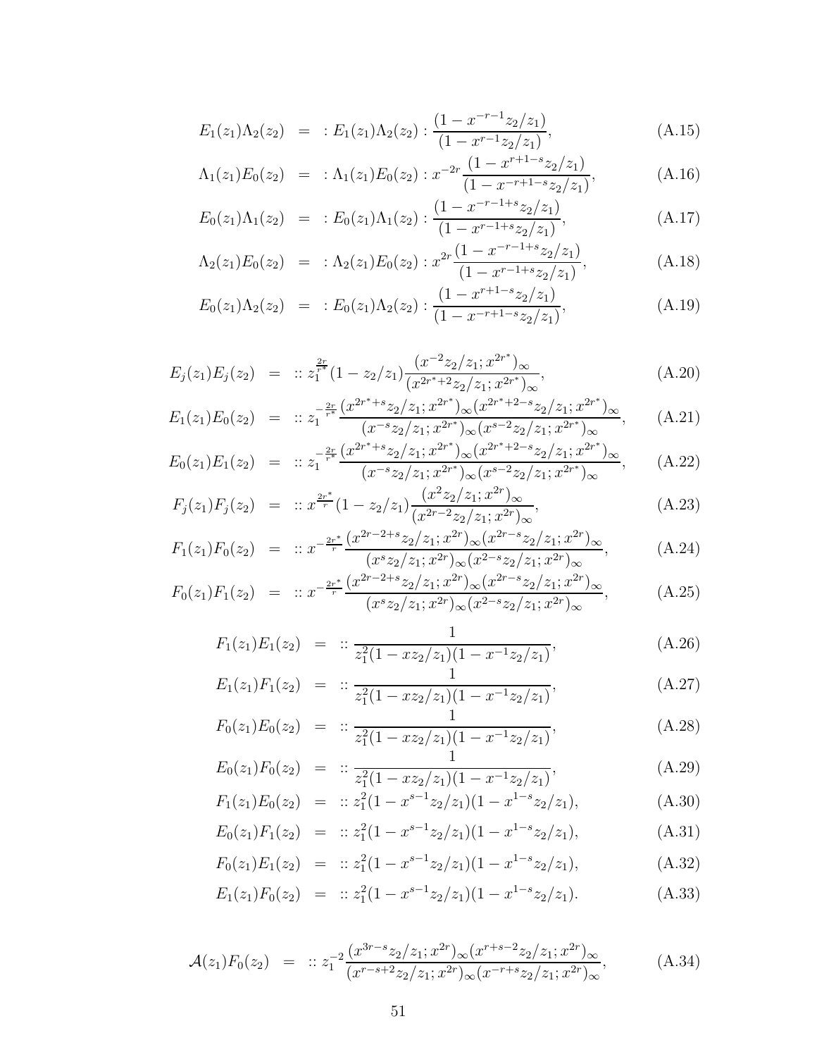$$E_1(z_1)\Lambda_2(z_2) = :E_1(z_1)\Lambda_2(z_2): \frac{(1-x^{-r-1}z_2/z_1)}{(1-x^{r-1}z_2/z_1)}, \tag{A.15}$$

$$\Lambda_1(z_1)E_0(z_2) = :\Lambda_1(z_1)E_0(z_2): x^{-2r}\frac{(1-x^{r+1-s}z_2/z_1)}{(1-x^{-r+1-s}z_2/z_1)}, \tag{A.16}$$

$$E_0(z_1)\Lambda_1(z_2) = :E_0(z_1)\Lambda_1(z_2): \frac{(1-x^{-r-1+s}z_2/z_1)}{(1-x^{r-1+s}z_2/z_1)}, \tag{A.17}$$

$$\Lambda_2(z_1)E_0(z_2) = :\Lambda_2(z_1)E_0(z_2): x^{2r}\frac{(1-x^{-r-1+s}z_2/z_1)}{(1-x^{r-1+s}z_2/z_1)}, \tag{A.18}$$

$$E_0(z_1)\Lambda_2(z_2) = :E_0(z_1)\Lambda_2(z_2): \frac{(1-x^{r+1-s}z_2/z_1)}{(1-x^{-r+1-s}z_2/z_1)}, \tag{A.19}$$

$$E_j(z_1)E_j(z_2) = :: z_1^{\frac{2r}{r^*}}(1-z_2/z_1)\frac{(x^{-2}z_2/z_1;x^{2r^*})_\infty}{(x^{2r^*+2}z_2/z_1;x^{2r^*})_\infty}, \tag{A.20}$$

$$E_1(z_1)E_0(z_2) = :: z_1^{-\frac{2r}{r^*}}\frac{(x^{2r^*+s}z_2/z_1;x^{2r^*})_\infty(x^{2r^*+2-s}z_2/z_1;x^{2r^*})_\infty}{(x^{-s}z_2/z_1;x^{2r^*})_\infty(x^{s-2}z_2/z_1;x^{2r^*})_\infty}, \tag{A.21}$$

$$E_0(z_1)E_1(z_2) = :: z_1^{-\frac{2r}{r^*}}\frac{(x^{2r^*+s}z_2/z_1;x^{2r^*})_\infty(x^{2r^*+2-s}z_2/z_1;x^{2r^*})_\infty}{(x^{-s}z_2/z_1;x^{2r^*})_\infty(x^{s-2}z_2/z_1;x^{2r^*})_\infty}, \tag{A.22}$$

$$F_j(z_1)F_j(z_2) = :: x^{\frac{2r^*}{r}}(1-z_2/z_1)\frac{(x^{2}z_2/z_1;x^{2r})_\infty}{(x^{2r-2}z_2/z_1;x^{2r})_\infty}, \tag{A.23}$$

$$F_1(z_1)F_0(z_2) = :: x^{-\frac{2r^*}{r}}\frac{(x^{2r-2+s}z_2/z_1;x^{2r})_\infty(x^{2r-s}z_2/z_1;x^{2r})_\infty}{(x^{s}z_2/z_1;x^{2r})_\infty(x^{2-s}z_2/z_1;x^{2r})_\infty}, \tag{A.24}$$

$$F_0(z_1)F_1(z_2) = :: x^{-\frac{2r^*}{r}}\frac{(x^{2r-2+s}z_2/z_1;x^{2r})_\infty(x^{2r-s}z_2/z_1;x^{2r})_\infty}{(x^{s}z_2/z_1;x^{2r})_\infty(x^{2-s}z_2/z_1;x^{2r})_\infty}, \tag{A.25}$$

$$F_1(z_1)E_1(z_2) = :: \frac{1}{z_1^2(1-xz_2/z_1)(1-x^{-1}z_2/z_1)}, \tag{A.26}$$

$$E_1(z_1)F_1(z_2) = :: \frac{1}{z_1^2(1-xz_2/z_1)(1-x^{-1}z_2/z_1)}, \tag{A.27}$$

$$F_0(z_1)E_0(z_2) = :: \frac{1}{z_1^2(1-xz_2/z_1)(1-x^{-1}z_2/z_1)}, \tag{A.28}$$

$$E_0(z_1)F_0(z_2) = :: \frac{1}{z_1^2(1-xz_2/z_1)(1-x^{-1}z_2/z_1)}, \tag{A.29}$$

$$F_1(z_1)E_0(z_2) = :: z_1^2(1-x^{s-1}z_2/z_1)(1-x^{1-s}z_2/z_1), \tag{A.30}$$

$$E_0(z_1)F_1(z_2) = :: z_1^2(1-x^{s-1}z_2/z_1)(1-x^{1-s}z_2/z_1), \tag{A.31}$$

$$F_0(z_1)E_1(z_2) = :: z_1^2(1-x^{s-1}z_2/z_1)(1-x^{1-s}z_2/z_1), \tag{A.32}$$

$$E_1(z_1)F_0(z_2) = :: z_1^2(1-x^{s-1}z_2/z_1)(1-x^{1-s}z_2/z_1). \tag{A.33}$$

$$\mathcal{A}(z_1)F_0(z_2) = :: z_1^{-2}\frac{(x^{3r-s}z_2/z_1;x^{2r})_\infty(x^{r+s-2}z_2/z_1;x^{2r})_\infty}{(x^{r-s+2}z_2/z_1;x^{2r})_\infty(x^{-r+s}z_2/z_1;x^{2r})_\infty}, \tag{A.34}$$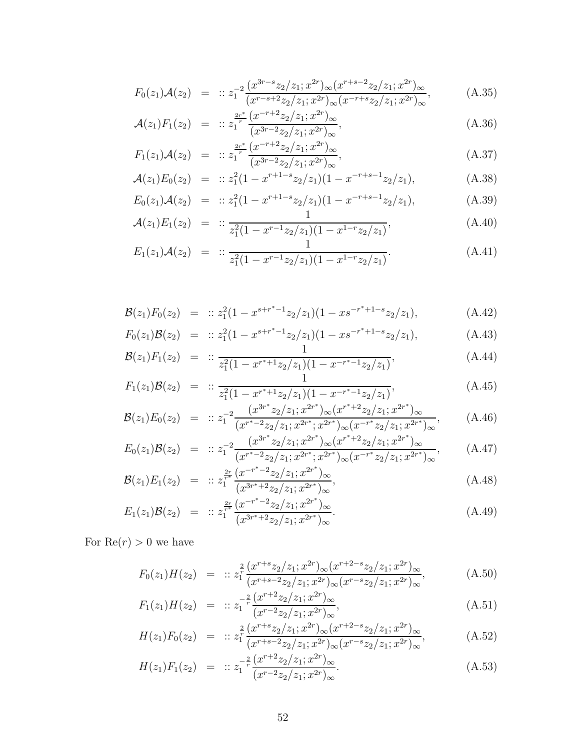$$F_0(z_1)\mathcal{A}(z_2) = :: z_1^{-2}\frac{(x^{3r-s}z_2/z_1;x^{2r})_\infty (x^{r+s-2}z_2/z_1;x^{2r})_\infty}{(x^{r-s+2}z_2/z_1;x^{2r})_\infty (x^{-r+s}z_2/z_1;x^{2r})_\infty}, \tag{A.35}$$

$$\mathcal{A}(z_1)F_1(z_2) = :: z_1^{\frac{2r^*}{r}}\frac{(x^{-r+2}z_2/z_1;x^{2r})_\infty}{(x^{3r-2}z_2/z_1;x^{2r})_\infty}, \tag{A.36}$$

$$F_1(z_1)\mathcal{A}(z_2) = :: z_1^{\frac{2r^*}{r}}\frac{(x^{-r+2}z_2/z_1;x^{2r})_\infty}{(x^{3r-2}z_2/z_1;x^{2r})_\infty}, \tag{A.37}$$

$$\mathcal{A}(z_1)E_0(z_2) = :: z_1^2(1-x^{r+1-s}z_2/z_1)(1-x^{-r+s-1}z_2/z_1), \tag{A.38}$$

$$E_0(z_1)\mathcal{A}(z_2) = :: z_1^2(1-x^{r+1-s}z_2/z_1)(1-x^{-r+s-1}z_2/z_1), \tag{A.39}$$

$$\mathcal{A}(z_1)E_1(z_2) = :: \frac{1}{z_1^2(1-x^{r-1}z_2/z_1)(1-x^{1-r}z_2/z_1)}, \tag{A.40}$$

$$E_1(z_1)\mathcal{A}(z_2) = :: \frac{1}{z_1^2(1-x^{r-1}z_2/z_1)(1-x^{1-r}z_2/z_1)}. \tag{A.41}$$

$$\mathcal{B}(z_1)F_0(z_2) = :: z_1^2(1-x^{s+r^*-1}z_2/z_1)(1-xs^{-r^*+1-s}z_2/z_1), \tag{A.42}$$

$$F_0(z_1)\mathcal{B}(z_2) = :: z_1^2(1-x^{s+r^*-1}z_2/z_1)(1-xs^{-r^*+1-s}z_2/z_1), \tag{A.43}$$

$$\mathcal{B}(z_1)F_1(z_2) = :: \frac{1}{z_1^2(1-x^{r^*+1}z_2/z_1)(1-x^{-r^*-1}z_2/z_1)}, \tag{A.44}$$

$$F_1(z_1)\mathcal{B}(z_2) = :: \frac{1}{z_1^2(1-x^{r^*+1}z_2/z_1)(1-x^{-r^*-1}z_2/z_1)}, \tag{A.45}$$

$$\mathcal{B}(z_1)E_0(z_2) = :: z_1^{-2}\frac{(x^{3r^*}z_2/z_1;x^{2r^*})_\infty (x^{r^*+2}z_2/z_1;x^{2r^*})_\infty}{(x^{r^*-2}z_2/z_1;x^{2r^*};x^{2r^*})_\infty (x^{-r^*}z_2/z_1;x^{2r^*})_\infty}, \tag{A.46}$$

$$E_0(z_1)\mathcal{B}(z_2) = :: z_1^{-2}\frac{(x^{3r^*}z_2/z_1;x^{2r^*})_\infty (x^{r^*+2}z_2/z_1;x^{2r^*})_\infty}{(x^{r^*-2}z_2/z_1;x^{2r^*};x^{2r^*})_\infty (x^{-r^*}z_2/z_1;x^{2r^*})_\infty}, \tag{A.47}$$

$$\mathcal{B}(z_1)E_1(z_2) = :: z_1^{\frac{2r}{r^*}}\frac{(x^{-r^*-2}z_2/z_1;x^{2r^*})_\infty}{(x^{3r^*+2}z_2/z_1;x^{2r^*})_\infty}, \tag{A.48}$$

$$E_1(z_1)\mathcal{B}(z_2) = :: z_1^{\frac{2r}{r^*}}\frac{(x^{-r^*-2}z_2/z_1;x^{2r^*})_\infty}{(x^{3r^*+2}z_2/z_1;x^{2r^*})_\infty}. \tag{A.49}$$

For $\mathrm{Re}(r) > 0$ we have

$$F_0(z_1)H(z_2) = :: z_1^{\frac{2}{r}}\frac{(x^{r+s}z_2/z_1;x^{2r})_\infty (x^{r+2-s}z_2/z_1;x^{2r})_\infty}{(x^{r+s-2}z_2/z_1;x^{2r})_\infty (x^{r-s}z_2/z_1;x^{2r})_\infty}, \tag{A.50}$$

$$F_1(z_1)H(z_2) = :: z_1^{-\frac{2}{r}}\frac{(x^{r+2}z_2/z_1;x^{2r})_\infty}{(x^{r-2}z_2/z_1;x^{2r})_\infty}, \tag{A.51}$$

$$H(z_1)F_0(z_2) = :: z_1^{\frac{2}{r}}\frac{(x^{r+s}z_2/z_1;x^{2r})_\infty (x^{r+2-s}z_2/z_1;x^{2r})_\infty}{(x^{r+s-2}z_2/z_1;x^{2r})_\infty (x^{r-s}z_2/z_1;x^{2r})_\infty}, \tag{A.52}$$

$$H(z_1)F_1(z_2) = :: z_1^{-\frac{2}{r}}\frac{(x^{r+2}z_2/z_1;x^{2r})_\infty}{(x^{r-2}z_2/z_1;x^{2r})_\infty}. \tag{A.53}$$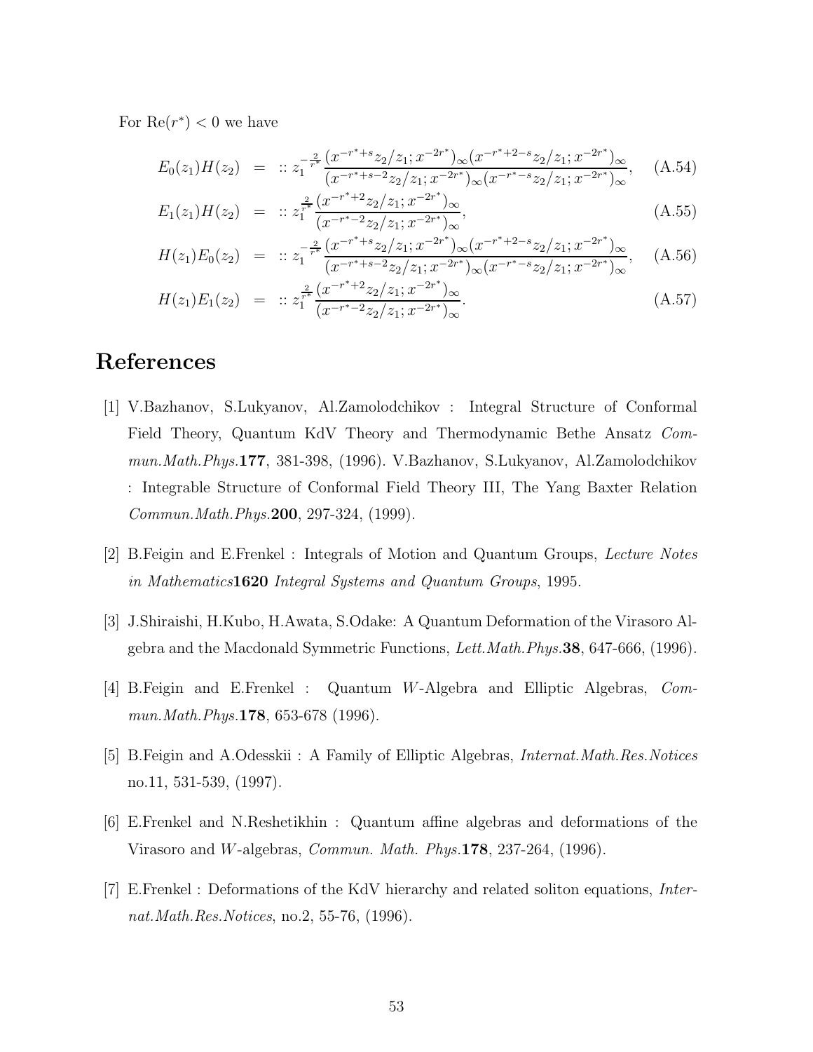For $\mathrm{Re}(r^*)<0$ we have

$$E_0(z_1)H(z_2) = :: z_1^{-\frac{2}{r^*}} \frac{(x^{-r^*+s}z_2/z_1;x^{-2r^*})_\infty (x^{-r^*+2-s}z_2/z_1;x^{-2r^*})_\infty}{(x^{-r^*+s-2}z_2/z_1;x^{-2r^*})_\infty (x^{-r^*-s}z_2/z_1;x^{-2r^*})_\infty}, \quad \text{(A.54)}$$

$$E_1(z_1)H(z_2) = :: z_1^{\frac{2}{r^*}} \frac{(x^{-r^*+2}z_2/z_1;x^{-2r^*})_\infty}{(x^{-r^*-2}z_2/z_1;x^{-2r^*})_\infty}, \quad \text{(A.55)}$$

$$H(z_1)E_0(z_2) = :: z_1^{-\frac{2}{r^*}} \frac{(x^{-r^*+s}z_2/z_1;x^{-2r^*})_\infty (x^{-r^*+2-s}z_2/z_1;x^{-2r^*})_\infty}{(x^{-r^*+s-2}z_2/z_1;x^{-2r^*})_\infty (x^{-r^*-s}z_2/z_1;x^{-2r^*})_\infty}, \quad \text{(A.56)}$$

$$H(z_1)E_1(z_2) = :: z_1^{\frac{2}{r^*}} \frac{(x^{-r^*+2}z_2/z_1;x^{-2r^*})_\infty}{(x^{-r^*-2}z_2/z_1;x^{-2r^*})_\infty}. \quad \text{(A.57)}$$

# References

[1] V.Bazhanov, S.Lukyanov, Al.Zamolodchikov : Integral Structure of Conformal Field Theory, Quantum KdV Theory and Thermodynamic Bethe Ansatz *Commun.Math.Phys.***177**, 381-398, (1996). V.Bazhanov, S.Lukyanov, Al.Zamolodchikov : Integrable Structure of Conformal Field Theory III, The Yang Baxter Relation *Commun.Math.Phys.***200**, 297-324, (1999).

[2] B.Feigin and E.Frenkel : Integrals of Motion and Quantum Groups, *Lecture Notes in Mathematics***1620** *Integral Systems and Quantum Groups*, 1995.

[3] J.Shiraishi, H.Kubo, H.Awata, S.Odake: A Quantum Deformation of the Virasoro Algebra and the Macdonald Symmetric Functions, *Lett.Math.Phys.***38**, 647-666, (1996).

[4] B.Feigin and E.Frenkel : Quantum $W$-Algebra and Elliptic Algebras, *Commun.Math.Phys.***178**, 653-678 (1996).

[5] B.Feigin and A.Odesskii : A Family of Elliptic Algebras, *Internat.Math.Res.Notices* no.11, 531-539, (1997).

[6] E.Frenkel and N.Reshetikhin : Quantum affine algebras and deformations of the Virasoro and $W$-algebras, *Commun. Math. Phys.***178**, 237-264, (1996).

[7] E.Frenkel : Deformations of the KdV hierarchy and related soliton equations, *Internat.Math.Res.Notices*, no.2, 55-76, (1996).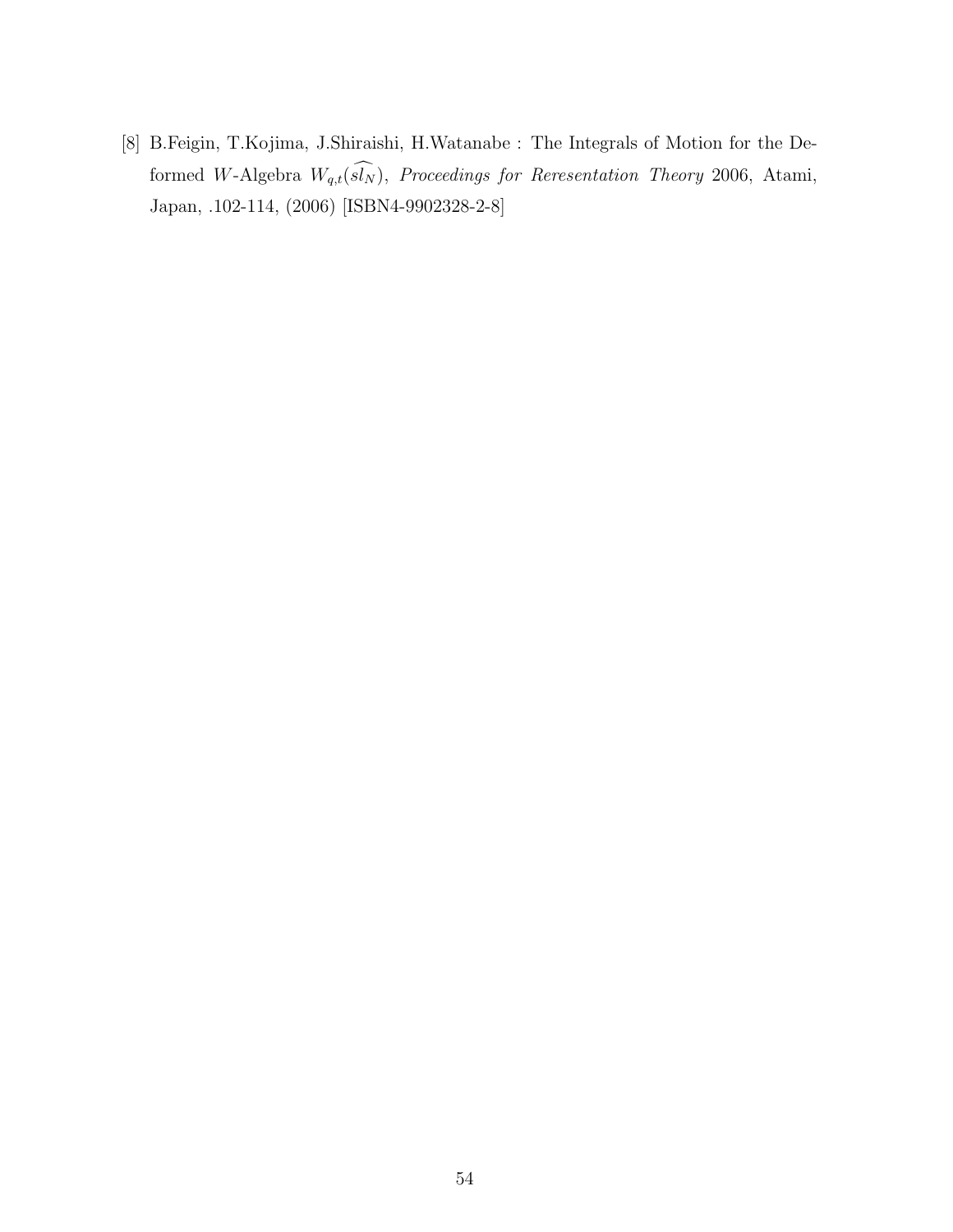[8] B.Feigin, T.Kojima, J.Shiraishi, H.Watanabe : The Integrals of Motion for the Deformed $W$-Algebra $W_{q,t}(\widehat{sl_N})$, *Proceedings for Reresentation Theory* 2006, Atami, Japan, .102-114, (2006) [ISBN4-9902328-2-8]